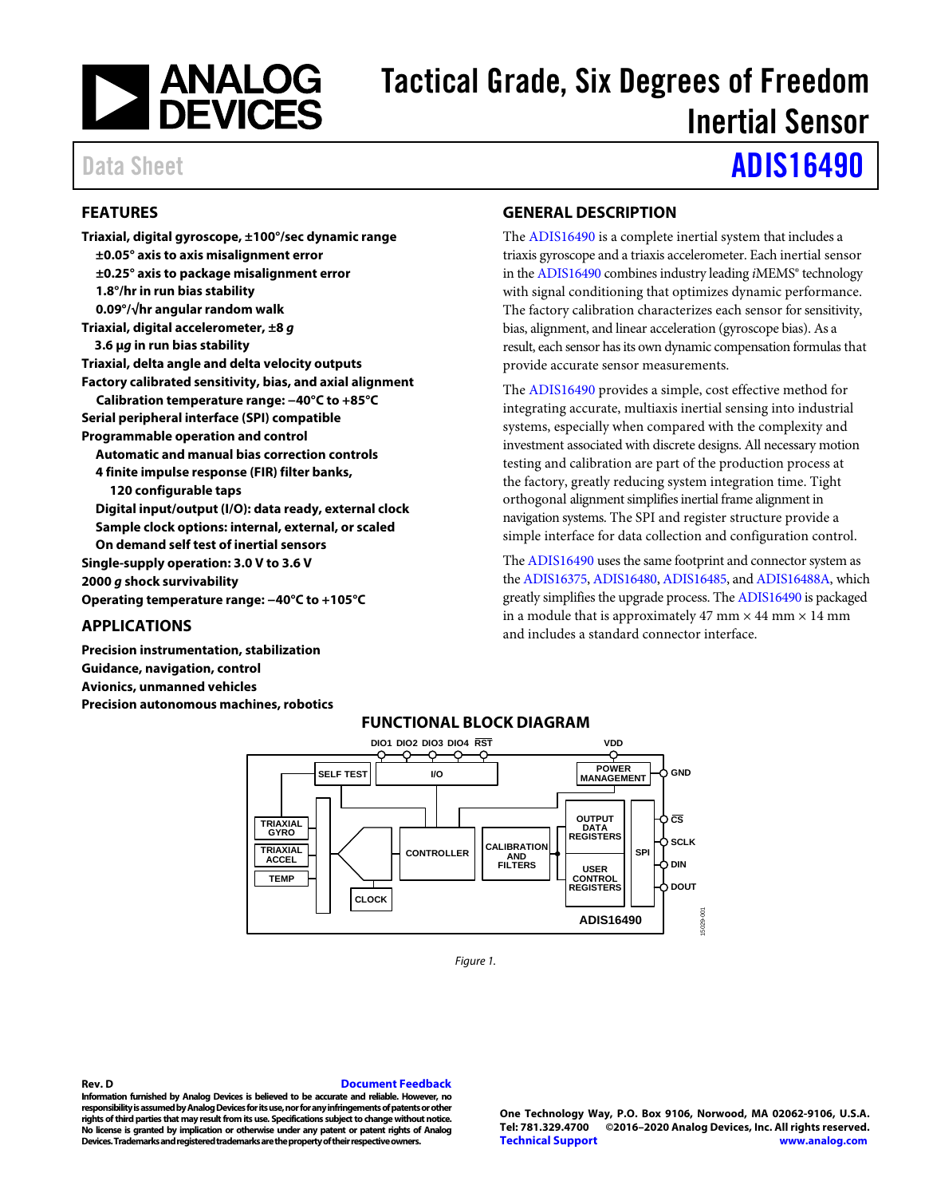# Tactical Grade, Six Degrees of Freedom Inertial Sensor

Data Sheet **ADIS16490**

## FEATURES

**Triaxial, digital gyroscope, ±100°/sec dynamic range**
- **±0.05° axis to axis misalignment error**
- **±0.25° axis to package misalignment error**
- **1.8°/hr in run bias stability**
- **0.09°/√hr angular random walk**

**Triaxial, digital accelerometer, ±8 *g***
- **3.6 μ*g* in run bias stability**

**Triaxial, delta angle and delta velocity outputs**

**Factory calibrated sensitivity, bias, and axial alignment**
- **Calibration temperature range: −40°C to +85°C**

**Serial peripheral interface (SPI) compatible**

**Programmable operation and control**
- **Automatic and manual bias correction controls**
- **4 finite impulse response (FIR) filter banks,**
  - **120 configurable taps**
- **Digital input/output (I/O): data ready, external clock**
- **Sample clock options: internal, external, or scaled**
- **On demand self test of inertial sensors**

**Single-supply operation: 3.0 V to 3.6 V**

**2000 *g* shock survivability**

**Operating temperature range: −40°C to +105°C**

## APPLICATIONS

**Precision instrumentation, stabilization**
**Guidance, navigation, control**
**Avionics, unmanned vehicles**
**Precision autonomous machines, robotics**

## GENERAL DESCRIPTION

The ADIS16490 is a complete inertial system that includes a triaxis gyroscope and a triaxis accelerometer. Each inertial sensor in the ADIS16490 combines industry leading *i*MEMS® technology with signal conditioning that optimizes dynamic performance. The factory calibration characterizes each sensor for sensitivity, bias, alignment, and linear acceleration (gyroscope bias). As a result, each sensor has its own dynamic compensation formulas that provide accurate sensor measurements.

The ADIS16490 provides a simple, cost effective method for integrating accurate, multiaxis inertial sensing into industrial systems, especially when compared with the complexity and investment associated with discrete designs. All necessary motion testing and calibration are part of the production process at the factory, greatly reducing system integration time. Tight orthogonal alignment simplifies inertial frame alignment in navigation systems. The SPI and register structure provide a simple interface for data collection and configuration control.

The ADIS16490 uses the same footprint and connector system as the ADIS16375, ADIS16480, ADIS16485, and ADIS16488A, which greatly simplifies the upgrade process. The ADIS16490 is packaged in a module that is approximately 47 mm × 44 mm × 14 mm and includes a standard connector interface.

## FUNCTIONAL BLOCK DIAGRAM

Figure 1.

Rev. D

Information furnished by Analog Devices is believed to be accurate and reliable. However, no responsibility is assumed by Analog Devices for its use, nor for any infringements of patents or other rights of third parties that may result from its use. Specifications subject to change without notice. No license is granted by implication or otherwise under any patent or patent rights of Analog Devices. Trademarks and registered trademarks are the property of their respective owners.

One Technology Way, P.O. Box 9106, Norwood, MA 02062-9106, U.S.A.
Tel: 781.329.4700 ©2016–2020 Analog Devices, Inc. All rights reserved.
Technical Support www.analog.com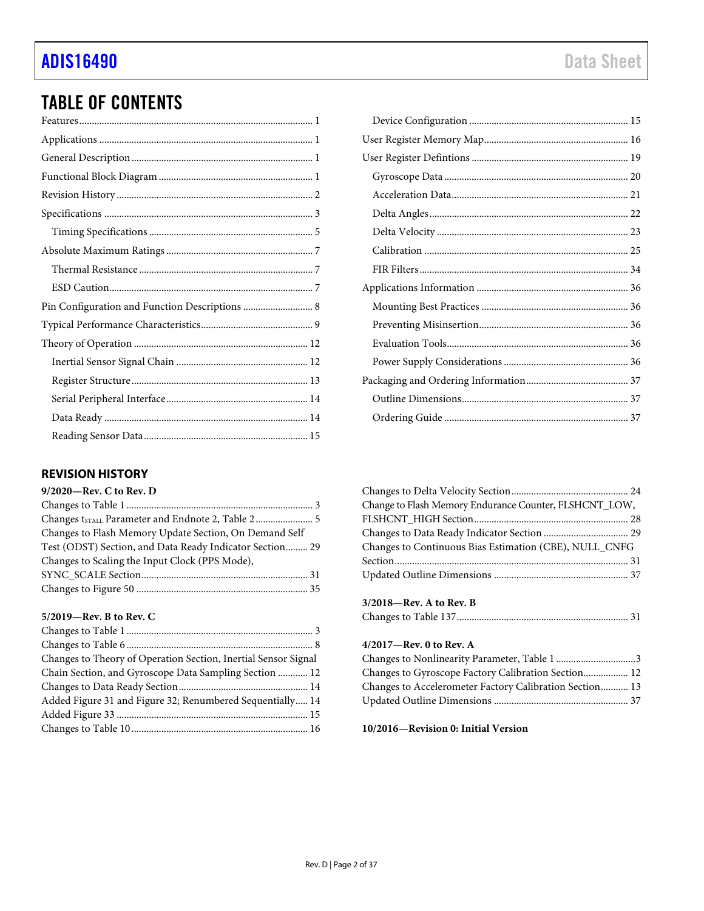## TABLE OF CONTENTS

Features ... 1
Applications ... 1
General Description ... 1
Functional Block Diagram ... 1
Revision History ... 2
Specifications ... 3
  Timing Specifications ... 5
Absolute Maximum Ratings ... 7
  Thermal Resistance ... 7
  ESD Caution ... 7
Pin Configuration and Function Descriptions ... 8
Typical Performance Characteristics ... 9
Theory of Operation ... 12
  Inertial Sensor Signal Chain ... 12
  Register Structure ... 13
  Serial Peripheral Interface ... 14
  Data Ready ... 14
  Reading Sensor Data ... 15
  Device Configuration ... 15
User Register Memory Map ... 16
User Register Defintions ... 19
  Gyroscope Data ... 20
  Acceleration Data ... 21
  Delta Angles ... 22
  Delta Velocity ... 23
  Calibration ... 25
  FIR Filters ... 34
Applications Information ... 36
  Mounting Best Practices ... 36
  Preventing Misinsertion ... 36
  Evaluation Tools ... 36
  Power Supply Considerations ... 36
Packaging and Ordering Information ... 37
  Outline Dimensions ... 37
  Ordering Guide ... 37

## REVISION HISTORY

**9/2020—Rev. C to Rev. D**

Changes to Table 1 ... 3
Changes $t_{STALL}$ Parameter and Endnote 2, Table 2 ... 5
Changes to Flash Memory Update Section, On Demand Self Test (ODST) Section, and Data Ready Indicator Section ... 29
Changes to Scaling the Input Clock (PPS Mode), SYNC_SCALE Section ... 31
Changes to Figure 50 ... 35

**5/2019—Rev. B to Rev. C**

Changes to Table 1 ... 3
Changes to Table 6 ... 8
Changes to Theory of Operation Section, Inertial Sensor Signal Chain Section, and Gyroscope Data Sampling Section ... 12
Changes to Data Ready Section ... 14
Added Figure 31 and Figure 32; Renumbered Sequentially ... 14
Added Figure 33 ... 15
Changes to Table 10 ... 16
Changes to Delta Velocity Section ... 24
Change to Flash Memory Endurance Counter, FLSHCNT_LOW, FLSHCNT_HIGH Section ... 28
Changes to Data Ready Indicator Section ... 29
Changes to Continuous Bias Estimation (CBE), NULL_CNFG Section ... 31
Updated Outline Dimensions ... 37

**3/2018—Rev. A to Rev. B**

Changes to Table 137 ... 31

**4/2017—Rev. 0 to Rev. A**

Changes to Nonlinearity Parameter, Table 1 ... 3
Changes to Gyroscope Factory Calibration Section ... 12
Changes to Accelerometer Factory Calibration Section ... 13
Updated Outline Dimensions ... 37

**10/2016—Revision 0: Initial Version**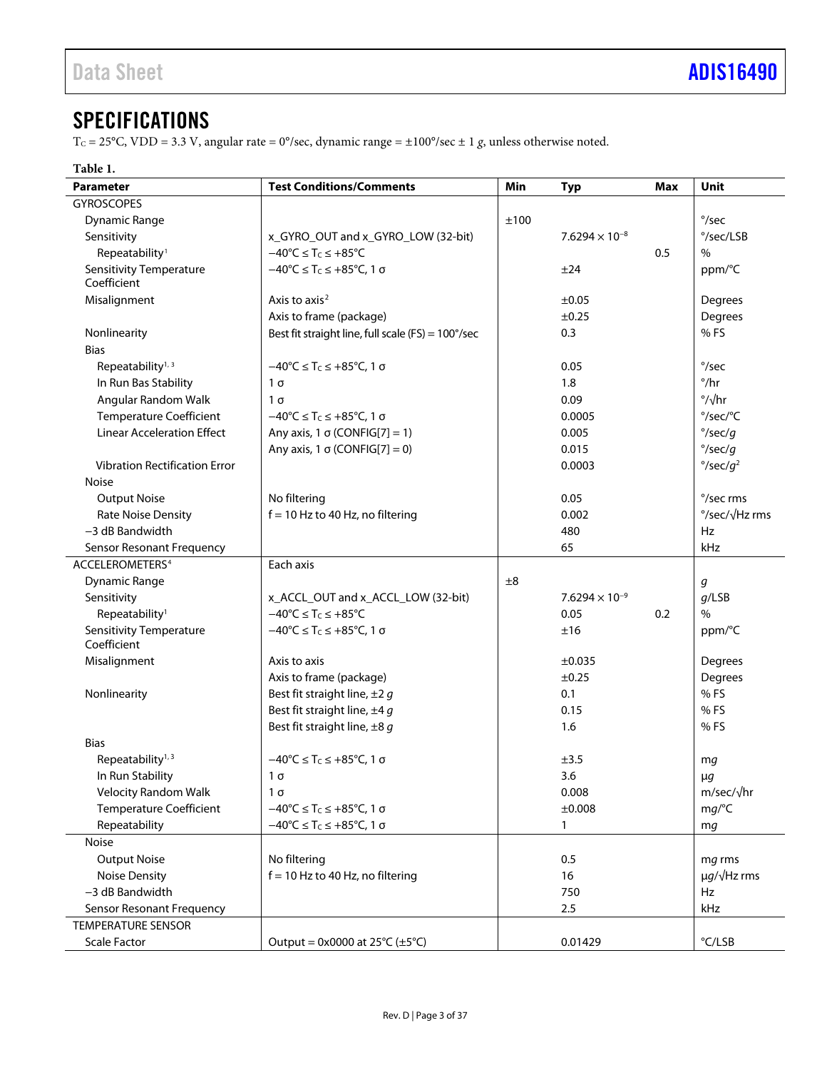## SPECIFICATIONS

$T_C$ = 25°C, VDD = 3.3 V, angular rate = 0°/sec, dynamic range = ±100°/sec ± 1 *g*, unless otherwise noted.

**Table 1.**

| Parameter | Test Conditions/Comments | Min | Typ | Max | Unit |
|---|---|---|---|---|---|
| GYROSCOPES | | | | | |
| Dynamic Range | | ±100 | | | °/sec |
| Sensitivity | x_GYRO_OUT and x_GYRO_LOW (32-bit) | | $7.6294 \times 10^{-8}$ | | °/sec/LSB |
| Repeatability[1] | $-40°C \le T_C \le +85°C$ | | | 0.5 | % |
| Sensitivity Temperature Coefficient | $-40°C \le T_C \le +85°C$, 1 σ | | ±24 | | ppm/°C |
| Misalignment | Axis to axis[2] | | ±0.05 | | Degrees |
| | Axis to frame (package) | | ±0.25 | | Degrees |
| Nonlinearity | Best fit straight line, full scale (FS) = 100°/sec | | 0.3 | | % FS |
| Bias | | | | | |
| Repeatability[1, 3] | $-40°C \le T_C \le +85°C$, 1 σ | | 0.05 | | °/sec |
| In Run Bas Stability | 1 σ | | 1.8 | | °/hr |
| Angular Random Walk | 1 σ | | 0.09 | | °/√hr |
| Temperature Coefficient | $-40°C \le T_C \le +85°C$, 1 σ | | 0.0005 | | °/sec/°C |
| Linear Acceleration Effect | Any axis, 1 σ (CONFIG[7] = 1) | | 0.005 | | °/sec/*g* |
| | Any axis, 1 σ (CONFIG[7] = 0) | | 0.015 | | °/sec/*g* |
| Vibration Rectification Error | | | 0.0003 | | °/sec/$g^2$ |
| Noise | | | | | |
| Output Noise | No filtering | | 0.05 | | °/sec rms |
| Rate Noise Density | f = 10 Hz to 40 Hz, no filtering | | 0.002 | | °/sec/√Hz rms |
| −3 dB Bandwidth | | | 480 | | Hz |
| Sensor Resonant Frequency | | | 65 | | kHz |
| ACCELEROMETERS[4] | Each axis | | | | |
| Dynamic Range | | ±8 | | | *g* |
| Sensitivity | x_ACCL_OUT and x_ACCL_LOW (32-bit) | | $7.6294 \times 10^{-9}$ | | *g*/LSB |
| Repeatability[1] | $-40°C \le T_C \le +85°C$ | | 0.05 | 0.2 | % |
| Sensitivity Temperature Coefficient | $-40°C \le T_C \le +85°C$, 1 σ | | ±16 | | ppm/°C |
| Misalignment | Axis to axis | | ±0.035 | | Degrees |
| | Axis to frame (package) | | ±0.25 | | Degrees |
| Nonlinearity | Best fit straight line, ±2 *g* | | 0.1 | | % FS |
| | Best fit straight line, ±4 *g* | | 0.15 | | % FS |
| | Best fit straight line, ±8 *g* | | 1.6 | | % FS |
| Bias | | | | | |
| Repeatability[1, 3] | $-40°C \le T_C \le +85°C$, 1 σ | | ±3.5 | | m*g* |
| In Run Stability | 1 σ | | 3.6 | | μ*g* |
| Velocity Random Walk | 1 σ | | 0.008 | | m/sec/√hr |
| Temperature Coefficient | $-40°C \le T_C \le +85°C$, 1 σ | | ±0.008 | | m*g*/°C |
| Repeatability | $-40°C \le T_C \le +85°C$, 1 σ | | 1 | | m*g* |
| Noise | | | | | |
| Output Noise | No filtering | | 0.5 | | m*g* rms |
| Noise Density | f = 10 Hz to 40 Hz, no filtering | | 16 | | μ*g*/√Hz rms |
| −3 dB Bandwidth | | | 750 | | Hz |
| Sensor Resonant Frequency | | | 2.5 | | kHz |
| TEMPERATURE SENSOR | | | | | |
| Scale Factor | Output = 0x0000 at 25°C (±5°C) | | 0.01429 | | °C/LSB |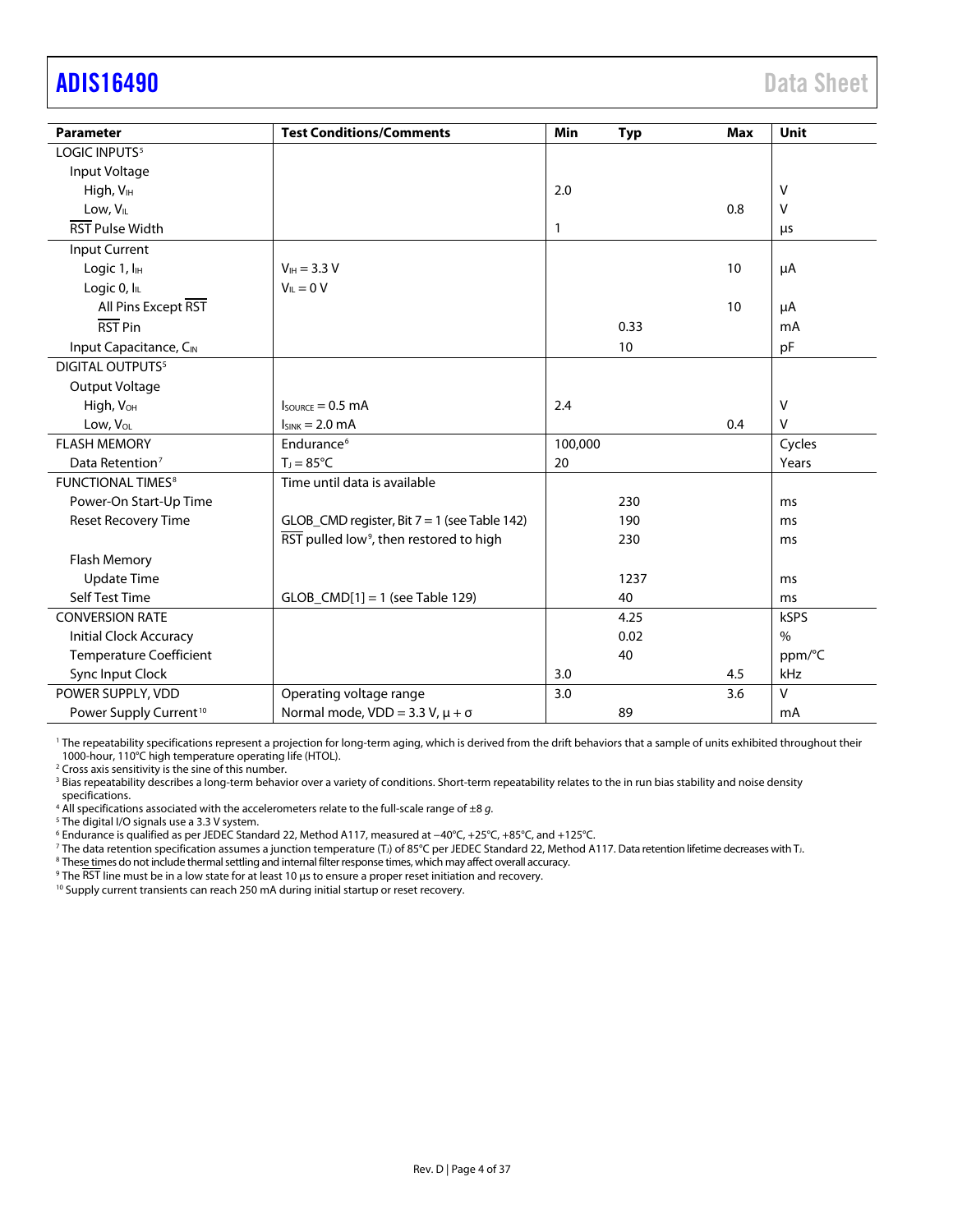| Parameter | Test Conditions/Comments | Min | Typ | Max | Unit |
|---|---|---|---|---|---|
| LOGIC INPUTS[5] | | | | | |
| Input Voltage | | | | | |
| High, $V_{IH}$ | | 2.0 | | | V |
| Low, $V_{IL}$ | | | | 0.8 | V |
| RST Pulse Width | | 1 | | | µs |
| Input Current | | | | | |
| Logic 1, $I_{IH}$ | $V_{IH}$ = 3.3 V | | | 10 | µA |
| Logic 0, $I_{IL}$ | $V_{IL}$ = 0 V | | | | |
| All Pins Except RST | | | | 10 | µA |
| RST Pin | | | 0.33 | | mA |
| Input Capacitance, $C_{IN}$ | | | 10 | | pF |
| DIGITAL OUTPUTS[5] | | | | | |
| Output Voltage | | | | | |
| High, $V_{OH}$ | $I_{SOURCE}$ = 0.5 mA | 2.4 | | | V |
| Low, $V_{OL}$ | $I_{SINK}$ = 2.0 mA | | | 0.4 | V |
| FLASH MEMORY | Endurance[6] | 100,000 | | | Cycles |
| Data Retention[7] | $T_J$ = 85°C | 20 | | | Years |
| FUNCTIONAL TIMES[8] | Time until data is available | | | | |
| Power-On Start-Up Time | | | 230 | | ms |
| Reset Recovery Time | GLOB_CMD register, Bit 7 = 1 (see Table 142) | | 190 | | ms |
| | RST pulled low[9], then restored to high | | 230 | | ms |
| Flash Memory | | | | | |
| Update Time | | | 1237 | | ms |
| Self Test Time | GLOB_CMD[1] = 1 (see Table 129) | | 40 | | ms |
| CONVERSION RATE | | | 4.25 | | kSPS |
| Initial Clock Accuracy | | | 0.02 | | % |
| Temperature Coefficient | | | 40 | | ppm/°C |
| Sync Input Clock | | 3.0 | | 4.5 | kHz |
| POWER SUPPLY, VDD | Operating voltage range | 3.0 | | 3.6 | V |
| Power Supply Current[10] | Normal mode, VDD = 3.3 V, $\mu + \sigma$ | | 89 | | mA |

[1] The repeatability specifications represent a projection for long-term aging, which is derived from the drift behaviors that a sample of units exhibited throughout their 1000-hour, 110°C high temperature operating life (HTOL).
[2] Cross axis sensitivity is the sine of this number.
[3] Bias repeatability describes a long-term behavior over a variety of conditions. Short-term repeatability relates to the in run bias stability and noise density specifications.
[4] All specifications associated with the accelerometers relate to the full-scale range of ±8 *g*.
[5] The digital I/O signals use a 3.3 V system.
[6] Endurance is qualified as per JEDEC Standard 22, Method A117, measured at −40°C, +25°C, +85°C, and +125°C.
[7] The data retention specification assumes a junction temperature ($T_J$) of 85°C per JEDEC Standard 22, Method A117. Data retention lifetime decreases with $T_J$.
[8] These times do not include thermal settling and internal filter response times, which may affect overall accuracy.
[9] The RST line must be in a low state for at least 10 µs to ensure a proper reset initiation and recovery.
[10] Supply current transients can reach 250 mA during initial startup or reset recovery.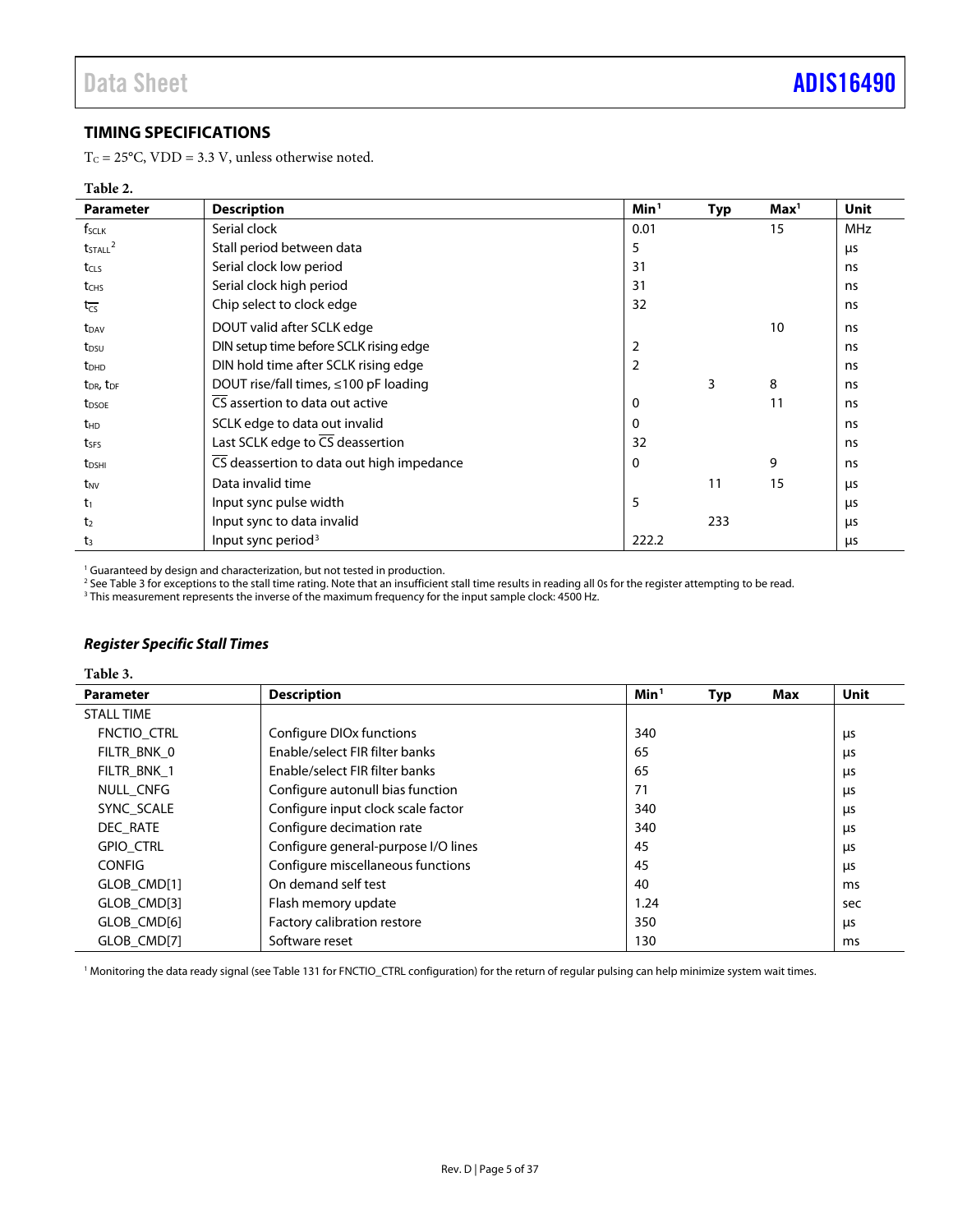## TIMING SPECIFICATIONS

$T_C$ = 25°C, VDD = 3.3 V, unless otherwise noted.

**Table 2.**

| Parameter | Description | Min[1] | Typ | Max[1] | Unit |
|---|---|---|---|---|---|
| $f_{SCLK}$ | Serial clock | 0.01 | | 15 | MHz |
| $t_{STALL}$[2] | Stall period between data | 5 | | | μs |
| $t_{CLS}$ | Serial clock low period | 31 | | | ns |
| $t_{CHS}$ | Serial clock high period | 31 | | | ns |
| $t_{\overline{CS}}$ | Chip select to clock edge | 32 | | | ns |
| $t_{DAV}$ | DOUT valid after SCLK edge | | | 10 | ns |
| $t_{DSU}$ | DIN setup time before SCLK rising edge | 2 | | | ns |
| $t_{DHD}$ | DIN hold time after SCLK rising edge | 2 | | | ns |
| $t_{DR}$, $t_{DF}$ | DOUT rise/fall times, ≤100 pF loading | | 3 | 8 | ns |
| $t_{DSOE}$ | $\overline{CS}$ assertion to data out active | 0 | | 11 | ns |
| $t_{HD}$ | SCLK edge to data out invalid | 0 | | | ns |
| $t_{SFS}$ | Last SCLK edge to $\overline{CS}$ deassertion | 32 | | | ns |
| $t_{DSHI}$ | $\overline{CS}$ deassertion to data out high impedance | 0 | | 9 | ns |
| $t_{NV}$ | Data invalid time | | 11 | 15 | μs |
| $t_1$ | Input sync pulse width | 5 | | | μs |
| $t_2$ | Input sync to data invalid | | 233 | | μs |
| $t_3$ | Input sync period[3] | 222.2 | | | μs |

[1] Guaranteed by design and characterization, but not tested in production.
[2] See Table 3 for exceptions to the stall time rating. Note that an insufficient stall time results in reading all 0s for the register attempting to be read.
[3] This measurement represents the inverse of the maximum frequency for the input sample clock: 4500 Hz.

### *Register Specific Stall Times*

**Table 3.**

| Parameter | Description | Min[1] | Typ | Max | Unit |
|---|---|---|---|---|---|
| STALL TIME | | | | | |
| FNCTIO_CTRL | Configure DIOx functions | 340 | | | μs |
| FILTR_BNK_0 | Enable/select FIR filter banks | 65 | | | μs |
| FILTR_BNK_1 | Enable/select FIR filter banks | 65 | | | μs |
| NULL_CNFG | Configure autonull bias function | 71 | | | μs |
| SYNC_SCALE | Configure input clock scale factor | 340 | | | μs |
| DEC_RATE | Configure decimation rate | 340 | | | μs |
| GPIO_CTRL | Configure general-purpose I/O lines | 45 | | | μs |
| CONFIG | Configure miscellaneous functions | 45 | | | μs |
| GLOB_CMD[1] | On demand self test | 40 | | | ms |
| GLOB_CMD[3] | Flash memory update | 1.24 | | | sec |
| GLOB_CMD[6] | Factory calibration restore | 350 | | | μs |
| GLOB_CMD[7] | Software reset | 130 | | | ms |

[1] Monitoring the data ready signal (see Table 131 for FNCTIO_CTRL configuration) for the return of regular pulsing can help minimize system wait times.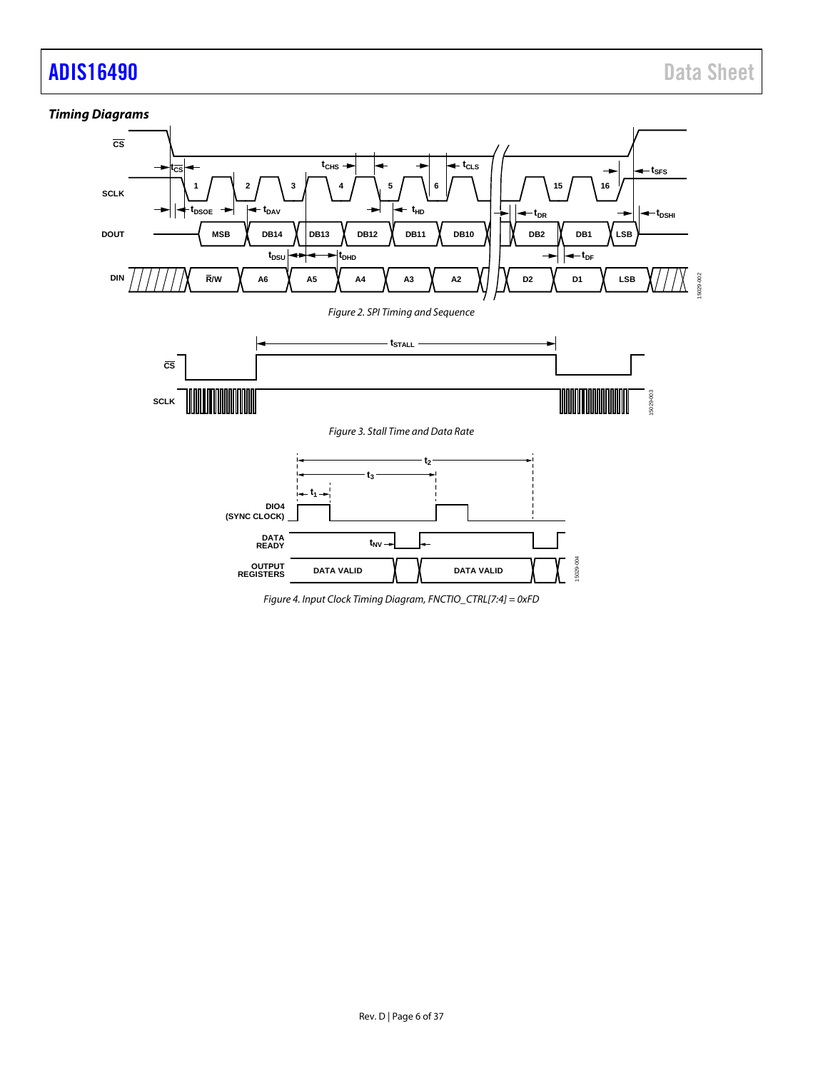### *Timing Diagrams*

*Figure 2. SPI Timing and Sequence*

*Figure 3. Stall Time and Data Rate*

*Figure 4. Input Clock Timing Diagram, FNCTIO_CTRL[7:4] = 0xFD*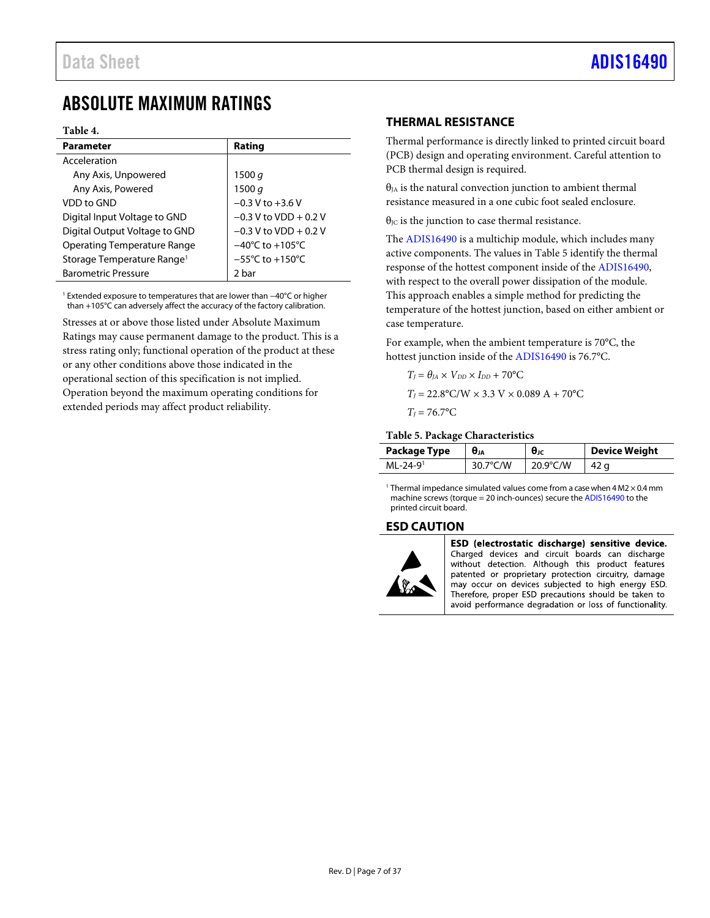## ABSOLUTE MAXIMUM RATINGS

**Table 4.**

| Parameter | Rating |
|---|---|
| Acceleration | |
| Any Axis, Unpowered | 1500 *g* |
| Any Axis, Powered | 1500 *g* |
| VDD to GND | −0.3 V to +3.6 V |
| Digital Input Voltage to GND | −0.3 V to VDD + 0.2 V |
| Digital Output Voltage to GND | −0.3 V to VDD + 0.2 V |
| Operating Temperature Range | −40°C to +105°C |
| Storage Temperature Range[1] | −55°C to +150°C |
| Barometric Pressure | 2 bar |

[1] Extended exposure to temperatures that are lower than −40°C or higher than +105°C can adversely affect the accuracy of the factory calibration.

Stresses at or above those listed under Absolute Maximum Ratings may cause permanent damage to the product. This is a stress rating only; functional operation of the product at these or any other conditions above those indicated in the operational section of this specification is not implied. Operation beyond the maximum operating conditions for extended periods may affect product reliability.

### THERMAL RESISTANCE

Thermal performance is directly linked to printed circuit board (PCB) design and operating environment. Careful attention to PCB thermal design is required.

$\theta_{JA}$ is the natural convection junction to ambient thermal resistance measured in a one cubic foot sealed enclosure.

$\theta_{JC}$ is the junction to case thermal resistance.

The ADIS16490 is a multichip module, which includes many active components. The values in Table 5 identify the thermal response of the hottest component inside of the ADIS16490, with respect to the overall power dissipation of the module. This approach enables a simple method for predicting the temperature of the hottest junction, based on either ambient or case temperature.

For example, when the ambient temperature is 70°C, the hottest junction inside of the ADIS16490 is 76.7°C.

$$T_J = \theta_{JA} \times V_{DD} \times I_{DD} + 70°C$$

$$T_J = 22.8°C/W \times 3.3\ V \times 0.089\ A + 70°C$$

$$T_J = 76.7°C$$

**Table 5. Package Characteristics**

| Package Type | $\theta_{JA}$ | $\theta_{JC}$ | Device Weight |
|---|---|---|---|
| ML-24-9[1] | 30.7°C/W | 20.9°C/W | 42 g |

[1] Thermal impedance simulated values come from a case when 4 M2 × 0.4 mm machine screws (torque = 20 inch-ounces) secure the ADIS16490 to the printed circuit board.

### ESD CAUTION

**ESD (electrostatic discharge) sensitive device.** Charged devices and circuit boards can discharge without detection. Although this product features patented or proprietary protection circuitry, damage may occur on devices subjected to high energy ESD. Therefore, proper ESD precautions should be taken to avoid performance degradation or loss of functionality.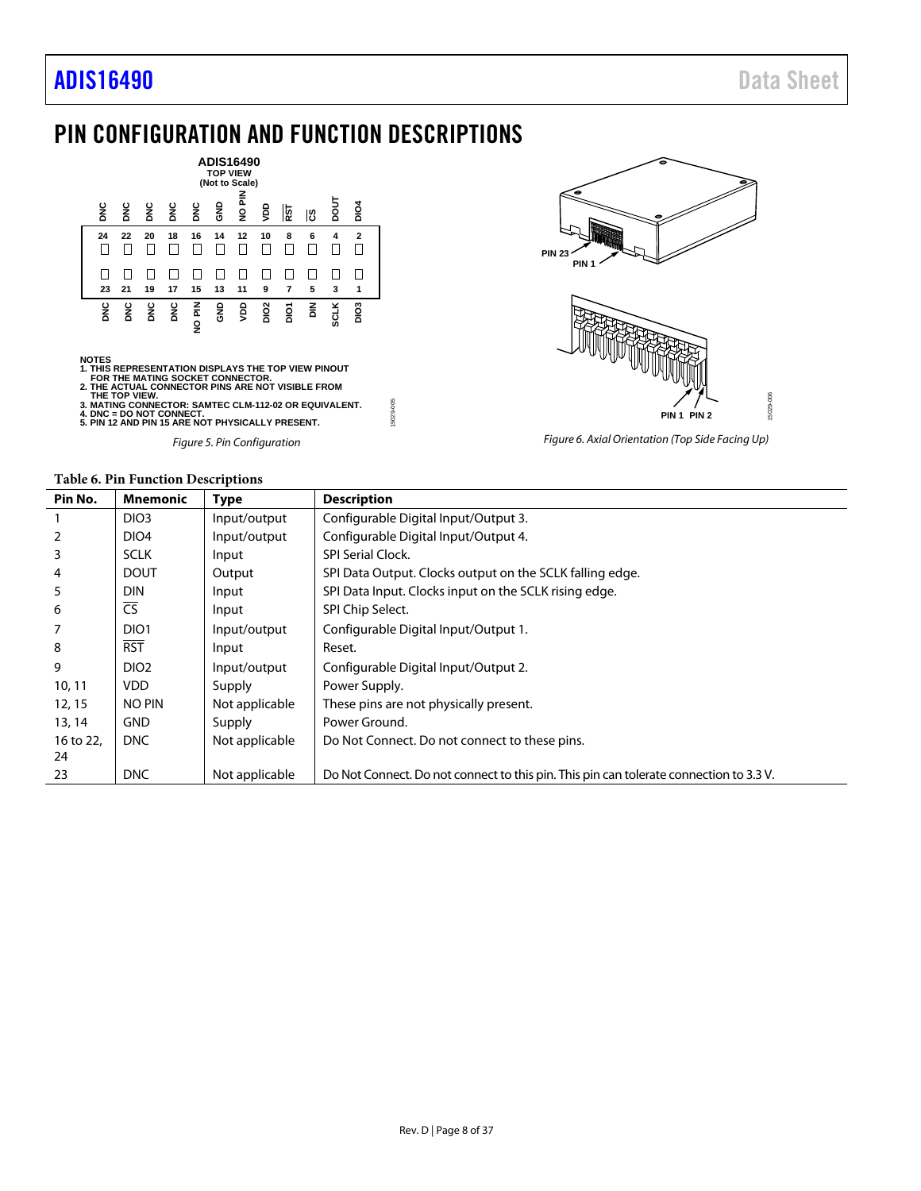# PIN CONFIGURATION AND FUNCTION DESCRIPTIONS

NOTES
1. THIS REPRESENTATION DISPLAYS THE TOP VIEW PINOUT FOR THE MATING SOCKET CONNECTOR.
2. THE ACTUAL CONNECTOR PINS ARE NOT VISIBLE FROM THE TOP VIEW.
3. MATING CONNECTOR: SAMTEC CLM-112-02 OR EQUIVALENT.
4. DNC = DO NOT CONNECT.
5. PIN 12 AND PIN 15 ARE NOT PHYSICALLY PRESENT.

*Figure 5. Pin Configuration*

*Figure 6. Axial Orientation (Top Side Facing Up)*

**Table 6. Pin Function Descriptions**

| Pin No. | Mnemonic | Type | Description |
|---|---|---|---|
| 1 | DIO3 | Input/output | Configurable Digital Input/Output 3. |
| 2 | DIO4 | Input/output | Configurable Digital Input/Output 4. |
| 3 | SCLK | Input | SPI Serial Clock. |
| 4 | DOUT | Output | SPI Data Output. Clocks output on the SCLK falling edge. |
| 5 | DIN | Input | SPI Data Input. Clocks input on the SCLK rising edge. |
| 6 | $\overline{CS}$ | Input | SPI Chip Select. |
| 7 | DIO1 | Input/output | Configurable Digital Input/Output 1. |
| 8 | $\overline{RST}$ | Input | Reset. |
| 9 | DIO2 | Input/output | Configurable Digital Input/Output 2. |
| 10, 11 | VDD | Supply | Power Supply. |
| 12, 15 | NO PIN | Not applicable | These pins are not physically present. |
| 13, 14 | GND | Supply | Power Ground. |
| 16 to 22, 24 | DNC | Not applicable | Do Not Connect. Do not connect to these pins. |
| 23 | DNC | Not applicable | Do Not Connect. Do not connect to this pin. This pin can tolerate connection to 3.3 V. |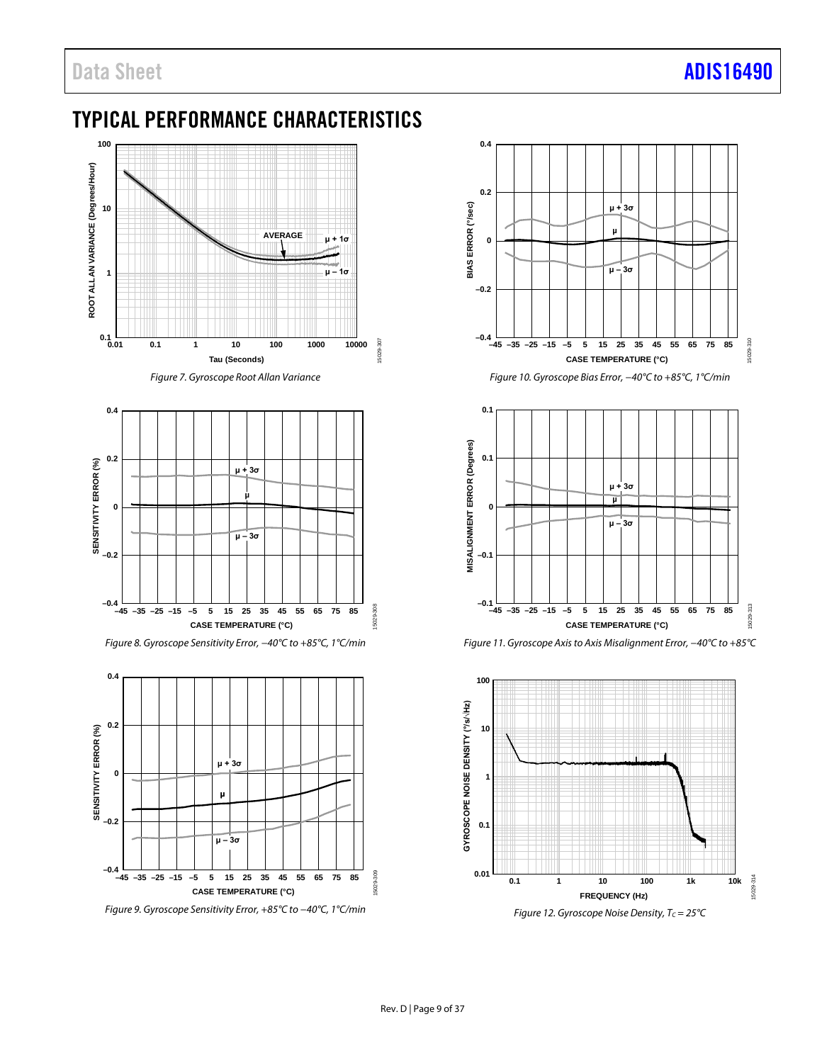## TYPICAL PERFORMANCE CHARACTERISTICS

*Figure 7. Gyroscope Root Allan Variance*

*Figure 8. Gyroscope Sensitivity Error, −40°C to +85°C, 1°C/min*

*Figure 9. Gyroscope Sensitivity Error, +85°C to −40°C, 1°C/min*

*Figure 10. Gyroscope Bias Error, −40°C to +85°C, 1°C/min*

*Figure 11. Gyroscope Axis to Axis Misalignment Error, −40°C to +85°C*

*Figure 12. Gyroscope Noise Density, $T_C$ = 25°C*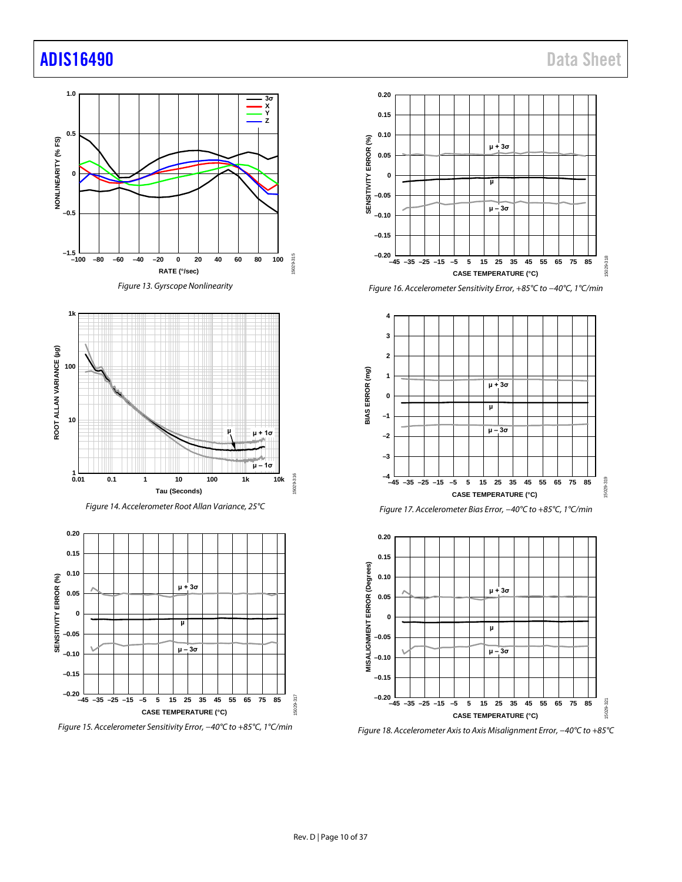Figure 13. Gyrscope Nonlinearity

Figure 14. Accelerometer Root Allan Variance, 25°C

Figure 15. Accelerometer Sensitivity Error, −40°C to +85°C, 1°C/min

Figure 16. Accelerometer Sensitivity Error, +85°C to −40°C, 1°C/min

Figure 17. Accelerometer Bias Error, −40°C to +85°C, 1°C/min

Figure 18. Accelerometer Axis to Axis Misalignment Error, −40°C to +85°C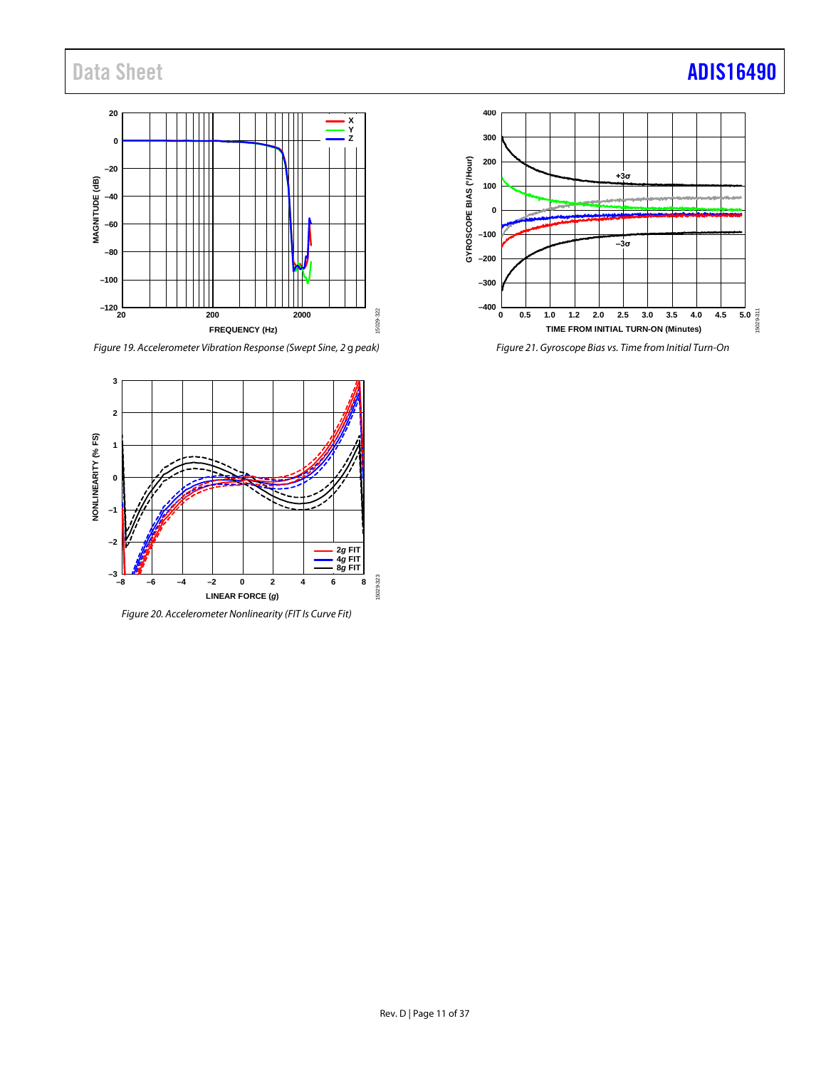Figure 19. Accelerometer Vibration Response (Swept Sine, 2 g peak)

Figure 20. Accelerometer Nonlinearity (FIT Is Curve Fit)

Figure 21. Gyroscope Bias vs. Time from Initial Turn-On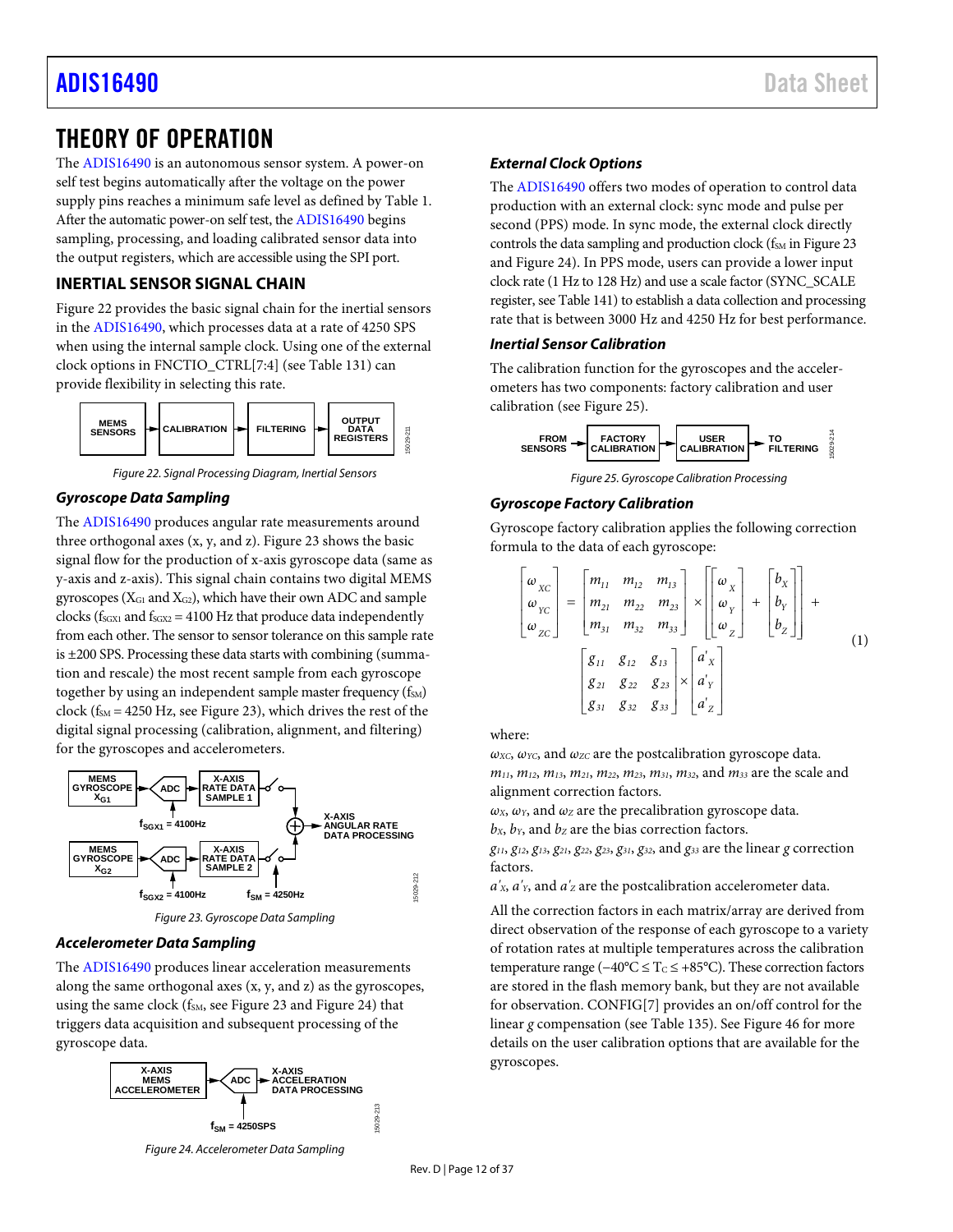# THEORY OF OPERATION

The ADIS16490 is an autonomous sensor system. A power-on self test begins automatically after the voltage on the power supply pins reaches a minimum safe level as defined by Table 1. After the automatic power-on self test, the ADIS16490 begins sampling, processing, and loading calibrated sensor data into the output registers, which are accessible using the SPI port.

## INERTIAL SENSOR SIGNAL CHAIN

Figure 22 provides the basic signal chain for the inertial sensors in the ADIS16490, which processes data at a rate of 4250 SPS when using the internal sample clock. Using one of the external clock options in FNCTIO_CTRL[7:4] (see Table 131) can provide flexibility in selecting this rate.

*Figure 22. Signal Processing Diagram, Inertial Sensors*

### Gyroscope Data Sampling

The ADIS16490 produces angular rate measurements around three orthogonal axes (x, y, and z). Figure 23 shows the basic signal flow for the production of x-axis gyroscope data (same as y-axis and z-axis). This signal chain contains two digital MEMS gyroscopes ($X_{G1}$ and $X_{G2}$), which have their own ADC and sample clocks ($f_{SGX1}$ and $f_{SGX2}$ = 4100 Hz that produce data independently from each other. The sensor to sensor tolerance on this sample rate is ±200 SPS. Processing these data starts with combining (summation and rescale) the most recent sample from each gyroscope together by using an independent sample master frequency ($f_{SM}$) clock ($f_{SM}$ = 4250 Hz, see Figure 23), which drives the rest of the digital signal processing (calibration, alignment, and filtering) for the gyroscopes and accelerometers.

*Figure 23. Gyroscope Data Sampling*

### Accelerometer Data Sampling

The ADIS16490 produces linear acceleration measurements along the same orthogonal axes (x, y, and z) as the gyroscopes, using the same clock ($f_{SM}$, see Figure 23 and Figure 24) that triggers data acquisition and subsequent processing of the gyroscope data.

*Figure 24. Accelerometer Data Sampling*

### External Clock Options

The ADIS16490 offers two modes of operation to control data production with an external clock: sync mode and pulse per second (PPS) mode. In sync mode, the external clock directly controls the data sampling and production clock ($f_{SM}$ in Figure 23 and Figure 24). In PPS mode, users can provide a lower input clock rate (1 Hz to 128 Hz) and use a scale factor (SYNC_SCALE register, see Table 141) to establish a data collection and processing rate that is between 3000 Hz and 4250 Hz for best performance.

### Inertial Sensor Calibration

The calibration function for the gyroscopes and the accelerometers has two components: factory calibration and user calibration (see Figure 25).

*Figure 25. Gyroscope Calibration Processing*

### Gyroscope Factory Calibration

Gyroscope factory calibration applies the following correction formula to the data of each gyroscope:

$$\begin{bmatrix} \omega_{XC} \\ \omega_{YC} \\ \omega_{ZC} \end{bmatrix} = \begin{bmatrix} m_{11} & m_{12} & m_{13} \\ m_{21} & m_{22} & m_{23} \\ m_{31} & m_{32} & m_{33} \end{bmatrix} \times \left( \begin{bmatrix} \omega_X \\ \omega_Y \\ \omega_Z \end{bmatrix} + \begin{bmatrix} b_X \\ b_Y \\ b_Z \end{bmatrix} \right) + \begin{bmatrix} g_{11} & g_{12} & g_{13} \\ g_{21} & g_{22} & g_{23} \\ g_{31} & g_{32} & g_{33} \end{bmatrix} \times \begin{bmatrix} a'_X \\ a'_Y \\ a'_Z \end{bmatrix} \quad (1)$$

where:
$\omega_{XC}$, $\omega_{YC}$, and $\omega_{ZC}$ are the postcalibration gyroscope data.
$m_{11}$, $m_{12}$, $m_{13}$, $m_{21}$, $m_{22}$, $m_{23}$, $m_{31}$, $m_{32}$, and $m_{33}$ are the scale and alignment correction factors.
$\omega_X$, $\omega_Y$, and $\omega_Z$ are the precalibration gyroscope data.
$b_X$, $b_Y$, and $b_Z$ are the bias correction factors.
$g_{11}$, $g_{12}$, $g_{13}$, $g_{21}$, $g_{22}$, $g_{23}$, $g_{31}$, $g_{32}$, and $g_{33}$ are the linear *g* correction factors.
$a'_X$, $a'_Y$, and $a'_Z$ are the postcalibration accelerometer data.

All the correction factors in each matrix/array are derived from direct observation of the response of each gyroscope to a variety of rotation rates at multiple temperatures across the calibration temperature range (−40°C ≤ $T_C$ ≤ +85°C). These correction factors are stored in the flash memory bank, but they are not available for observation. CONFIG[7] provides an on/off control for the linear *g* compensation (see Table 135). See Figure 46 for more details on the user calibration options that are available for the gyroscopes.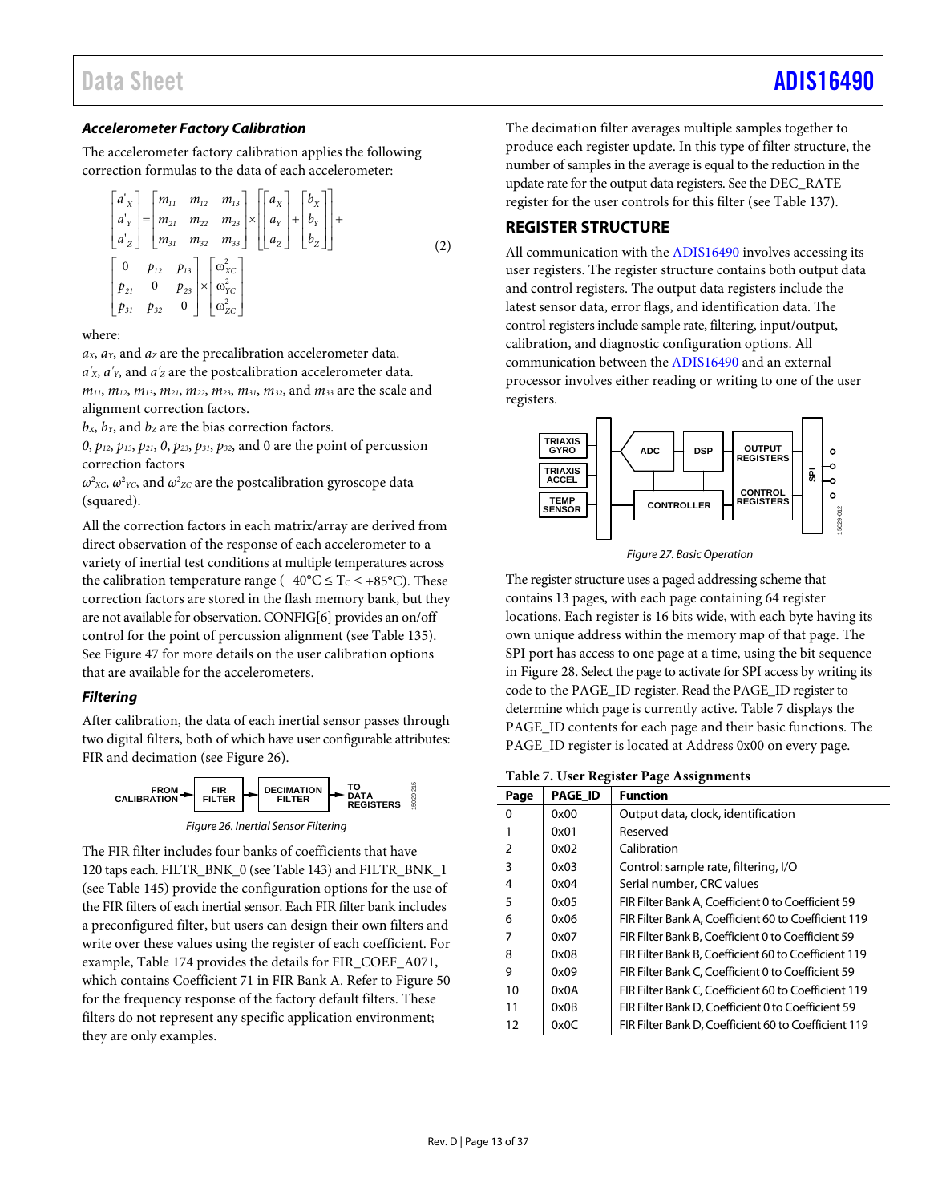### Accelerometer Factory Calibration

The accelerometer factory calibration applies the following correction formulas to the data of each accelerometer:

$$\begin{bmatrix} a'_X \\ a'_Y \\ a'_Z \end{bmatrix} = \begin{bmatrix} m_{11} & m_{12} & m_{13} \\ m_{21} & m_{22} & m_{23} \\ m_{31} & m_{32} & m_{33} \end{bmatrix} \times \left[ \begin{bmatrix} a_X \\ a_Y \\ a_Z \end{bmatrix} + \begin{bmatrix} b_X \\ b_Y \\ b_Z \end{bmatrix} \right] + \begin{bmatrix} 0 & p_{12} & p_{13} \\ p_{21} & 0 & p_{23} \\ p_{31} & p_{32} & 0 \end{bmatrix} \times \begin{bmatrix} \omega^2_{XC} \\ \omega^2_{YC} \\ \omega^2_{ZC} \end{bmatrix} \quad (2)$$

where:

$a_X$, $a_Y$, and $a_Z$ are the precalibration accelerometer data.

$a'_X$, $a'_Y$, and $a'_Z$ are the postcalibration accelerometer data.

$m_{11}$, $m_{12}$, $m_{13}$, $m_{21}$, $m_{22}$, $m_{23}$, $m_{31}$, $m_{32}$, and $m_{33}$ are the scale and alignment correction factors.

$b_X$, $b_Y$, and $b_Z$ are the bias correction factors.

$0$, $p_{12}$, $p_{13}$, $p_{21}$, $0$, $p_{23}$, $p_{31}$, $p_{32}$, and $0$ are the point of percussion correction factors

$\omega^2_{XC}$, $\omega^2_{YC}$, and $\omega^2_{ZC}$ are the postcalibration gyroscope data (squared).

All the correction factors in each matrix/array are derived from direct observation of the response of each accelerometer to a variety of inertial test conditions at multiple temperatures across the calibration temperature range (−40°C ≤ $T_C$ ≤ +85°C). These correction factors are stored in the flash memory bank, but they are not available for observation. CONFIG[6] provides an on/off control for the point of percussion alignment (see Table 135). See Figure 47 for more details on the user calibration options that are available for the accelerometers.

### Filtering

After calibration, the data of each inertial sensor passes through two digital filters, both of which have user configurable attributes: FIR and decimation (see Figure 26).

FROM CALIBRATION → FIR FILTER → DECIMATION FILTER → TO DATA REGISTERS

Figure 26. Inertial Sensor Filtering

The FIR filter includes four banks of coefficients that have 120 taps each. FILTR_BNK_0 (see Table 143) and FILTR_BNK_1 (see Table 145) provide the configuration options for the use of the FIR filters of each inertial sensor. Each FIR filter bank includes a preconfigured filter, but users can design their own filters and write over these values using the register of each coefficient. For example, Table 174 provides the details for FIR_COEF_A071, which contains Coefficient 71 in FIR Bank A. Refer to Figure 50 for the frequency response of the factory default filters. These filters do not represent any specific application environment; they are only examples.

The decimation filter averages multiple samples together to produce each register update. In this type of filter structure, the number of samples in the average is equal to the reduction in the update rate for the output data registers. See the DEC_RATE register for the user controls for this filter (see Table 137).

## REGISTER STRUCTURE

All communication with the ADIS16490 involves accessing its user registers. The register structure contains both output data and control registers. The output data registers include the latest sensor data, error flags, and identification data. The control registers include sample rate, filtering, input/output, calibration, and diagnostic configuration options. All communication between the ADIS16490 and an external processor involves either reading or writing to one of the user registers.

Figure 27. Basic Operation

The register structure uses a paged addressing scheme that contains 13 pages, with each page containing 64 register locations. Each register is 16 bits wide, with each byte having its own unique address within the memory map of that page. The SPI port has access to one page at a time, using the bit sequence in Figure 28. Select the page to activate for SPI access by writing its code to the PAGE_ID register. Read the PAGE_ID register to determine which page is currently active. Table 7 displays the PAGE_ID contents for each page and their basic functions. The PAGE_ID register is located at Address 0x00 on every page.

**Table 7. User Register Page Assignments**

| Page | PAGE_ID | Function |
|---|---|---|
| 0 | 0x00 | Output data, clock, identification |
| 1 | 0x01 | Reserved |
| 2 | 0x02 | Calibration |
| 3 | 0x03 | Control: sample rate, filtering, I/O |
| 4 | 0x04 | Serial number, CRC values |
| 5 | 0x05 | FIR Filter Bank A, Coefficient 0 to Coefficient 59 |
| 6 | 0x06 | FIR Filter Bank A, Coefficient 60 to Coefficient 119 |
| 7 | 0x07 | FIR Filter Bank B, Coefficient 0 to Coefficient 59 |
| 8 | 0x08 | FIR Filter Bank B, Coefficient 60 to Coefficient 119 |
| 9 | 0x09 | FIR Filter Bank C, Coefficient 0 to Coefficient 59 |
| 10 | 0x0A | FIR Filter Bank C, Coefficient 60 to Coefficient 119 |
| 11 | 0x0B | FIR Filter Bank D, Coefficient 0 to Coefficient 59 |
| 12 | 0x0C | FIR Filter Bank D, Coefficient 60 to Coefficient 119 |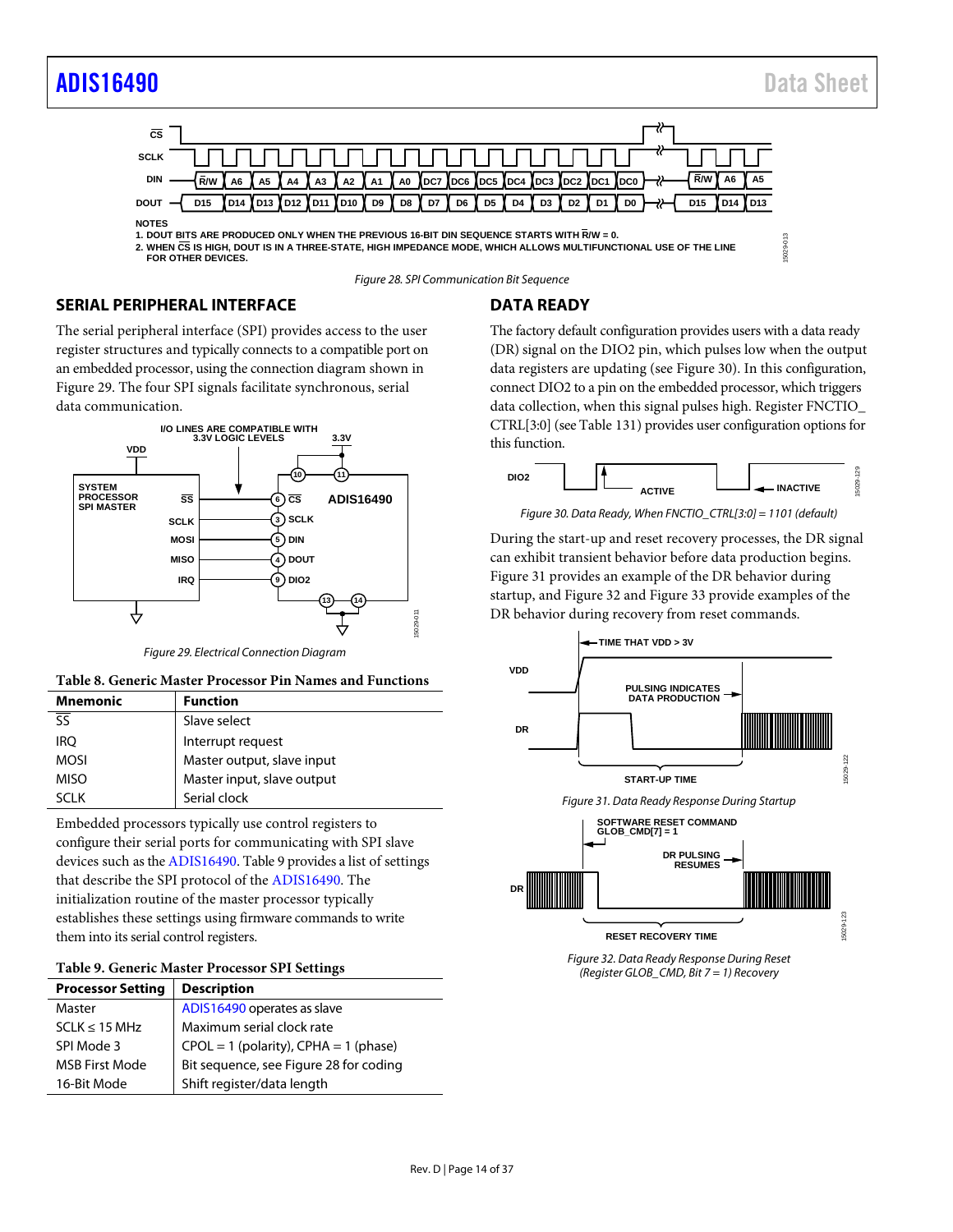NOTES
1. DOUT BITS ARE PRODUCED ONLY WHEN THE PREVIOUS 16-BIT DIN SEQUENCE STARTS WITH R/W = 0.
2. WHEN CS IS HIGH, DOUT IS IN A THREE-STATE, HIGH IMPEDANCE MODE, WHICH ALLOWS MULTIFUNCTIONAL USE OF THE LINE FOR OTHER DEVICES.

*Figure 28. SPI Communication Bit Sequence*

## SERIAL PERIPHERAL INTERFACE

The serial peripheral interface (SPI) provides access to the user register structures and typically connects to a compatible port on an embedded processor, using the connection diagram shown in Figure 29. The four SPI signals facilitate synchronous, serial data communication.

*Figure 29. Electrical Connection Diagram*

**Table 8. Generic Master Processor Pin Names and Functions**

| Mnemonic | Function |
|---|---|
| SS | Slave select |
| IRQ | Interrupt request |
| MOSI | Master output, slave input |
| MISO | Master input, slave output |
| SCLK | Serial clock |

Embedded processors typically use control registers to configure their serial ports for communicating with SPI slave devices such as the ADIS16490. Table 9 provides a list of settings that describe the SPI protocol of the ADIS16490. The initialization routine of the master processor typically establishes these settings using firmware commands to write them into its serial control registers.

**Table 9. Generic Master Processor SPI Settings**

| Processor Setting | Description |
|---|---|
| Master | ADIS16490 operates as slave |
| SCLK ≤ 15 MHz | Maximum serial clock rate |
| SPI Mode 3 | CPOL = 1 (polarity), CPHA = 1 (phase) |
| MSB First Mode | Bit sequence, see Figure 28 for coding |
| 16-Bit Mode | Shift register/data length |

## DATA READY

The factory default configuration provides users with a data ready (DR) signal on the DIO2 pin, which pulses low when the output data registers are updating (see Figure 30). In this configuration, connect DIO2 to a pin on the embedded processor, which triggers data collection, when this signal pulses high. Register FNCTIO_CTRL[3:0] (see Table 131) provides user configuration options for this function.

*Figure 30. Data Ready, When FNCTIO_CTRL[3:0] = 1101 (default)*

During the start-up and reset recovery processes, the DR signal can exhibit transient behavior before data production begins. Figure 31 provides an example of the DR behavior during startup, and Figure 32 and Figure 33 provide examples of the DR behavior during recovery from reset commands.

*Figure 31. Data Ready Response During Startup*

*Figure 32. Data Ready Response During Reset (Register GLOB_CMD, Bit 7 = 1) Recovery*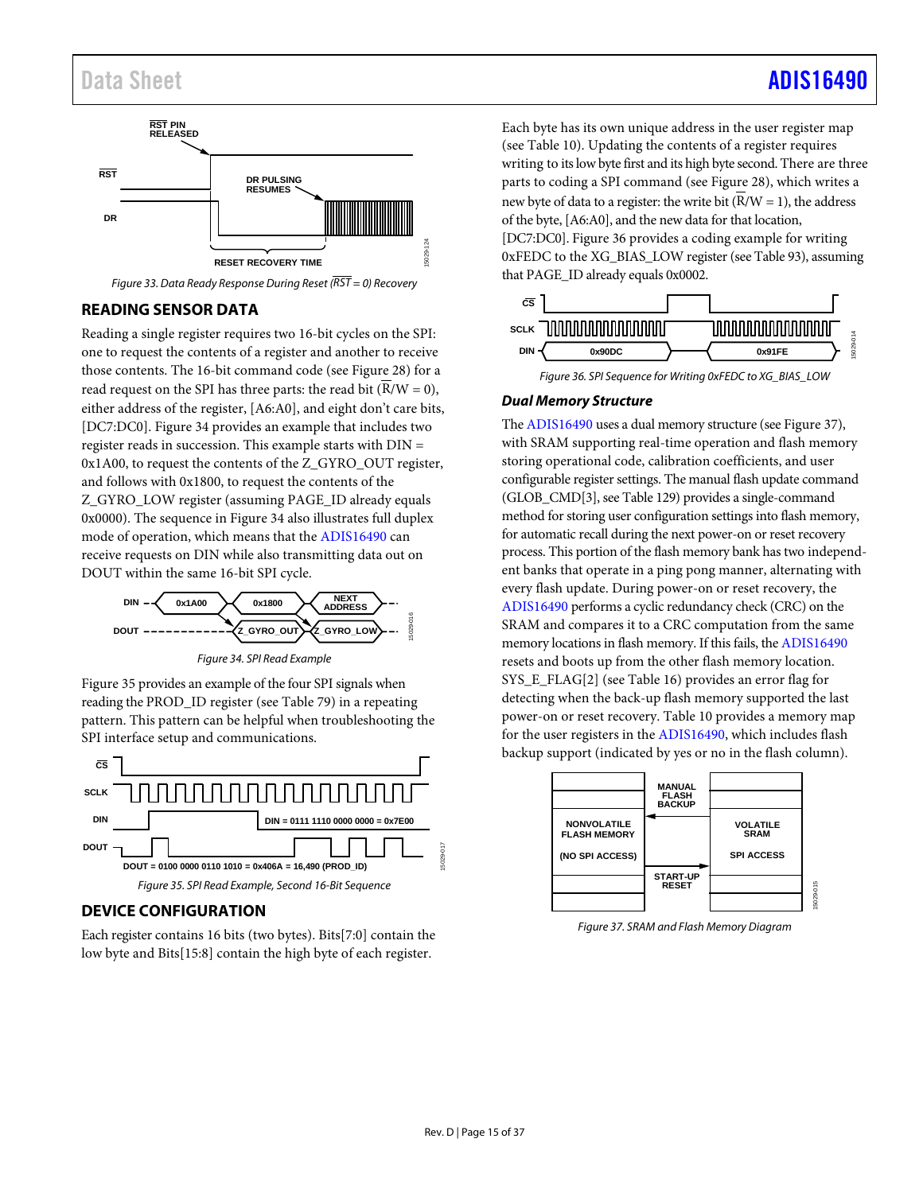Figure 33. Data Ready Response During Reset ($\overline{RST}$ = 0) Recovery

## READING SENSOR DATA

Reading a single register requires two 16-bit cycles on the SPI: one to request the contents of a register and another to receive those contents. The 16-bit command code (see Figure 28) for a read request on the SPI has three parts: the read bit ($\overline{R}$/W = 0), either address of the register, [A6:A0], and eight don't care bits, [DC7:DC0]. Figure 34 provides an example that includes two register reads in succession. This example starts with DIN = 0x1A00, to request the contents of the Z_GYRO_OUT register, and follows with 0x1800, to request the contents of the Z_GYRO_LOW register (assuming PAGE_ID already equals 0x0000). The sequence in Figure 34 also illustrates full duplex mode of operation, which means that the ADIS16490 can receive requests on DIN while also transmitting data out on DOUT within the same 16-bit SPI cycle.

Figure 34. SPI Read Example

Figure 35 provides an example of the four SPI signals when reading the PROD_ID register (see Table 79) in a repeating pattern. This pattern can be helpful when troubleshooting the SPI interface setup and communications.

Figure 35. SPI Read Example, Second 16-Bit Sequence

## DEVICE CONFIGURATION

Each register contains 16 bits (two bytes). Bits[7:0] contain the low byte and Bits[15:8] contain the high byte of each register.

Each byte has its own unique address in the user register map (see Table 10). Updating the contents of a register requires writing to its low byte first and its high byte second. There are three parts to coding a SPI command (see Figure 28), which writes a new byte of data to a register: the write bit ($\overline{R}$/W = 1), the address of the byte, [A6:A0], and the new data for that location, [DC7:DC0]. Figure 36 provides a coding example for writing 0xFEDC to the XG_BIAS_LOW register (see Table 93), assuming that PAGE_ID already equals 0x0002.

Figure 36. SPI Sequence for Writing 0xFEDC to XG_BIAS_LOW

### *Dual Memory Structure*

The ADIS16490 uses a dual memory structure (see Figure 37), with SRAM supporting real-time operation and flash memory storing operational code, calibration coefficients, and user configurable register settings. The manual flash update command (GLOB_CMD[3], see Table 129) provides a single-command method for storing user configuration settings into flash memory, for automatic recall during the next power-on or reset recovery process. This portion of the flash memory bank has two independent banks that operate in a ping pong manner, alternating with every flash update. During power-on or reset recovery, the ADIS16490 performs a cyclic redundancy check (CRC) on the SRAM and compares it to a CRC computation from the same memory locations in flash memory. If this fails, the ADIS16490 resets and boots up from the other flash memory location. SYS_E_FLAG[2] (see Table 16) provides an error flag for detecting when the back-up flash memory supported the last power-on or reset recovery. Table 10 provides a memory map for the user registers in the ADIS16490, which includes flash backup support (indicated by yes or no in the flash column).

Figure 37. SRAM and Flash Memory Diagram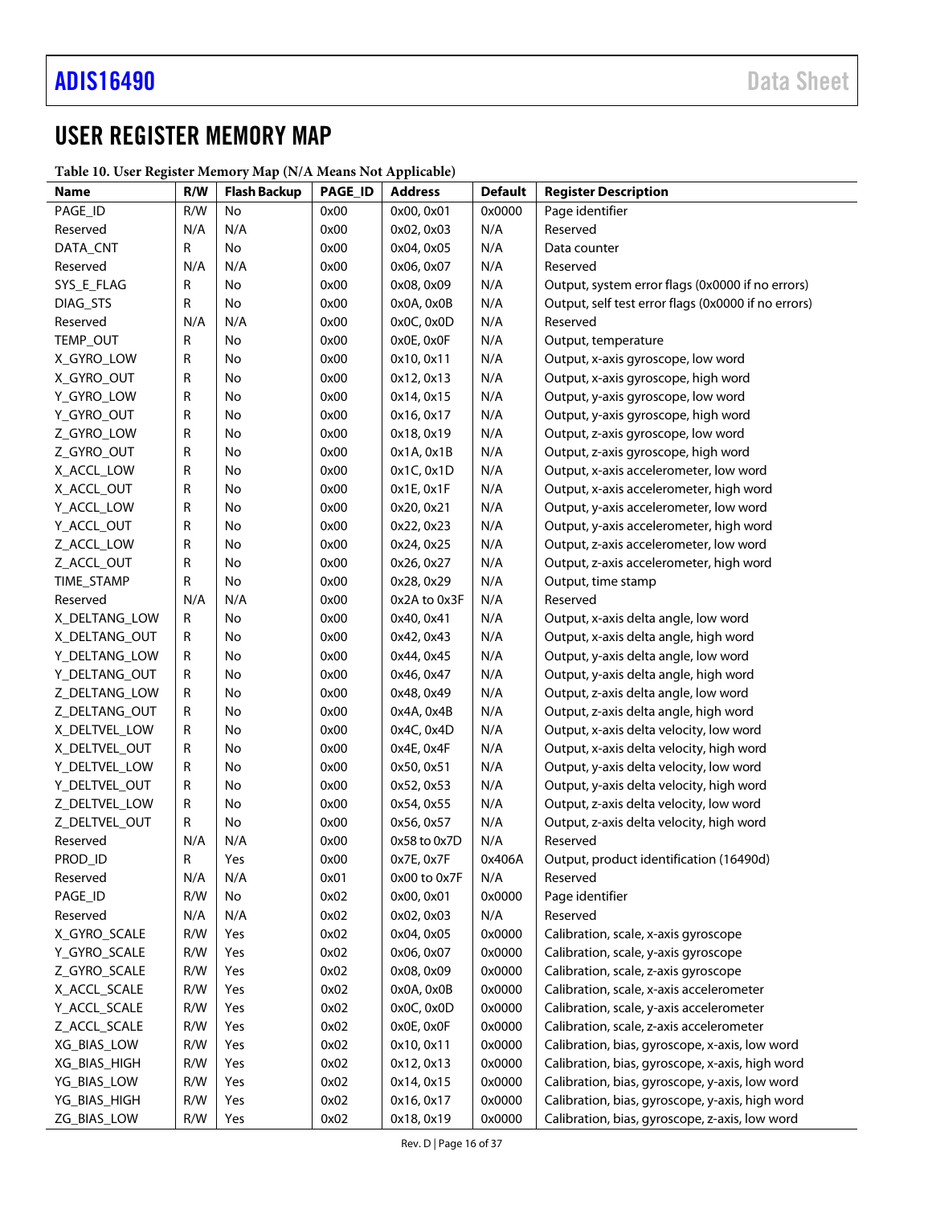# USER REGISTER MEMORY MAP

**Table 10. User Register Memory Map (N/A Means Not Applicable)**

| Name | R/W | Flash Backup | PAGE_ID | Address | Default | Register Description |
|---|---|---|---|---|---|---|
| PAGE_ID | R/W | No | 0x00 | 0x00, 0x01 | 0x0000 | Page identifier |
| Reserved | N/A | N/A | 0x00 | 0x02, 0x03 | N/A | Reserved |
| DATA_CNT | R | No | 0x00 | 0x04, 0x05 | N/A | Data counter |
| Reserved | N/A | N/A | 0x00 | 0x06, 0x07 | N/A | Reserved |
| SYS_E_FLAG | R | No | 0x00 | 0x08, 0x09 | N/A | Output, system error flags (0x0000 if no errors) |
| DIAG_STS | R | No | 0x00 | 0x0A, 0x0B | N/A | Output, self test error flags (0x0000 if no errors) |
| Reserved | N/A | N/A | 0x00 | 0x0C, 0x0D | N/A | Reserved |
| TEMP_OUT | R | No | 0x00 | 0x0E, 0x0F | N/A | Output, temperature |
| X_GYRO_LOW | R | No | 0x00 | 0x10, 0x11 | N/A | Output, x-axis gyroscope, low word |
| X_GYRO_OUT | R | No | 0x00 | 0x12, 0x13 | N/A | Output, x-axis gyroscope, high word |
| Y_GYRO_LOW | R | No | 0x00 | 0x14, 0x15 | N/A | Output, y-axis gyroscope, low word |
| Y_GYRO_OUT | R | No | 0x00 | 0x16, 0x17 | N/A | Output, y-axis gyroscope, high word |
| Z_GYRO_LOW | R | No | 0x00 | 0x18, 0x19 | N/A | Output, z-axis gyroscope, low word |
| Z_GYRO_OUT | R | No | 0x00 | 0x1A, 0x1B | N/A | Output, z-axis gyroscope, high word |
| X_ACCL_LOW | R | No | 0x00 | 0x1C, 0x1D | N/A | Output, x-axis accelerometer, low word |
| X_ACCL_OUT | R | No | 0x00 | 0x1E, 0x1F | N/A | Output, x-axis accelerometer, high word |
| Y_ACCL_LOW | R | No | 0x00 | 0x20, 0x21 | N/A | Output, y-axis accelerometer, low word |
| Y_ACCL_OUT | R | No | 0x00 | 0x22, 0x23 | N/A | Output, y-axis accelerometer, high word |
| Z_ACCL_LOW | R | No | 0x00 | 0x24, 0x25 | N/A | Output, z-axis accelerometer, low word |
| Z_ACCL_OUT | R | No | 0x00 | 0x26, 0x27 | N/A | Output, z-axis accelerometer, high word |
| TIME_STAMP | R | No | 0x00 | 0x28, 0x29 | N/A | Output, time stamp |
| Reserved | N/A | N/A | 0x00 | 0x2A to 0x3F | N/A | Reserved |
| X_DELTANG_LOW | R | No | 0x00 | 0x40, 0x41 | N/A | Output, x-axis delta angle, low word |
| X_DELTANG_OUT | R | No | 0x00 | 0x42, 0x43 | N/A | Output, x-axis delta angle, high word |
| Y_DELTANG_LOW | R | No | 0x00 | 0x44, 0x45 | N/A | Output, y-axis delta angle, low word |
| Y_DELTANG_OUT | R | No | 0x00 | 0x46, 0x47 | N/A | Output, y-axis delta angle, high word |
| Z_DELTANG_LOW | R | No | 0x00 | 0x48, 0x49 | N/A | Output, z-axis delta angle, low word |
| Z_DELTANG_OUT | R | No | 0x00 | 0x4A, 0x4B | N/A | Output, z-axis delta angle, high word |
| X_DELTVEL_LOW | R | No | 0x00 | 0x4C, 0x4D | N/A | Output, x-axis delta velocity, low word |
| X_DELTVEL_OUT | R | No | 0x00 | 0x4E, 0x4F | N/A | Output, x-axis delta velocity, high word |
| Y_DELTVEL_LOW | R | No | 0x00 | 0x50, 0x51 | N/A | Output, y-axis delta velocity, low word |
| Y_DELTVEL_OUT | R | No | 0x00 | 0x52, 0x53 | N/A | Output, y-axis delta velocity, high word |
| Z_DELTVEL_LOW | R | No | 0x00 | 0x54, 0x55 | N/A | Output, z-axis delta velocity, low word |
| Z_DELTVEL_OUT | R | No | 0x00 | 0x56, 0x57 | N/A | Output, z-axis delta velocity, high word |
| Reserved | N/A | N/A | 0x00 | 0x58 to 0x7D | N/A | Reserved |
| PROD_ID | R | Yes | 0x00 | 0x7E, 0x7F | 0x406A | Output, product identification (16490d) |
| Reserved | N/A | N/A | 0x01 | 0x00 to 0x7F | N/A | Reserved |
| PAGE_ID | R/W | No | 0x02 | 0x00, 0x01 | 0x0000 | Page identifier |
| Reserved | N/A | N/A | 0x02 | 0x02, 0x03 | N/A | Reserved |
| X_GYRO_SCALE | R/W | Yes | 0x02 | 0x04, 0x05 | 0x0000 | Calibration, scale, x-axis gyroscope |
| Y_GYRO_SCALE | R/W | Yes | 0x02 | 0x06, 0x07 | 0x0000 | Calibration, scale, y-axis gyroscope |
| Z_GYRO_SCALE | R/W | Yes | 0x02 | 0x08, 0x09 | 0x0000 | Calibration, scale, z-axis gyroscope |
| X_ACCL_SCALE | R/W | Yes | 0x02 | 0x0A, 0x0B | 0x0000 | Calibration, scale, x-axis accelerometer |
| Y_ACCL_SCALE | R/W | Yes | 0x02 | 0x0C, 0x0D | 0x0000 | Calibration, scale, y-axis accelerometer |
| Z_ACCL_SCALE | R/W | Yes | 0x02 | 0x0E, 0x0F | 0x0000 | Calibration, scale, z-axis accelerometer |
| XG_BIAS_LOW | R/W | Yes | 0x02 | 0x10, 0x11 | 0x0000 | Calibration, bias, gyroscope, x-axis, low word |
| XG_BIAS_HIGH | R/W | Yes | 0x02 | 0x12, 0x13 | 0x0000 | Calibration, bias, gyroscope, x-axis, high word |
| YG_BIAS_LOW | R/W | Yes | 0x02 | 0x14, 0x15 | 0x0000 | Calibration, bias, gyroscope, y-axis, low word |
| YG_BIAS_HIGH | R/W | Yes | 0x02 | 0x16, 0x17 | 0x0000 | Calibration, bias, gyroscope, y-axis, high word |
| ZG_BIAS_LOW | R/W | Yes | 0x02 | 0x18, 0x19 | 0x0000 | Calibration, bias, gyroscope, z-axis, low word |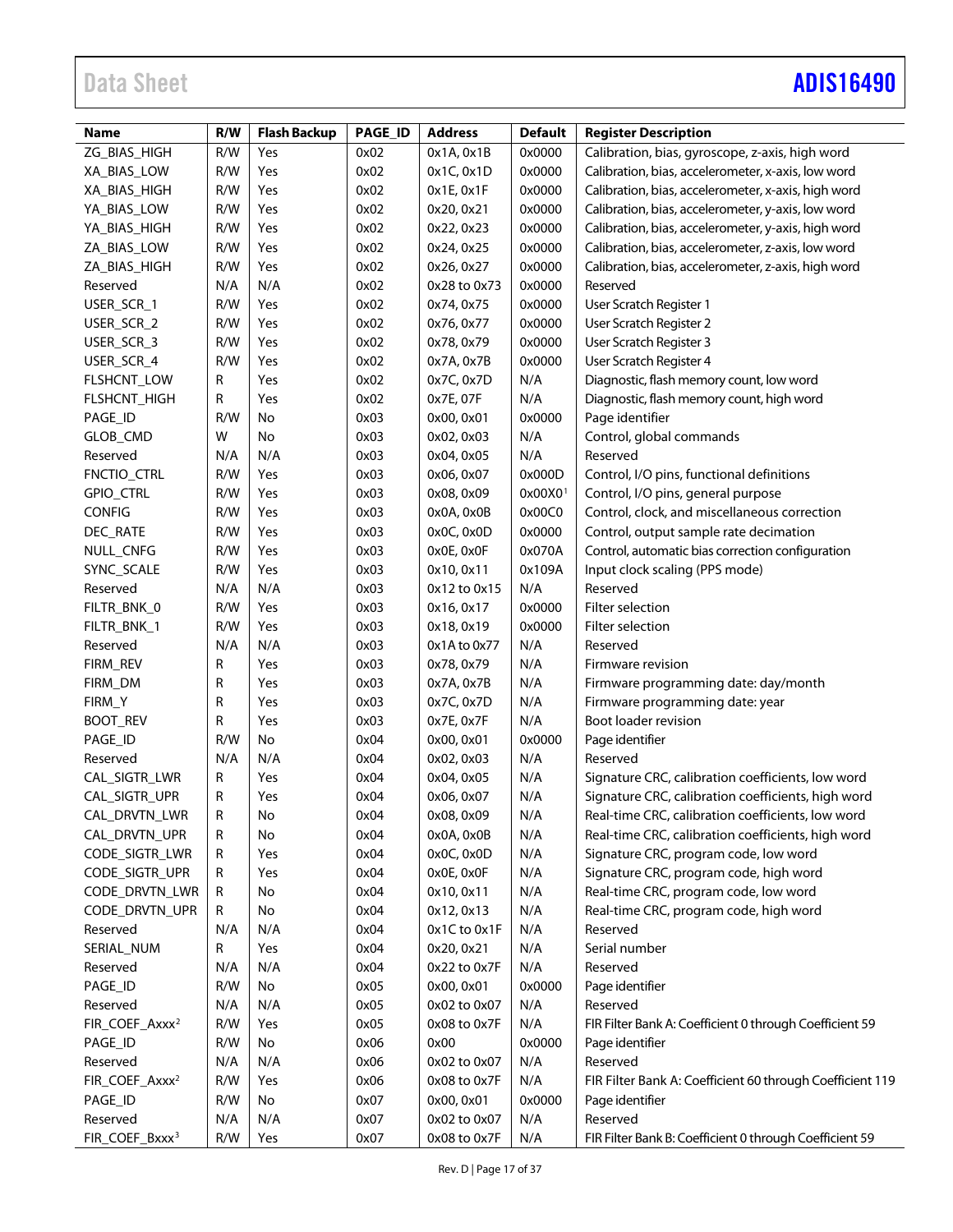| Name | R/W | Flash Backup | PAGE_ID | Address | Default | Register Description |
|---|---|---|---|---|---|---|
| ZG_BIAS_HIGH | R/W | Yes | 0x02 | 0x1A, 0x1B | 0x0000 | Calibration, bias, gyroscope, z-axis, high word |
| XA_BIAS_LOW | R/W | Yes | 0x02 | 0x1C, 0x1D | 0x0000 | Calibration, bias, accelerometer, x-axis, low word |
| XA_BIAS_HIGH | R/W | Yes | 0x02 | 0x1E, 0x1F | 0x0000 | Calibration, bias, accelerometer, x-axis, high word |
| YA_BIAS_LOW | R/W | Yes | 0x02 | 0x20, 0x21 | 0x0000 | Calibration, bias, accelerometer, y-axis, low word |
| YA_BIAS_HIGH | R/W | Yes | 0x02 | 0x22, 0x23 | 0x0000 | Calibration, bias, accelerometer, y-axis, high word |
| ZA_BIAS_LOW | R/W | Yes | 0x02 | 0x24, 0x25 | 0x0000 | Calibration, bias, accelerometer, z-axis, low word |
| ZA_BIAS_HIGH | R/W | Yes | 0x02 | 0x26, 0x27 | 0x0000 | Calibration, bias, accelerometer, z-axis, high word |
| Reserved | N/A | N/A | 0x02 | 0x28 to 0x73 | 0x0000 | Reserved |
| USER_SCR_1 | R/W | Yes | 0x02 | 0x74, 0x75 | 0x0000 | User Scratch Register 1 |
| USER_SCR_2 | R/W | Yes | 0x02 | 0x76, 0x77 | 0x0000 | User Scratch Register 2 |
| USER_SCR_3 | R/W | Yes | 0x02 | 0x78, 0x79 | 0x0000 | User Scratch Register 3 |
| USER_SCR_4 | R/W | Yes | 0x02 | 0x7A, 0x7B | 0x0000 | User Scratch Register 4 |
| FLSHCNT_LOW | R | Yes | 0x02 | 0x7C, 0x7D | N/A | Diagnostic, flash memory count, low word |
| FLSHCNT_HIGH | R | Yes | 0x02 | 0x7E, 07F | N/A | Diagnostic, flash memory count, high word |
| PAGE_ID | R/W | No | 0x03 | 0x00, 0x01 | 0x0000 | Page identifier |
| GLOB_CMD | W | No | 0x03 | 0x02, 0x03 | N/A | Control, global commands |
| Reserved | N/A | N/A | 0x03 | 0x04, 0x05 | N/A | Reserved |
| FNCTIO_CTRL | R/W | Yes | 0x03 | 0x06, 0x07 | 0x000D | Control, I/O pins, functional definitions |
| GPIO_CTRL | R/W | Yes | 0x03 | 0x08, 0x09 | 0x00X0[1] | Control, I/O pins, general purpose |
| CONFIG | R/W | Yes | 0x03 | 0x0A, 0x0B | 0x00C0 | Control, clock, and miscellaneous correction |
| DEC_RATE | R/W | Yes | 0x03 | 0x0C, 0x0D | 0x0000 | Control, output sample rate decimation |
| NULL_CNFG | R/W | Yes | 0x03 | 0x0E, 0x0F | 0x070A | Control, automatic bias correction configuration |
| SYNC_SCALE | R/W | Yes | 0x03 | 0x10, 0x11 | 0x109A | Input clock scaling (PPS mode) |
| Reserved | N/A | N/A | 0x03 | 0x12 to 0x15 | N/A | Reserved |
| FILTR_BNK_0 | R/W | Yes | 0x03 | 0x16, 0x17 | 0x0000 | Filter selection |
| FILTR_BNK_1 | R/W | Yes | 0x03 | 0x18, 0x19 | 0x0000 | Filter selection |
| Reserved | N/A | N/A | 0x03 | 0x1A to 0x77 | N/A | Reserved |
| FIRM_REV | R | Yes | 0x03 | 0x78, 0x79 | N/A | Firmware revision |
| FIRM_DM | R | Yes | 0x03 | 0x7A, 0x7B | N/A | Firmware programming date: day/month |
| FIRM_Y | R | Yes | 0x03 | 0x7C, 0x7D | N/A | Firmware programming date: year |
| BOOT_REV | R | Yes | 0x03 | 0x7E, 0x7F | N/A | Boot loader revision |
| PAGE_ID | R/W | No | 0x04 | 0x00, 0x01 | 0x0000 | Page identifier |
| Reserved | N/A | N/A | 0x04 | 0x02, 0x03 | N/A | Reserved |
| CAL_SIGTR_LWR | R | Yes | 0x04 | 0x04, 0x05 | N/A | Signature CRC, calibration coefficients, low word |
| CAL_SIGTR_UPR | R | Yes | 0x04 | 0x06, 0x07 | N/A | Signature CRC, calibration coefficients, high word |
| CAL_DRVTN_LWR | R | No | 0x04 | 0x08, 0x09 | N/A | Real-time CRC, calibration coefficients, low word |
| CAL_DRVTN_UPR | R | No | 0x04 | 0x0A, 0x0B | N/A | Real-time CRC, calibration coefficients, high word |
| CODE_SIGTR_LWR | R | Yes | 0x04 | 0x0C, 0x0D | N/A | Signature CRC, program code, low word |
| CODE_SIGTR_UPR | R | Yes | 0x04 | 0x0E, 0x0F | N/A | Signature CRC, program code, high word |
| CODE_DRVTN_LWR | R | No | 0x04 | 0x10, 0x11 | N/A | Real-time CRC, program code, low word |
| CODE_DRVTN_UPR | R | No | 0x04 | 0x12, 0x13 | N/A | Real-time CRC, program code, high word |
| Reserved | N/A | N/A | 0x04 | 0x1C to 0x1F | N/A | Reserved |
| SERIAL_NUM | R | Yes | 0x04 | 0x20, 0x21 | N/A | Serial number |
| Reserved | N/A | N/A | 0x04 | 0x22 to 0x7F | N/A | Reserved |
| PAGE_ID | R/W | No | 0x05 | 0x00, 0x01 | 0x0000 | Page identifier |
| Reserved | N/A | N/A | 0x05 | 0x02 to 0x07 | N/A | Reserved |
| FIR_COEF_Axxx[2] | R/W | Yes | 0x05 | 0x08 to 0x7F | N/A | FIR Filter Bank A: Coefficient 0 through Coefficient 59 |
| PAGE_ID | R/W | No | 0x06 | 0x00 | 0x0000 | Page identifier |
| Reserved | N/A | N/A | 0x06 | 0x02 to 0x07 | N/A | Reserved |
| FIR_COEF_Axxx[2] | R/W | Yes | 0x06 | 0x08 to 0x7F | N/A | FIR Filter Bank A: Coefficient 60 through Coefficient 119 |
| PAGE_ID | R/W | No | 0x07 | 0x00, 0x01 | 0x0000 | Page identifier |
| Reserved | N/A | N/A | 0x07 | 0x02 to 0x07 | N/A | Reserved |
| FIR_COEF_Bxxx[3] | R/W | Yes | 0x07 | 0x08 to 0x7F | N/A | FIR Filter Bank B: Coefficient 0 through Coefficient 59 |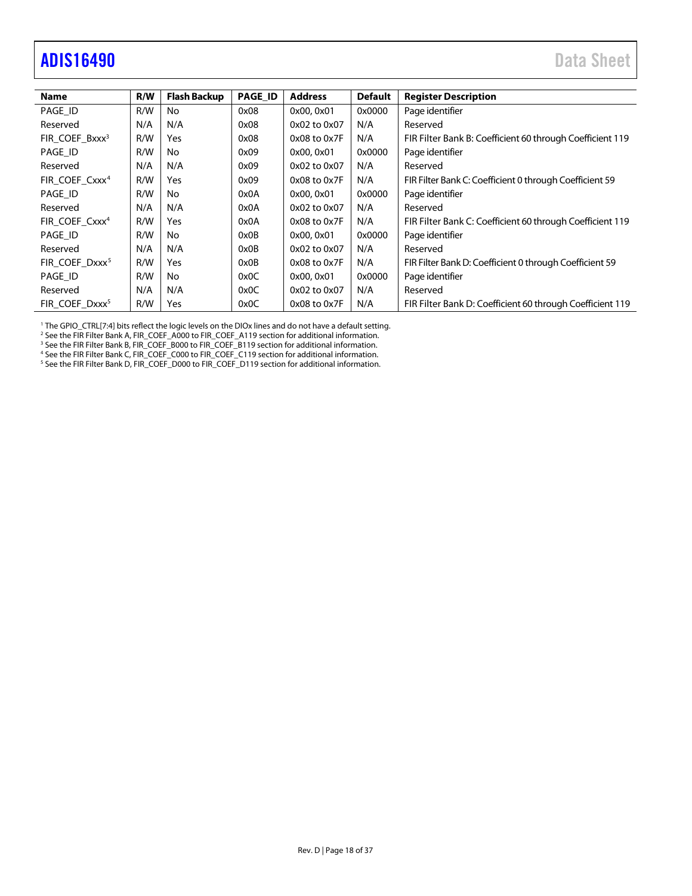| Name | R/W | Flash Backup | PAGE_ID | Address | Default | Register Description |
|---|---|---|---|---|---|---|
| PAGE_ID | R/W | No | 0x08 | 0x00, 0x01 | 0x0000 | Page identifier |
| Reserved | N/A | N/A | 0x08 | 0x02 to 0x07 | N/A | Reserved |
| FIR_COEF_Bxxx[3] | R/W | Yes | 0x08 | 0x08 to 0x7F | N/A | FIR Filter Bank B: Coefficient 60 through Coefficient 119 |
| PAGE_ID | R/W | No | 0x09 | 0x00, 0x01 | 0x0000 | Page identifier |
| Reserved | N/A | N/A | 0x09 | 0x02 to 0x07 | N/A | Reserved |
| FIR_COEF_Cxxx[4] | R/W | Yes | 0x09 | 0x08 to 0x7F | N/A | FIR Filter Bank C: Coefficient 0 through Coefficient 59 |
| PAGE_ID | R/W | No | 0x0A | 0x00, 0x01 | 0x0000 | Page identifier |
| Reserved | N/A | N/A | 0x0A | 0x02 to 0x07 | N/A | Reserved |
| FIR_COEF_Cxxx[4] | R/W | Yes | 0x0A | 0x08 to 0x7F | N/A | FIR Filter Bank C: Coefficient 60 through Coefficient 119 |
| PAGE_ID | R/W | No | 0x0B | 0x00, 0x01 | 0x0000 | Page identifier |
| Reserved | N/A | N/A | 0x0B | 0x02 to 0x07 | N/A | Reserved |
| FIR_COEF_Dxxx[5] | R/W | Yes | 0x0B | 0x08 to 0x7F | N/A | FIR Filter Bank D: Coefficient 0 through Coefficient 59 |
| PAGE_ID | R/W | No | 0x0C | 0x00, 0x01 | 0x0000 | Page identifier |
| Reserved | N/A | N/A | 0x0C | 0x02 to 0x07 | N/A | Reserved |
| FIR_COEF_Dxxx[5] | R/W | Yes | 0x0C | 0x08 to 0x7F | N/A | FIR Filter Bank D: Coefficient 60 through Coefficient 119 |

[1] The GPIO_CTRL[7:4] bits reflect the logic levels on the DIOx lines and do not have a default setting.
[2] See the FIR Filter Bank A, FIR_COEF_A000 to FIR_COEF_A119 section for additional information.
[3] See the FIR Filter Bank B, FIR_COEF_B000 to FIR_COEF_B119 section for additional information.
[4] See the FIR Filter Bank C, FIR_COEF_C000 to FIR_COEF_C119 section for additional information.
[5] See the FIR Filter Bank D, FIR_COEF_D000 to FIR_COEF_D119 section for additional information.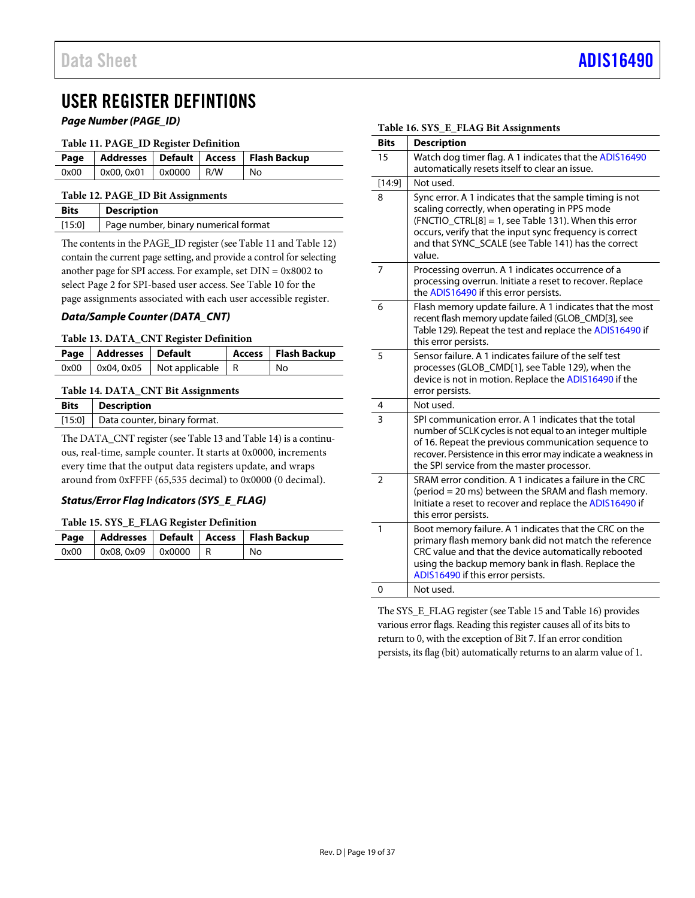# USER REGISTER DEFINTIONS

### *Page Number (PAGE_ID)*

**Table 11. PAGE_ID Register Definition**

| Page | Addresses | Default | Access | Flash Backup |
|---|---|---|---|---|
| 0x00 | 0x00, 0x01 | 0x0000 | R/W | No |

**Table 12. PAGE_ID Bit Assignments**

| Bits | Description |
|---|---|
| [15:0] | Page number, binary numerical format |

The contents in the PAGE_ID register (see Table 11 and Table 12) contain the current page setting, and provide a control for selecting another page for SPI access. For example, set DIN = 0x8002 to select Page 2 for SPI-based user access. See Table 10 for the page assignments associated with each user accessible register.

### *Data/Sample Counter (DATA_CNT)*

**Table 13. DATA_CNT Register Definition**

| Page | Addresses | Default | Access | Flash Backup |
|---|---|---|---|---|
| 0x00 | 0x04, 0x05 | Not applicable | R | No |

**Table 14. DATA_CNT Bit Assignments**

| Bits | Description |
|---|---|
| [15:0] | Data counter, binary format. |

The DATA_CNT register (see Table 13 and Table 14) is a continuous, real-time, sample counter. It starts at 0x0000, increments every time that the output data registers update, and wraps around from 0xFFFF (65,535 decimal) to 0x0000 (0 decimal).

### *Status/Error Flag Indicators (SYS_E_FLAG)*

**Table 15. SYS_E_FLAG Register Definition**

| Page | Addresses | Default | Access | Flash Backup |
|---|---|---|---|---|
| 0x00 | 0x08, 0x09 | 0x0000 | R | No |

**Table 16. SYS_E_FLAG Bit Assignments**

| Bits | Description |
|---|---|
| 15 | Watch dog timer flag. A 1 indicates that the ADIS16490 automatically resets itself to clear an issue. |
| [14:9] | Not used. |
| 8 | Sync error. A 1 indicates that the sample timing is not scaling correctly, when operating in PPS mode (FNCTIO_CTRL[8] = 1, see Table 131). When this error occurs, verify that the input sync frequency is correct and that SYNC_SCALE (see Table 141) has the correct value. |
| 7 | Processing overrun. A 1 indicates occurrence of a processing overrun. Initiate a reset to recover. Replace the ADIS16490 if this error persists. |
| 6 | Flash memory update failure. A 1 indicates that the most recent flash memory update failed (GLOB_CMD[3], see Table 129). Repeat the test and replace the ADIS16490 if this error persists. |
| 5 | Sensor failure. A 1 indicates failure of the self test processes (GLOB_CMD[1], see Table 129), when the device is not in motion. Replace the ADIS16490 if the error persists. |
| 4 | Not used. |
| 3 | SPI communication error. A 1 indicates that the total number of SCLK cycles is not equal to an integer multiple of 16. Repeat the previous communication sequence to recover. Persistence in this error may indicate a weakness in the SPI service from the master processor. |
| 2 | SRAM error condition. A 1 indicates a failure in the CRC (period = 20 ms) between the SRAM and flash memory. Initiate a reset to recover and replace the ADIS16490 if this error persists. |
| 1 | Boot memory failure. A 1 indicates that the CRC on the primary flash memory bank did not match the reference CRC value and that the device automatically rebooted using the backup memory bank in flash. Replace the ADIS16490 if this error persists. |
| 0 | Not used. |

The SYS_E_FLAG register (see Table 15 and Table 16) provides various error flags. Reading this register causes all of its bits to return to 0, with the exception of Bit 7. If an error condition persists, its flag (bit) automatically returns to an alarm value of 1.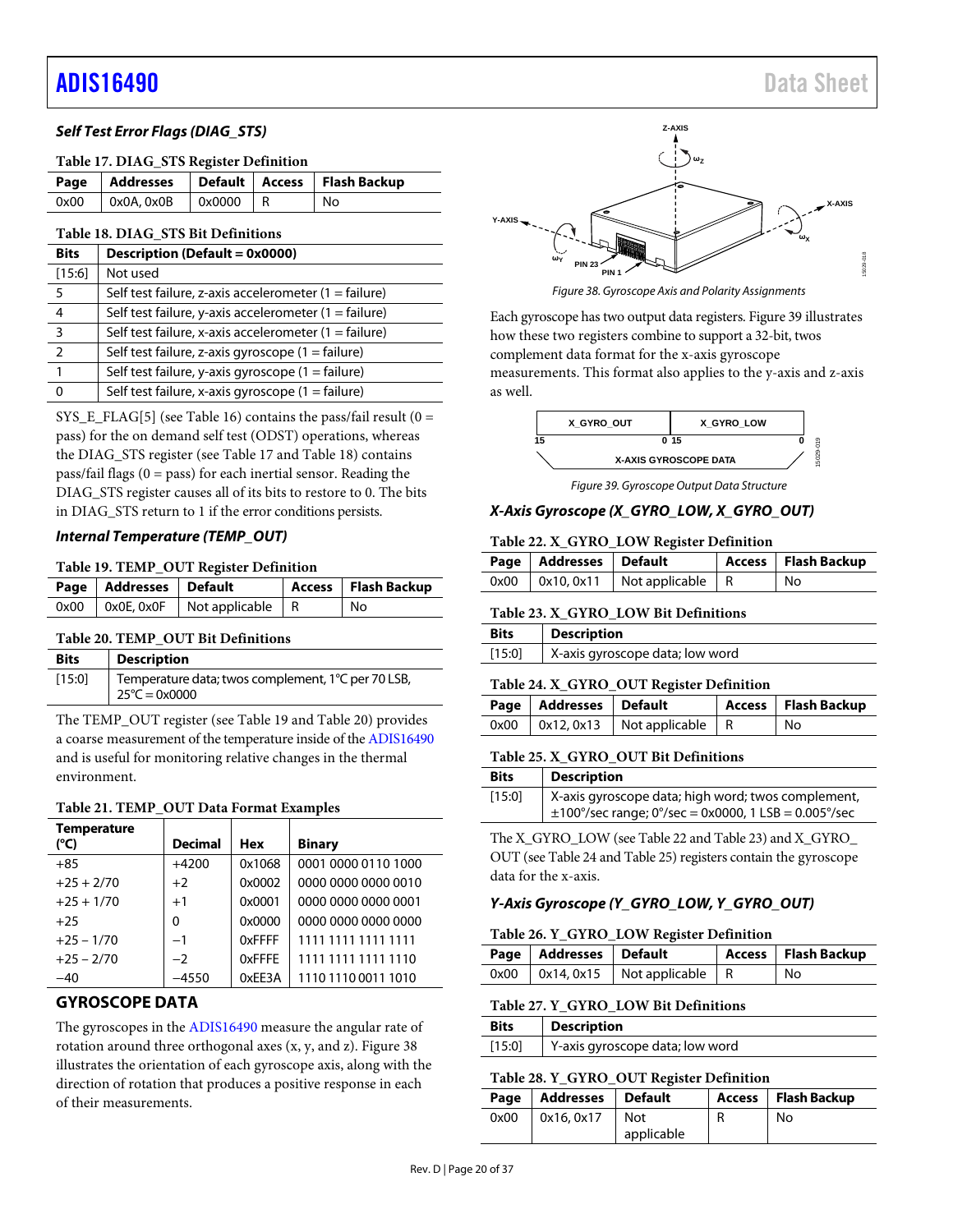### *Self Test Error Flags (DIAG_STS)*

**Table 17. DIAG_STS Register Definition**

| Page | Addresses | Default | Access | Flash Backup |
|---|---|---|---|---|
| 0x00 | 0x0A, 0x0B | 0x0000 | R | No |

**Table 18. DIAG_STS Bit Definitions**

| Bits | Description (Default = 0x0000) |
|---|---|
| [15:6] | Not used |
| 5 | Self test failure, z-axis accelerometer (1 = failure) |
| 4 | Self test failure, y-axis accelerometer (1 = failure) |
| 3 | Self test failure, x-axis accelerometer (1 = failure) |
| 2 | Self test failure, z-axis gyroscope (1 = failure) |
| 1 | Self test failure, y-axis gyroscope (1 = failure) |
| 0 | Self test failure, x-axis gyroscope (1 = failure) |

SYS_E_FLAG[5] (see Table 16) contains the pass/fail result (0 = pass) for the on demand self test (ODST) operations, whereas the DIAG_STS register (see Table 17 and Table 18) contains pass/fail flags (0 = pass) for each inertial sensor. Reading the DIAG_STS register causes all of its bits to restore to 0. The bits in DIAG_STS return to 1 if the error conditions persists.

### *Internal Temperature (TEMP_OUT)*

**Table 19. TEMP_OUT Register Definition**

| Page | Addresses | Default | Access | Flash Backup |
|---|---|---|---|---|
| 0x00 | 0x0E, 0x0F | Not applicable | R | No |

**Table 20. TEMP_OUT Bit Definitions**

| Bits | Description |
|---|---|
| [15:0] | Temperature data; twos complement, 1°C per 70 LSB, 25°C = 0x0000 |

The TEMP_OUT register (see Table 19 and Table 20) provides a coarse measurement of the temperature inside of the ADIS16490 and is useful for monitoring relative changes in the thermal environment.

**Table 21. TEMP_OUT Data Format Examples**

| Temperature (°C) | Decimal | Hex | Binary |
|---|---|---|---|
| +85 | +4200 | 0x1068 | 0001 0000 0110 1000 |
| +25 + 2/70 | +2 | 0x0002 | 0000 0000 0000 0010 |
| +25 + 1/70 | +1 | 0x0001 | 0000 0000 0000 0001 |
| +25 | 0 | 0x0000 | 0000 0000 0000 0000 |
| +25 − 1/70 | −1 | 0xFFFF | 1111 1111 1111 1111 |
| +25 − 2/70 | −2 | 0xFFFE | 1111 1111 1111 1110 |
| −40 | −4550 | 0xEE3A | 1110 1110 0011 1010 |

## GYROSCOPE DATA

The gyroscopes in the ADIS16490 measure the angular rate of rotation around three orthogonal axes (x, y, and z). Figure 38 illustrates the orientation of each gyroscope axis, along with the direction of rotation that produces a positive response in each of their measurements.

*Figure 38. Gyroscope Axis and Polarity Assignments*

Each gyroscope has two output data registers. Figure 39 illustrates how these two registers combine to support a 32-bit, twos complement data format for the x-axis gyroscope measurements. This format also applies to the y-axis and z-axis as well.

*Figure 39. Gyroscope Output Data Structure*

### *X-Axis Gyroscope (X_GYRO_LOW, X_GYRO_OUT)*

**Table 22. X_GYRO_LOW Register Definition**

| Page | Addresses | Default | Access | Flash Backup |
|---|---|---|---|---|
| 0x00 | 0x10, 0x11 | Not applicable | R | No |

**Table 23. X_GYRO_LOW Bit Definitions**

| Bits | Description |
|---|---|
| [15:0] | X-axis gyroscope data; low word |

**Table 24. X_GYRO_OUT Register Definition**

| Page | Addresses | Default | Access | Flash Backup |
|---|---|---|---|---|
| 0x00 | 0x12, 0x13 | Not applicable | R | No |

**Table 25. X_GYRO_OUT Bit Definitions**

| Bits | Description |
|---|---|
| [15:0] | X-axis gyroscope data; high word; twos complement, ±100°/sec range; 0°/sec = 0x0000, 1 LSB = 0.005°/sec |

The X_GYRO_LOW (see Table 22 and Table 23) and X_GYRO_OUT (see Table 24 and Table 25) registers contain the gyroscope data for the x-axis.

### *Y-Axis Gyroscope (Y_GYRO_LOW, Y_GYRO_OUT)*

**Table 26. Y_GYRO_LOW Register Definition**

| Page | Addresses | Default | Access | Flash Backup |
|---|---|---|---|---|
| 0x00 | 0x14, 0x15 | Not applicable | R | No |

**Table 27. Y_GYRO_LOW Bit Definitions**

| Bits | Description |
|---|---|
| [15:0] | Y-axis gyroscope data; low word |

**Table 28. Y_GYRO_OUT Register Definition**

| Page | Addresses | Default | Access | Flash Backup |
|---|---|---|---|---|
| 0x00 | 0x16, 0x17 | Not applicable | R | No |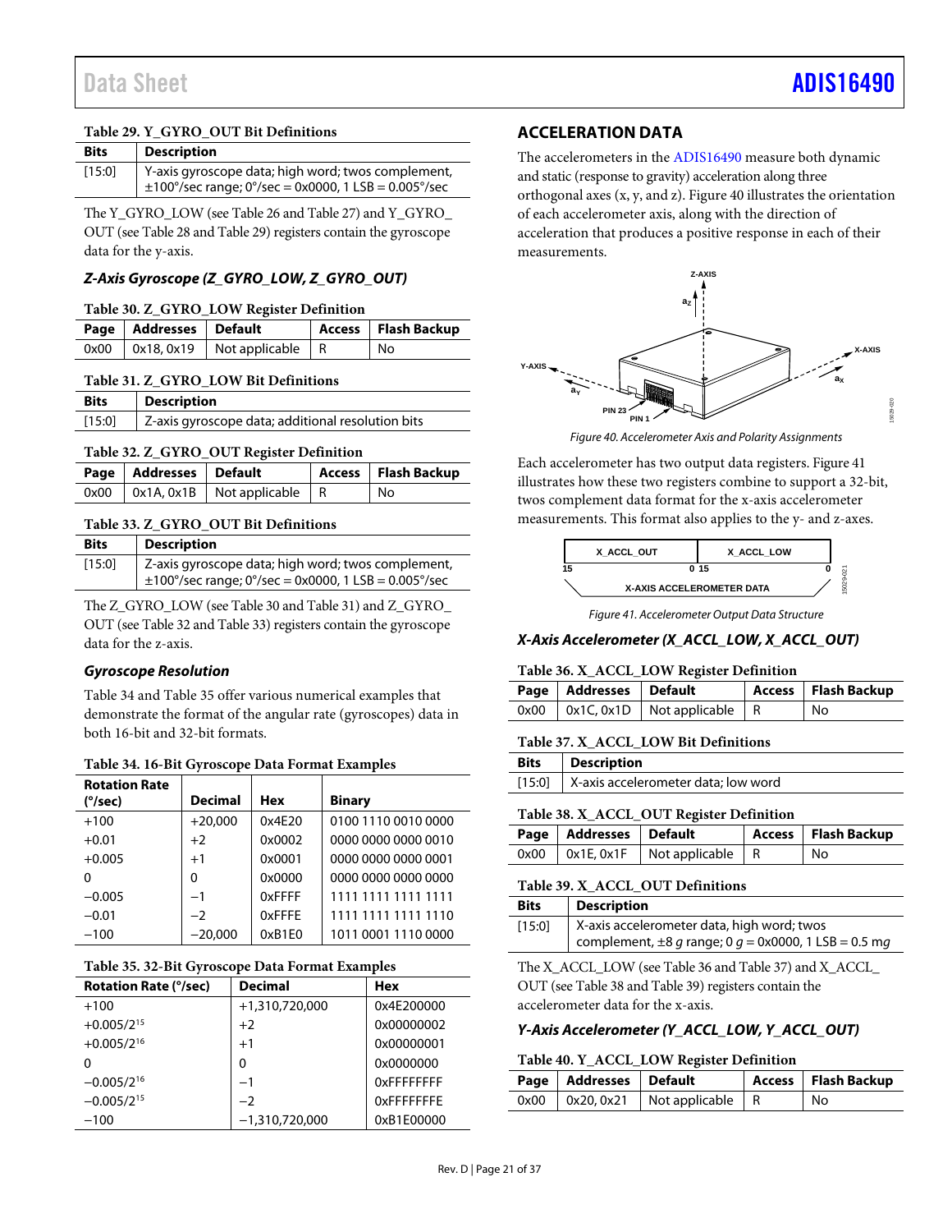**Table 29. Y_GYRO_OUT Bit Definitions**

| Bits | Description |
|---|---|
| [15:0] | Y-axis gyroscope data; high word; twos complement, ±100°/sec range; 0°/sec = 0x0000, 1 LSB = 0.005°/sec |

The Y_GYRO_LOW (see Table 26 and Table 27) and Y_GYRO_OUT (see Table 28 and Table 29) registers contain the gyroscope data for the y-axis.

### *Z-Axis Gyroscope (Z_GYRO_LOW, Z_GYRO_OUT)*

**Table 30. Z_GYRO_LOW Register Definition**

| Page | Addresses | Default | Access | Flash Backup |
|---|---|---|---|---|
| 0x00 | 0x18, 0x19 | Not applicable | R | No |

**Table 31. Z_GYRO_LOW Bit Definitions**

| Bits | Description |
|---|---|
| [15:0] | Z-axis gyroscope data; additional resolution bits |

**Table 32. Z_GYRO_OUT Register Definition**

| Page | Addresses | Default | Access | Flash Backup |
|---|---|---|---|---|
| 0x00 | 0x1A, 0x1B | Not applicable | R | No |

**Table 33. Z_GYRO_OUT Bit Definitions**

| Bits | Description |
|---|---|
| [15:0] | Z-axis gyroscope data; high word; twos complement, ±100°/sec range; 0°/sec = 0x0000, 1 LSB = 0.005°/sec |

The Z_GYRO_LOW (see Table 30 and Table 31) and Z_GYRO_OUT (see Table 32 and Table 33) registers contain the gyroscope data for the z-axis.

### *Gyroscope Resolution*

Table 34 and Table 35 offer various numerical examples that demonstrate the format of the angular rate (gyroscopes) data in both 16-bit and 32-bit formats.

**Table 34. 16-Bit Gyroscope Data Format Examples**

| Rotation Rate (°/sec) | Decimal | Hex | Binary |
|---|---|---|---|
| +100 | +20,000 | 0x4E20 | 0100 1110 0010 0000 |
| +0.01 | +2 | 0x0002 | 0000 0000 0000 0010 |
| +0.005 | +1 | 0x0001 | 0000 0000 0000 0001 |
| 0 | 0 | 0x0000 | 0000 0000 0000 0000 |
| −0.005 | −1 | 0xFFFF | 1111 1111 1111 1111 |
| −0.01 | −2 | 0xFFFE | 1111 1111 1111 1110 |
| −100 | −20,000 | 0xB1E0 | 1011 0001 1110 0000 |

**Table 35. 32-Bit Gyroscope Data Format Examples**

| Rotation Rate (°/sec) | Decimal | Hex |
|---|---|---|
| +100 | +1,310,720,000 | 0x4E200000 |
| $+0.005/2^{15}$ | +2 | 0x00000002 |
| $+0.005/2^{16}$ | +1 | 0x00000001 |
| 0 | 0 | 0x0000000 |
| $-0.005/2^{16}$ | −1 | 0xFFFFFFFF |
| $-0.005/2^{15}$ | −2 | 0xFFFFFFFE |
| −100 | −1,310,720,000 | 0xB1E00000 |

## ACCELERATION DATA

The accelerometers in the ADIS16490 measure both dynamic and static (response to gravity) acceleration along three orthogonal axes (x, y, and z). Figure 40 illustrates the orientation of each accelerometer axis, along with the direction of acceleration that produces a positive response in each of their measurements.

*Figure 40. Accelerometer Axis and Polarity Assignments*

Each accelerometer has two output data registers. Figure 41 illustrates how these two registers combine to support a 32-bit, twos complement data format for the x-axis accelerometer measurements. This format also applies to the y- and z-axes.

*Figure 41. Accelerometer Output Data Structure*

### *X-Axis Accelerometer (X_ACCL_LOW, X_ACCL_OUT)*

**Table 36. X_ACCL_LOW Register Definition**

| Page | Addresses | Default | Access | Flash Backup |
|---|---|---|---|---|
| 0x00 | 0x1C, 0x1D | Not applicable | R | No |

**Table 37. X_ACCL_LOW Bit Definitions**

| Bits | Description |
|---|---|
| [15:0] | X-axis accelerometer data; low word |

**Table 38. X_ACCL_OUT Register Definition**

| Page | Addresses | Default | Access | Flash Backup |
|---|---|---|---|---|
| 0x00 | 0x1E, 0x1F | Not applicable | R | No |

**Table 39. X_ACCL_OUT Definitions**

| Bits | Description |
|---|---|
| [15:0] | X-axis accelerometer data, high word; twos complement, ±8 *g* range; 0 *g* = 0x0000, 1 LSB = 0.5 m*g* |

The X_ACCL_LOW (see Table 36 and Table 37) and X_ACCL_OUT (see Table 38 and Table 39) registers contain the accelerometer data for the x-axis.

### *Y-Axis Accelerometer (Y_ACCL_LOW, Y_ACCL_OUT)*

**Table 40. Y_ACCL_LOW Register Definition**

| Page | Addresses | Default | Access | Flash Backup |
|---|---|---|---|---|
| 0x00 | 0x20, 0x21 | Not applicable | R | No |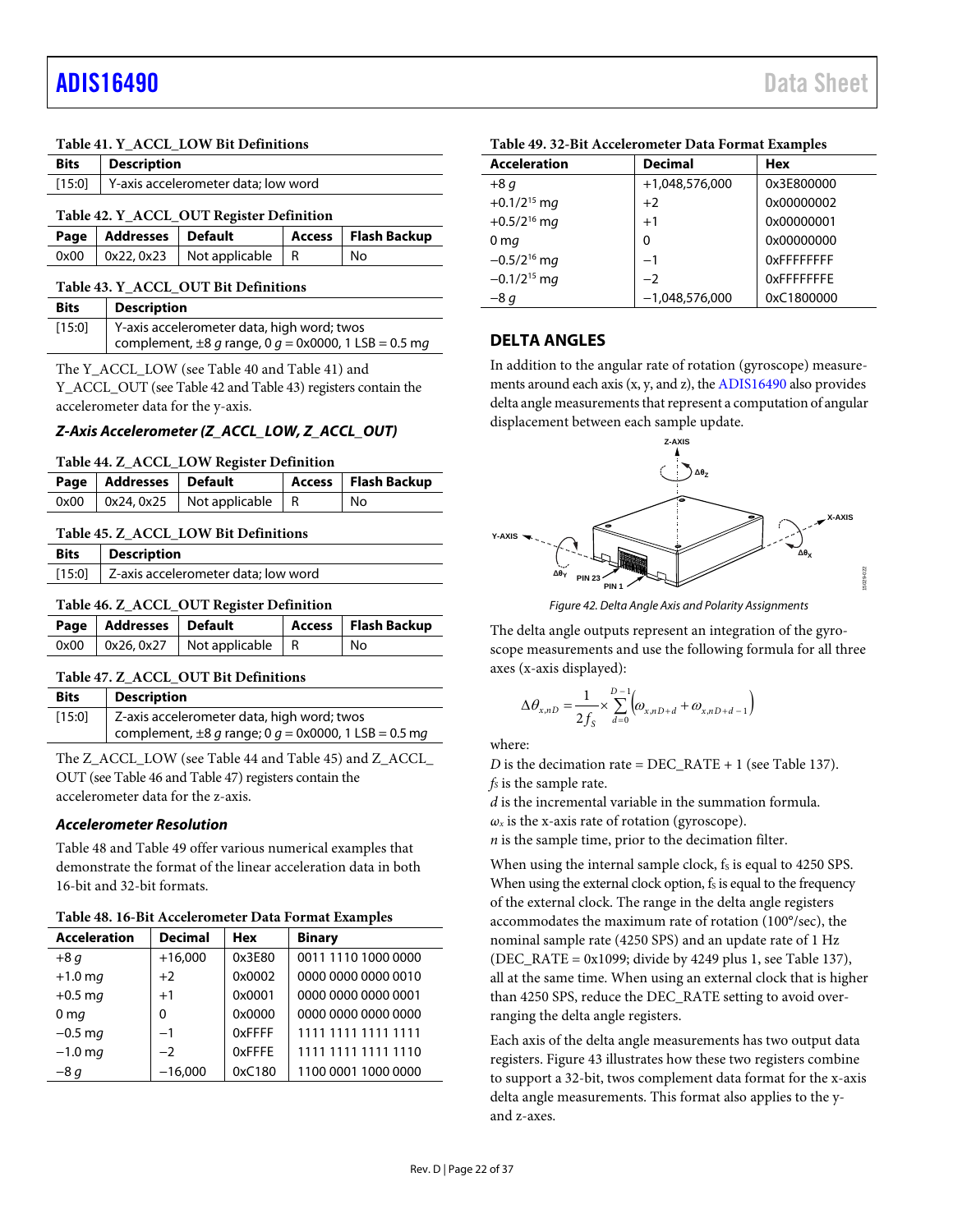**Table 41. Y_ACCL_LOW Bit Definitions**

| Bits | Description |
|---|---|
| [15:0] | Y-axis accelerometer data; low word |

**Table 42. Y_ACCL_OUT Register Definition**

| Page | Addresses | Default | Access | Flash Backup |
|---|---|---|---|---|
| 0x00 | 0x22, 0x23 | Not applicable | R | No |

**Table 43. Y_ACCL_OUT Bit Definitions**

| Bits | Description |
|---|---|
| [15:0] | Y-axis accelerometer data, high word; twos complement, ±8 *g* range, 0 *g* = 0x0000, 1 LSB = 0.5 m*g* |

The Y_ACCL_LOW (see Table 40 and Table 41) and Y_ACCL_OUT (see Table 42 and Table 43) registers contain the accelerometer data for the y-axis.

### *Z-Axis Accelerometer (Z_ACCL_LOW, Z_ACCL_OUT)*

**Table 44. Z_ACCL_LOW Register Definition**

| Page | Addresses | Default | Access | Flash Backup |
|---|---|---|---|---|
| 0x00 | 0x24, 0x25 | Not applicable | R | No |

**Table 45. Z_ACCL_LOW Bit Definitions**

| Bits | Description |
|---|---|
| [15:0] | Z-axis accelerometer data; low word |

**Table 46. Z_ACCL_OUT Register Definition**

| Page | Addresses | Default | Access | Flash Backup |
|---|---|---|---|---|
| 0x00 | 0x26, 0x27 | Not applicable | R | No |

**Table 47. Z_ACCL_OUT Bit Definitions**

| Bits | Description |
|---|---|
| [15:0] | Z-axis accelerometer data, high word; twos complement, ±8 *g* range; 0 *g* = 0x0000, 1 LSB = 0.5 m*g* |

The Z_ACCL_LOW (see Table 44 and Table 45) and Z_ACCL_OUT (see Table 46 and Table 47) registers contain the accelerometer data for the z-axis.

### *Accelerometer Resolution*

Table 48 and Table 49 offer various numerical examples that demonstrate the format of the linear acceleration data in both 16-bit and 32-bit formats.

**Table 48. 16-Bit Accelerometer Data Format Examples**

| Acceleration | Decimal | Hex | Binary |
|---|---|---|---|
| +8 *g* | +16,000 | 0x3E80 | 0011 1110 1000 0000 |
| +1.0 m*g* | +2 | 0x0002 | 0000 0000 0000 0010 |
| +0.5 m*g* | +1 | 0x0001 | 0000 0000 0000 0001 |
| 0 m*g* | 0 | 0x0000 | 0000 0000 0000 0000 |
| −0.5 m*g* | −1 | 0xFFFF | 1111 1111 1111 1111 |
| −1.0 m*g* | −2 | 0xFFFE | 1111 1111 1111 1110 |
| −8 *g* | −16,000 | 0xC180 | 1100 0001 1000 0000 |

**Table 49. 32-Bit Accelerometer Data Format Examples**

| Acceleration | Decimal | Hex |
|---|---|---|
| +8 *g* | +1,048,576,000 | 0x3E800000 |
| $+0.1/2^{15}$ m*g* | +2 | 0x00000002 |
| $+0.5/2^{16}$ m*g* | +1 | 0x00000001 |
| 0 m*g* | 0 | 0x00000000 |
| $-0.5/2^{16}$ m*g* | −1 | 0xFFFFFFFF |
| $-0.1/2^{15}$ m*g* | −2 | 0xFFFFFFFE |
| −8 *g* | −1,048,576,000 | 0xC1800000 |

## DELTA ANGLES

In addition to the angular rate of rotation (gyroscope) measurements around each axis (x, y, and z), the ADIS16490 also provides delta angle measurements that represent a computation of angular displacement between each sample update.

*Figure 42. Delta Angle Axis and Polarity Assignments*

The delta angle outputs represent an integration of the gyroscope measurements and use the following formula for all three axes (x-axis displayed):

$$\Delta\theta_{x,nD} = \frac{1}{2f_S} \times \sum_{d=0}^{D-1}\left(\omega_{x,nD+d} + \omega_{x,nD+d-1}\right)$$

where:
$D$ is the decimation rate = DEC_RATE + 1 (see Table 137).
$f_S$ is the sample rate.
$d$ is the incremental variable in the summation formula.
$\omega_x$ is the x-axis rate of rotation (gyroscope).
$n$ is the sample time, prior to the decimation filter.

When using the internal sample clock, $f_S$ is equal to 4250 SPS. When using the external clock option, $f_S$ is equal to the frequency of the external clock. The range in the delta angle registers accommodates the maximum rate of rotation (100°/sec), the nominal sample rate (4250 SPS) and an update rate of 1 Hz (DEC_RATE = 0x1099; divide by 4249 plus 1, see Table 137), all at the same time. When using an external clock that is higher than 4250 SPS, reduce the DEC_RATE setting to avoid overranging the delta angle registers.

Each axis of the delta angle measurements has two output data registers. Figure 43 illustrates how these two registers combine to support a 32-bit, twos complement data format for the x-axis delta angle measurements. This format also applies to the y- and z-axes.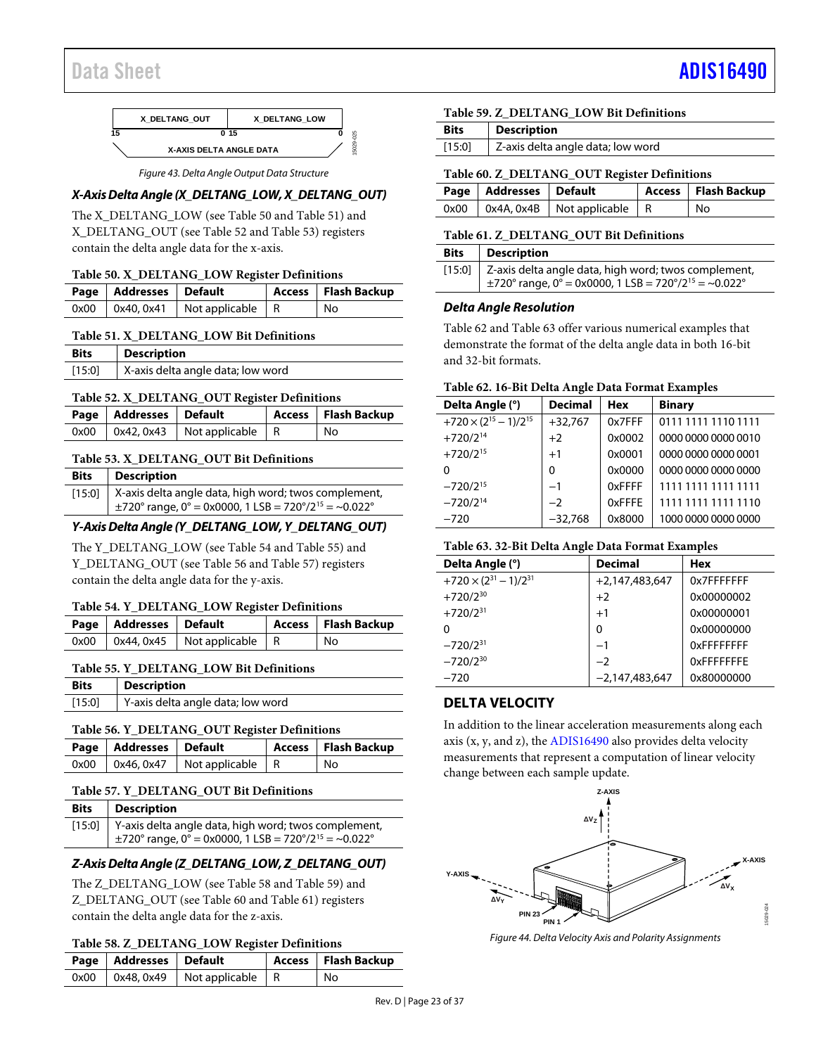Figure 43. Delta Angle Output Data Structure

### X-Axis Delta Angle (X_DELTANG_LOW, X_DELTANG_OUT)

The X_DELTANG_LOW (see Table 50 and Table 51) and X_DELTANG_OUT (see Table 52 and Table 53) registers contain the delta angle data for the x-axis.

**Table 50. X_DELTANG_LOW Register Definitions**

| Page | Addresses | Default | Access | Flash Backup |
|---|---|---|---|---|
| 0x00 | 0x40, 0x41 | Not applicable | R | No |

**Table 51. X_DELTANG_LOW Bit Definitions**

| Bits | Description |
|---|---|
| [15:0] | X-axis delta angle data; low word |

**Table 52. X_DELTANG_OUT Register Definitions**

| Page | Addresses | Default | Access | Flash Backup |
|---|---|---|---|---|
| 0x00 | 0x42, 0x43 | Not applicable | R | No |

**Table 53. X_DELTANG_OUT Bit Definitions**

| Bits | Description |
|---|---|
| [15:0] | X-axis delta angle data, high word; twos complement, ±720° range, 0° = 0x0000, 1 LSB = $720°/2^{15}$ = ~0.022° |

### Y-Axis Delta Angle (Y_DELTANG_LOW, Y_DELTANG_OUT)

The Y_DELTANG_LOW (see Table 54 and Table 55) and Y_DELTANG_OUT (see Table 56 and Table 57) registers contain the delta angle data for the y-axis.

**Table 54. Y_DELTANG_LOW Register Definitions**

| Page | Addresses | Default | Access | Flash Backup |
|---|---|---|---|---|
| 0x00 | 0x44, 0x45 | Not applicable | R | No |

**Table 55. Y_DELTANG_LOW Bit Definitions**

| Bits | Description |
|---|---|
| [15:0] | Y-axis delta angle data; low word |

**Table 56. Y_DELTANG_OUT Register Definitions**

| Page | Addresses | Default | Access | Flash Backup |
|---|---|---|---|---|
| 0x00 | 0x46, 0x47 | Not applicable | R | No |

**Table 57. Y_DELTANG_OUT Bit Definitions**

| Bits | Description |
|---|---|
| [15:0] | Y-axis delta angle data, high word; twos complement, ±720° range, 0° = 0x0000, 1 LSB = $720°/2^{15}$ = ~0.022° |

### Z-Axis Delta Angle (Z_DELTANG_LOW, Z_DELTANG_OUT)

The Z_DELTANG_LOW (see Table 58 and Table 59) and Z_DELTANG_OUT (see Table 60 and Table 61) registers contain the delta angle data for the z-axis.

**Table 58. Z_DELTANG_LOW Register Definitions**

| Page | Addresses | Default | Access | Flash Backup |
|---|---|---|---|---|
| 0x00 | 0x48, 0x49 | Not applicable | R | No |

**Table 59. Z_DELTANG_LOW Bit Definitions**

| Bits | Description |
|---|---|
| [15:0] | Z-axis delta angle data; low word |

**Table 60. Z_DELTANG_OUT Register Definitions**

| Page | Addresses | Default | Access | Flash Backup |
|---|---|---|---|---|
| 0x00 | 0x4A, 0x4B | Not applicable | R | No |

**Table 61. Z_DELTANG_OUT Bit Definitions**

| Bits | Description |
|---|---|
| [15:0] | Z-axis delta angle data, high word; twos complement, ±720° range, 0° = 0x0000, 1 LSB = $720°/2^{15}$ = ~0.022° |

### Delta Angle Resolution

Table 62 and Table 63 offer various numerical examples that demonstrate the format of the delta angle data in both 16-bit and 32-bit formats.

**Table 62. 16-Bit Delta Angle Data Format Examples**

| Delta Angle (°) | Decimal | Hex | Binary |
|---|---|---|---|
| $+720 \times (2^{15} - 1)/2^{15}$ | +32,767 | 0x7FFF | 0111 1111 1110 1111 |
| $+720/2^{14}$ | +2 | 0x0002 | 0000 0000 0000 0010 |
| $+720/2^{15}$ | +1 | 0x0001 | 0000 0000 0000 0001 |
| 0 | 0 | 0x0000 | 0000 0000 0000 0000 |
| $-720/2^{15}$ | −1 | 0xFFFF | 1111 1111 1111 1111 |
| $-720/2^{14}$ | −2 | 0xFFFE | 1111 1111 1111 1110 |
| −720 | −32,768 | 0x8000 | 1000 0000 0000 0000 |

**Table 63. 32-Bit Delta Angle Data Format Examples**

| Delta Angle (°) | Decimal | Hex |
|---|---|---|
| $+720 \times (2^{31} - 1)/2^{31}$ | +2,147,483,647 | 0x7FFFFFFF |
| $+720/2^{30}$ | +2 | 0x00000002 |
| $+720/2^{31}$ | +1 | 0x00000001 |
| 0 | 0 | 0x00000000 |
| $-720/2^{31}$ | −1 | 0xFFFFFFFF |
| $-720/2^{30}$ | −2 | 0xFFFFFFFE |
| −720 | −2,147,483,647 | 0x80000000 |

## DELTA VELOCITY

In addition to the linear acceleration measurements along each axis (x, y, and z), the ADIS16490 also provides delta velocity measurements that represent a computation of linear velocity change between each sample update.

Figure 44. Delta Velocity Axis and Polarity Assignments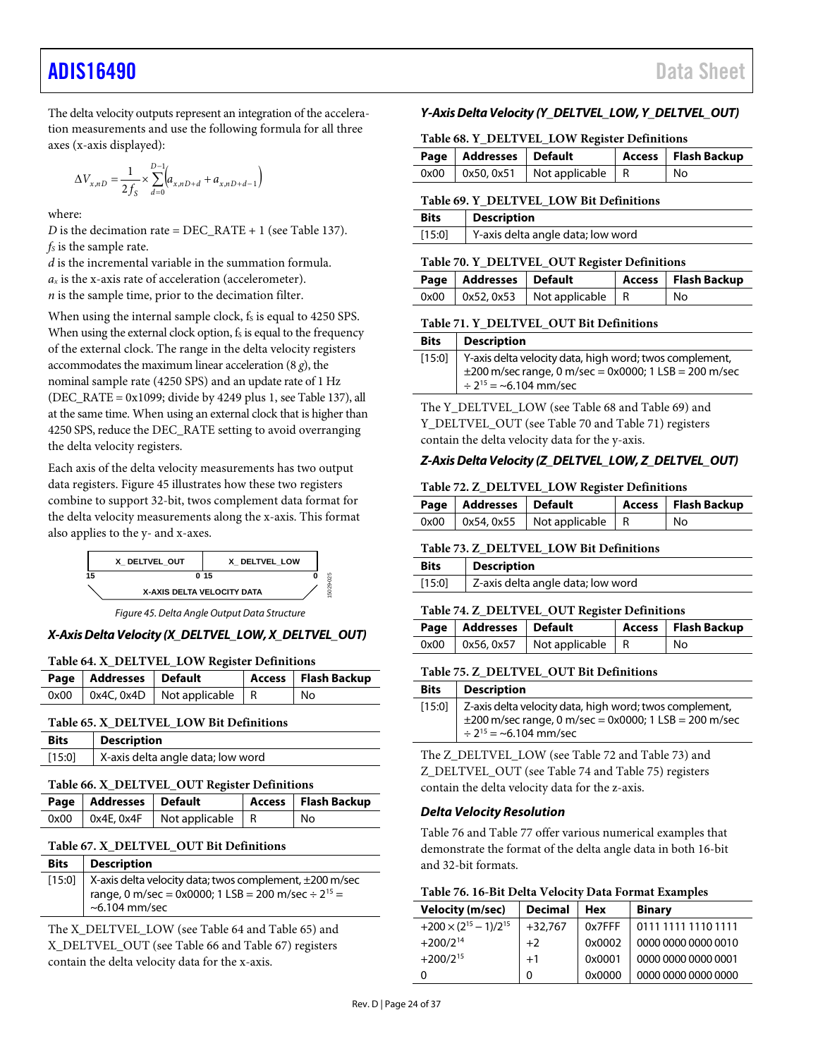The delta velocity outputs represent an integration of the acceleration measurements and use the following formula for all three axes (x-axis displayed):

$$\Delta V_{x,nD} = \frac{1}{2f_S} \times \sum_{d=0}^{D-1} \left( a_{x,nD+d} + a_{x,nD+d-1} \right)$$

where:
$D$ is the decimation rate = DEC_RATE + 1 (see Table 137).
$f_S$ is the sample rate.
$d$ is the incremental variable in the summation formula.
$a_x$ is the x-axis rate of acceleration (accelerometer).
$n$ is the sample time, prior to the decimation filter.

When using the internal sample clock, $f_S$ is equal to 4250 SPS. When using the external clock option, $f_S$ is equal to the frequency of the external clock. The range in the delta velocity registers accommodates the maximum linear acceleration (8 *g*), the nominal sample rate (4250 SPS) and an update rate of 1 Hz (DEC_RATE = 0x1099; divide by 4249 plus 1, see Table 137), all at the same time. When using an external clock that is higher than 4250 SPS, reduce the DEC_RATE setting to avoid overranging the delta velocity registers.

Each axis of the delta velocity measurements has two output data registers. Figure 45 illustrates how these two registers combine to support 32-bit, twos complement data format for the delta velocity measurements along the x-axis. This format also applies to the y- and x-axes.

| X_ DELTVEL_OUT | X_ DELTVEL_LOW |
|---|---|
| 15 ... 0 | 15 ... 0 |
| X-AXIS DELTA VELOCITY DATA | |

*Figure 45. Delta Angle Output Data Structure*

### *X-Axis Delta Velocity (X_DELTVEL_LOW, X_DELTVEL_OUT)*

**Table 64. X_DELTVEL_LOW Register Definitions**

| Page | Addresses | Default | Access | Flash Backup |
|---|---|---|---|---|
| 0x00 | 0x4C, 0x4D | Not applicable | R | No |

**Table 65. X_DELTVEL_LOW Bit Definitions**

| Bits | Description |
|---|---|
| [15:0] | X-axis delta angle data; low word |

**Table 66. X_DELTVEL_OUT Register Definitions**

| Page | Addresses | Default | Access | Flash Backup |
|---|---|---|---|---|
| 0x00 | 0x4E, 0x4F | Not applicable | R | No |

**Table 67. X_DELTVEL_OUT Bit Definitions**

| Bits | Description |
|---|---|
| [15:0] | X-axis delta velocity data; twos complement, ±200 m/sec range, 0 m/sec = 0x0000; 1 LSB = 200 m/sec ÷ $2^{15}$ = ~6.104 mm/sec |

The X_DELTVEL_LOW (see Table 64 and Table 65) and X_DELTVEL_OUT (see Table 66 and Table 67) registers contain the delta velocity data for the x-axis.

### *Y-Axis Delta Velocity (Y_DELTVEL_LOW, Y_DELTVEL_OUT)*

**Table 68. Y_DELTVEL_LOW Register Definitions**

| Page | Addresses | Default | Access | Flash Backup |
|---|---|---|---|---|
| 0x00 | 0x50, 0x51 | Not applicable | R | No |

**Table 69. Y_DELTVEL_LOW Bit Definitions**

| Bits | Description |
|---|---|
| [15:0] | Y-axis delta angle data; low word |

**Table 70. Y_DELTVEL_OUT Register Definitions**

| Page | Addresses | Default | Access | Flash Backup |
|---|---|---|---|---|
| 0x00 | 0x52, 0x53 | Not applicable | R | No |

**Table 71. Y_DELTVEL_OUT Bit Definitions**

| Bits | Description |
|---|---|
| [15:0] | Y-axis delta velocity data, high word; twos complement, ±200 m/sec range, 0 m/sec = 0x0000; 1 LSB = 200 m/sec ÷ $2^{15}$ = ~6.104 mm/sec |

The Y_DELTVEL_LOW (see Table 68 and Table 69) and Y_DELTVEL_OUT (see Table 70 and Table 71) registers contain the delta velocity data for the y-axis.

### *Z-Axis Delta Velocity (Z_DELTVEL_LOW, Z_DELTVEL_OUT)*

**Table 72. Z_DELTVEL_LOW Register Definitions**

| Page | Addresses | Default | Access | Flash Backup |
|---|---|---|---|---|
| 0x00 | 0x54, 0x55 | Not applicable | R | No |

**Table 73. Z_DELTVEL_LOW Bit Definitions**

| Bits | Description |
|---|---|
| [15:0] | Z-axis delta angle data; low word |

**Table 74. Z_DELTVEL_OUT Register Definitions**

| Page | Addresses | Default | Access | Flash Backup |
|---|---|---|---|---|
| 0x00 | 0x56, 0x57 | Not applicable | R | No |

**Table 75. Z_DELTVEL_OUT Bit Definitions**

| Bits | Description |
|---|---|
| [15:0] | Z-axis delta velocity data, high word; twos complement, ±200 m/sec range, 0 m/sec = 0x0000; 1 LSB = 200 m/sec ÷ $2^{15}$ = ~6.104 mm/sec |

The Z_DELTVEL_LOW (see Table 72 and Table 73) and Z_DELTVEL_OUT (see Table 74 and Table 75) registers contain the delta velocity data for the z-axis.

### *Delta Velocity Resolution*

Table 76 and Table 77 offer various numerical examples that demonstrate the format of the delta angle data in both 16-bit and 32-bit formats.

**Table 76. 16-Bit Delta Velocity Data Format Examples**

| Velocity (m/sec) | Decimal | Hex | Binary |
|---|---|---|---|
| $+200 \times (2^{15} - 1)/2^{15}$ | +32,767 | 0x7FFF | 0111 1111 1110 1111 |
| $+200/2^{14}$ | +2 | 0x0002 | 0000 0000 0000 0010 |
| $+200/2^{15}$ | +1 | 0x0001 | 0000 0000 0000 0001 |
| 0 | 0 | 0x0000 | 0000 0000 0000 0000 |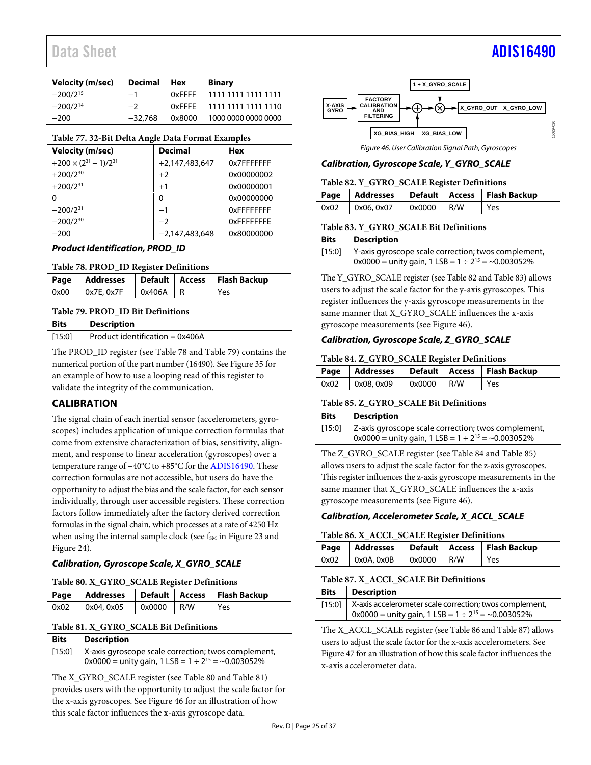| Velocity (m/sec) | Decimal | Hex | Binary |
|---|---|---|---|
| $-200/2^{15}$ | −1 | 0xFFFF | 1111 1111 1111 1111 |
| $-200/2^{14}$ | −2 | 0xFFFE | 1111 1111 1111 1110 |
| −200 | −32,768 | 0x8000 | 1000 0000 0000 0000 |

**Table 77. 32-Bit Delta Angle Data Format Examples**

| Velocity (m/sec) | Decimal | Hex |
|---|---|---|
| $+200 \times (2^{31} - 1)/2^{31}$ | +2,147,483,647 | 0x7FFFFFFF |
| $+200/2^{30}$ | +2 | 0x00000002 |
| $+200/2^{31}$ | +1 | 0x00000001 |
| 0 | 0 | 0x00000000 |
| $-200/2^{31}$ | −1 | 0xFFFFFFFF |
| $-200/2^{30}$ | −2 | 0xFFFFFFFE |
| −200 | −2,147,483,648 | 0x80000000 |

### *Product Identification, PROD_ID*

**Table 78. PROD_ID Register Definitions**

| Page | Addresses | Default | Access | Flash Backup |
|---|---|---|---|---|
| 0x00 | 0x7E, 0x7F | 0x406A | R | Yes |

**Table 79. PROD_ID Bit Definitions**

| Bits | Description |
|---|---|
| [15:0] | Product identification = 0x406A |

The PROD_ID register (see Table 78 and Table 79) contains the numerical portion of the part number (16490). See Figure 35 for an example of how to use a looping read of this register to validate the integrity of the communication.

## CALIBRATION

The signal chain of each inertial sensor (accelerometers, gyroscopes) includes application of unique correction formulas that come from extensive characterization of bias, sensitivity, alignment, and response to linear acceleration (gyroscopes) over a temperature range of −40°C to +85°C for the ADIS16490. These correction formulas are not accessible, but users do have the opportunity to adjust the bias and the scale factor, for each sensor individually, through user accessible registers. These correction factors follow immediately after the factory derived correction formulas in the signal chain, which processes at a rate of 4250 Hz when using the internal sample clock (see $f_{SM}$ in Figure 23 and Figure 24).

### *Calibration, Gyroscope Scale, X_GYRO_SCALE*

**Table 80. X_GYRO_SCALE Register Definitions**

| Page | Addresses | Default | Access | Flash Backup |
|---|---|---|---|---|
| 0x02 | 0x04, 0x05 | 0x0000 | R/W | Yes |

**Table 81. X_GYRO_SCALE Bit Definitions**

| Bits | Description |
|---|---|
| [15:0] | X-axis gyroscope scale correction; twos complement, 0x0000 = unity gain, 1 LSB = $1 \div 2^{15}$ = ~0.003052% |

The X_GYRO_SCALE register (see Table 80 and Table 81) provides users with the opportunity to adjust the scale factor for the x-axis gyroscopes. See Figure 46 for an illustration of how this scale factor influences the x-axis gyroscope data.

Figure 46. User Calibration Signal Path, Gyroscopes

### *Calibration, Gyroscope Scale, Y_GYRO_SCALE*

**Table 82. Y_GYRO_SCALE Register Definitions**

| Page | Addresses | Default | Access | Flash Backup |
|---|---|---|---|---|
| 0x02 | 0x06, 0x07 | 0x0000 | R/W | Yes |

**Table 83. Y_GYRO_SCALE Bit Definitions**

| Bits | Description |
|---|---|
| [15:0] | Y-axis gyroscope scale correction; twos complement, 0x0000 = unity gain, 1 LSB = $1 \div 2^{15}$ = ~0.003052% |

The Y_GYRO_SCALE register (see Table 82 and Table 83) allows users to adjust the scale factor for the y-axis gyroscopes. This register influences the y-axis gyroscope measurements in the same manner that X_GYRO_SCALE influences the x-axis gyroscope measurements (see Figure 46).

### *Calibration, Gyroscope Scale, Z_GYRO_SCALE*

**Table 84. Z_GYRO_SCALE Register Definitions**

| Page | Addresses | Default | Access | Flash Backup |
|---|---|---|---|---|
| 0x02 | 0x08, 0x09 | 0x0000 | R/W | Yes |

**Table 85. Z_GYRO_SCALE Bit Definitions**

| Bits | Description |
|---|---|
| [15:0] | Z-axis gyroscope scale correction; twos complement, 0x0000 = unity gain, 1 LSB = $1 \div 2^{15}$ = ~0.003052% |

The Z_GYRO_SCALE register (see Table 84 and Table 85) allows users to adjust the scale factor for the z-axis gyroscopes. This register influences the z-axis gyroscope measurements in the same manner that X_GYRO_SCALE influences the x-axis gyroscope measurements (see Figure 46).

### *Calibration, Accelerometer Scale, X_ACCL_SCALE*

**Table 86. X_ACCL_SCALE Register Definitions**

| Page | Addresses | Default | Access | Flash Backup |
|---|---|---|---|---|
| 0x02 | 0x0A, 0x0B | 0x0000 | R/W | Yes |

**Table 87. X_ACCL_SCALE Bit Definitions**

| Bits | Description |
|---|---|
| [15:0] | X-axis accelerometer scale correction; twos complement, 0x0000 = unity gain, 1 LSB = $1 \div 2^{15}$ = ~0.003052% |

The X_ACCL_SCALE register (see Table 86 and Table 87) allows users to adjust the scale factor for the x-axis accelerometers. See Figure 47 for an illustration of how this scale factor influences the x-axis accelerometer data.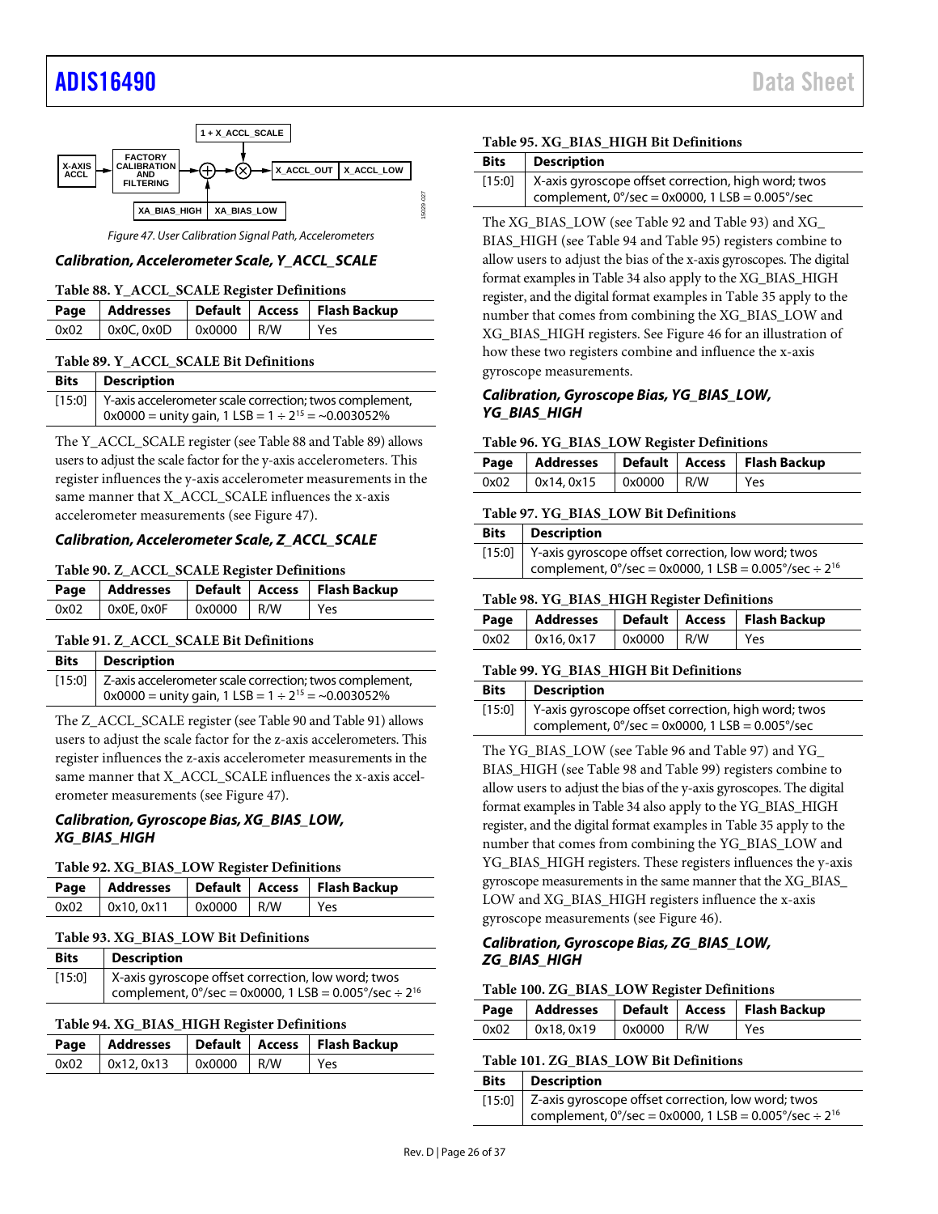Figure 47. User Calibration Signal Path, Accelerometers

### Calibration, Accelerometer Scale, Y_ACCL_SCALE

**Table 88. Y_ACCL_SCALE Register Definitions**

| Page | Addresses | Default | Access | Flash Backup |
|---|---|---|---|---|
| 0x02 | 0x0C, 0x0D | 0x0000 | R/W | Yes |

**Table 89. Y_ACCL_SCALE Bit Definitions**

| Bits | Description |
|---|---|
| [15:0] | Y-axis accelerometer scale correction; twos complement, 0x0000 = unity gain, 1 LSB = 1 ÷ $2^{15}$ = ~0.003052% |

The Y_ACCL_SCALE register (see Table 88 and Table 89) allows users to adjust the scale factor for the y-axis accelerometers. This register influences the y-axis accelerometer measurements in the same manner that X_ACCL_SCALE influences the x-axis accelerometer measurements (see Figure 47).

### Calibration, Accelerometer Scale, Z_ACCL_SCALE

**Table 90. Z_ACCL_SCALE Register Definitions**

| Page | Addresses | Default | Access | Flash Backup |
|---|---|---|---|---|
| 0x02 | 0x0E, 0x0F | 0x0000 | R/W | Yes |

**Table 91. Z_ACCL_SCALE Bit Definitions**

| Bits | Description |
|---|---|
| [15:0] | Z-axis accelerometer scale correction; twos complement, 0x0000 = unity gain, 1 LSB = 1 ÷ $2^{15}$ = ~0.003052% |

The Z_ACCL_SCALE register (see Table 90 and Table 91) allows users to adjust the scale factor for the z-axis accelerometers. This register influences the z-axis accelerometer measurements in the same manner that X_ACCL_SCALE influences the x-axis accelerometer measurements (see Figure 47).

### Calibration, Gyroscope Bias, XG_BIAS_LOW, XG_BIAS_HIGH

**Table 92. XG_BIAS_LOW Register Definitions**

| Page | Addresses | Default | Access | Flash Backup |
|---|---|---|---|---|
| 0x02 | 0x10, 0x11 | 0x0000 | R/W | Yes |

**Table 93. XG_BIAS_LOW Bit Definitions**

| Bits | Description |
|---|---|
| [15:0] | X-axis gyroscope offset correction, low word; twos complement, 0°/sec = 0x0000, 1 LSB = 0.005°/sec ÷ $2^{16}$ |

**Table 94. XG_BIAS_HIGH Register Definitions**

| Page | Addresses | Default | Access | Flash Backup |
|---|---|---|---|---|
| 0x02 | 0x12, 0x13 | 0x0000 | R/W | Yes |

**Table 95. XG_BIAS_HIGH Bit Definitions**

| Bits | Description |
|---|---|
| [15:0] | X-axis gyroscope offset correction, high word; twos complement, 0°/sec = 0x0000, 1 LSB = 0.005°/sec |

The XG_BIAS_LOW (see Table 92 and Table 93) and XG_BIAS_HIGH (see Table 94 and Table 95) registers combine to allow users to adjust the bias of the x-axis gyroscopes. The digital format examples in Table 34 also apply to the XG_BIAS_HIGH register, and the digital format examples in Table 35 apply to the number that comes from combining the XG_BIAS_LOW and XG_BIAS_HIGH registers. See Figure 46 for an illustration of how these two registers combine and influence the x-axis gyroscope measurements.

### Calibration, Gyroscope Bias, YG_BIAS_LOW, YG_BIAS_HIGH

**Table 96. YG_BIAS_LOW Register Definitions**

| Page | Addresses | Default | Access | Flash Backup |
|---|---|---|---|---|
| 0x02 | 0x14, 0x15 | 0x0000 | R/W | Yes |

**Table 97. YG_BIAS_LOW Bit Definitions**

| Bits | Description |
|---|---|
| [15:0] | Y-axis gyroscope offset correction, low word; twos complement, 0°/sec = 0x0000, 1 LSB = 0.005°/sec ÷ $2^{16}$ |

**Table 98. YG_BIAS_HIGH Register Definitions**

| Page | Addresses | Default | Access | Flash Backup |
|---|---|---|---|---|
| 0x02 | 0x16, 0x17 | 0x0000 | R/W | Yes |

**Table 99. YG_BIAS_HIGH Bit Definitions**

| Bits | Description |
|---|---|
| [15:0] | Y-axis gyroscope offset correction, high word; twos complement, 0°/sec = 0x0000, 1 LSB = 0.005°/sec |

The YG_BIAS_LOW (see Table 96 and Table 97) and YG_BIAS_HIGH (see Table 98 and Table 99) registers combine to allow users to adjust the bias of the y-axis gyroscopes. The digital format examples in Table 34 also apply to the YG_BIAS_HIGH register, and the digital format examples in Table 35 apply to the number that comes from combining the YG_BIAS_LOW and YG_BIAS_HIGH registers. These registers influences the y-axis gyroscope measurements in the same manner that the XG_BIAS_LOW and XG_BIAS_HIGH registers influence the x-axis gyroscope measurements (see Figure 46).

### Calibration, Gyroscope Bias, ZG_BIAS_LOW, ZG_BIAS_HIGH

**Table 100. ZG_BIAS_LOW Register Definitions**

| Page | Addresses | Default | Access | Flash Backup |
|---|---|---|---|---|
| 0x02 | 0x18, 0x19 | 0x0000 | R/W | Yes |

**Table 101. ZG_BIAS_LOW Bit Definitions**

| Bits | Description |
|---|---|
| [15:0] | Z-axis gyroscope offset correction, low word; twos complement, 0°/sec = 0x0000, 1 LSB = 0.005°/sec ÷ $2^{16}$ |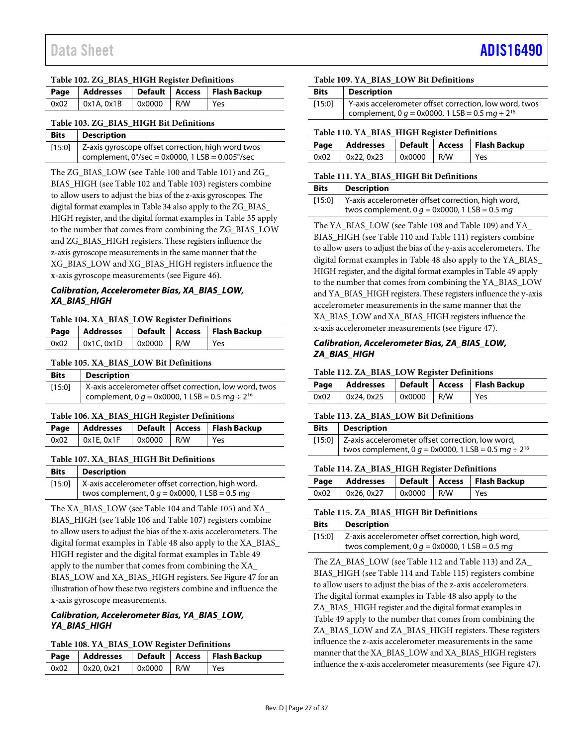**Table 102. ZG_BIAS_HIGH Register Definitions**

| Page | Addresses | Default | Access | Flash Backup |
|---|---|---|---|---|
| 0x02 | 0x1A, 0x1B | 0x0000 | R/W | Yes |

**Table 103. ZG_BIAS_HIGH Bit Definitions**

| Bits | Description |
|---|---|
| [15:0] | Z-axis gyroscope offset correction, high word twos complement, 0°/sec = 0x0000, 1 LSB = 0.005°/sec |

The ZG_BIAS_LOW (see Table 100 and Table 101) and ZG_BIAS_HIGH (see Table 102 and Table 103) registers combine to allow users to adjust the bias of the z-axis gyroscopes. The digital format examples in Table 34 also apply to the ZG_BIAS_HIGH register, and the digital format examples in Table 35 apply to the number that comes from combining the ZG_BIAS_LOW and ZG_BIAS_HIGH registers. These registers influence the z-axis gyroscope measurements in the same manner that the XG_BIAS_LOW and XG_BIAS_HIGH registers influence the x-axis gyroscope measurements (see Figure 46).

### Calibration, Accelerometer Bias, XA_BIAS_LOW, XA_BIAS_HIGH

**Table 104. XA_BIAS_LOW Register Definitions**

| Page | Addresses | Default | Access | Flash Backup |
|---|---|---|---|---|
| 0x02 | 0x1C, 0x1D | 0x0000 | R/W | Yes |

**Table 105. XA_BIAS_LOW Bit Definitions**

| Bits | Description |
|---|---|
| [15:0] | X-axis accelerometer offset correction, low word, twos complement, 0 *g* = 0x0000, 1 LSB = 0.5 m*g* ÷ $2^{16}$ |

**Table 106. XA_BIAS_HIGH Register Definitions**

| Page | Addresses | Default | Access | Flash Backup |
|---|---|---|---|---|
| 0x02 | 0x1E, 0x1F | 0x0000 | R/W | Yes |

**Table 107. XA_BIAS_HIGH Bit Definitions**

| Bits | Description |
|---|---|
| [15:0] | X-axis accelerometer offset correction, high word, twos complement, 0 *g* = 0x0000, 1 LSB = 0.5 m*g* |

The XA_BIAS_LOW (see Table 104 and Table 105) and XA_BIAS_HIGH (see Table 106 and Table 107) registers combine to allow users to adjust the bias of the x-axis accelerometers. The digital format examples in Table 48 also apply to the XA_BIAS_HIGH register and the digital format examples in Table 49 apply to the number that comes from combining the XA_BIAS_LOW and XA_BIAS_HIGH registers. See Figure 47 for an illustration of how these two registers combine and influence the x-axis gyroscope measurements.

### Calibration, Accelerometer Bias, YA_BIAS_LOW, YA_BIAS_HIGH

**Table 108. YA_BIAS_LOW Register Definitions**

| Page | Addresses | Default | Access | Flash Backup |
|---|---|---|---|---|
| 0x02 | 0x20, 0x21 | 0x0000 | R/W | Yes |

**Table 109. YA_BIAS_LOW Bit Definitions**

| Bits | Description |
|---|---|
| [15:0] | Y-axis accelerometer offset correction, low word, twos complement, 0 *g* = 0x0000, 1 LSB = 0.5 m*g* ÷ $2^{16}$ |

**Table 110. YA_BIAS_HIGH Register Definitions**

| Page | Addresses | Default | Access | Flash Backup |
|---|---|---|---|---|
| 0x02 | 0x22, 0x23 | 0x0000 | R/W | Yes |

**Table 111. YA_BIAS_HIGH Bit Definitions**

| Bits | Description |
|---|---|
| [15:0] | Y-axis accelerometer offset correction, high word, twos complement, 0 *g* = 0x0000, 1 LSB = 0.5 m*g* |

The YA_BIAS_LOW (see Table 108 and Table 109) and YA_BIAS_HIGH (see Table 110 and Table 111) registers combine to allow users to adjust the bias of the y-axis accelerometers. The digital format examples in Table 48 also apply to the YA_BIAS_HIGH register, and the digital format examples in Table 49 apply to the number that comes from combining the YA_BIAS_LOW and YA_BIAS_HIGH registers. These registers influence the y-axis accelerometer measurements in the same manner that the XA_BIAS_LOW and XA_BIAS_HIGH registers influence the x-axis accelerometer measurements (see Figure 47).

### Calibration, Accelerometer Bias, ZA_BIAS_LOW, ZA_BIAS_HIGH

**Table 112. ZA_BIAS_LOW Register Definitions**

| Page | Addresses | Default | Access | Flash Backup |
|---|---|---|---|---|
| 0x02 | 0x24, 0x25 | 0x0000 | R/W | Yes |

**Table 113. ZA_BIAS_LOW Bit Definitions**

| Bits | Description |
|---|---|
| [15:0] | Z-axis accelerometer offset correction, low word, twos complement, 0 *g* = 0x0000, 1 LSB = 0.5 m*g* ÷ $2^{16}$ |

**Table 114. ZA_BIAS_HIGH Register Definitions**

| Page | Addresses | Default | Access | Flash Backup |
|---|---|---|---|---|
| 0x02 | 0x26, 0x27 | 0x0000 | R/W | Yes |

**Table 115. ZA_BIAS_HIGH Bit Definitions**

| Bits | Description |
|---|---|
| [15:0] | Z-axis accelerometer offset correction, high word, twos complement, 0 *g* = 0x0000, 1 LSB = 0.5 m*g* |

The ZA_BIAS_LOW (see Table 112 and Table 113) and ZA_BIAS_HIGH (see Table 114 and Table 115) registers combine to allow users to adjust the bias of the z-axis accelerometers. The digital format examples in Table 48 also apply to the ZA_BIAS_ HIGH register and the digital format examples in Table 49 apply to the number that comes from combining the ZA_BIAS_LOW and ZA_BIAS_HIGH registers. These registers influence the z-axis accelerometer measurements in the same manner that the XA_BIAS_LOW and XA_BIAS_HIGH registers influence the x-axis accelerometer measurements (see Figure 47).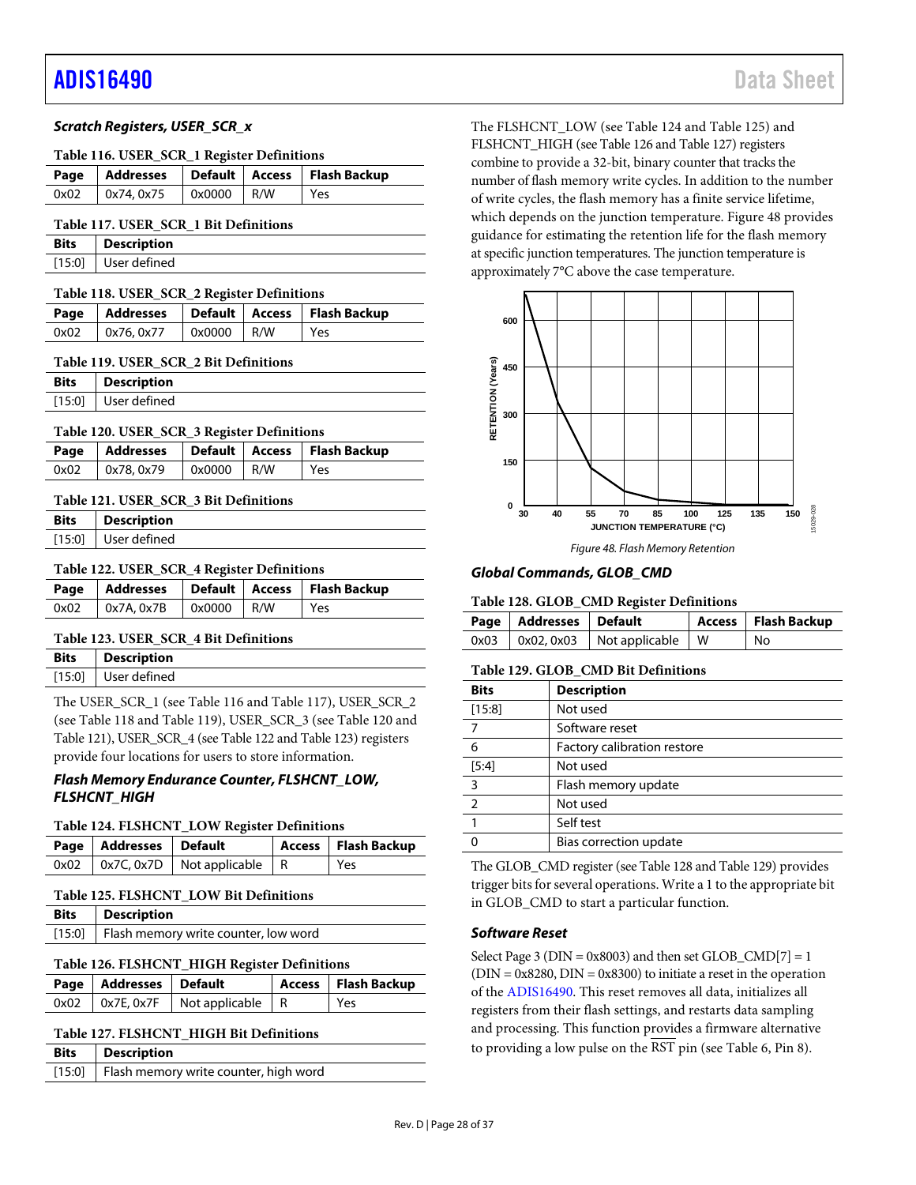### Scratch Registers, USER_SCR_x

**Table 116. USER_SCR_1 Register Definitions**

| Page | Addresses | Default | Access | Flash Backup |
|---|---|---|---|---|
| 0x02 | 0x74, 0x75 | 0x0000 | R/W | Yes |

**Table 117. USER_SCR_1 Bit Definitions**

| Bits | Description |
|---|---|
| [15:0] | User defined |

**Table 118. USER_SCR_2 Register Definitions**

| Page | Addresses | Default | Access | Flash Backup |
|---|---|---|---|---|
| 0x02 | 0x76, 0x77 | 0x0000 | R/W | Yes |

**Table 119. USER_SCR_2 Bit Definitions**

| Bits | Description |
|---|---|
| [15:0] | User defined |

**Table 120. USER_SCR_3 Register Definitions**

| Page | Addresses | Default | Access | Flash Backup |
|---|---|---|---|---|
| 0x02 | 0x78, 0x79 | 0x0000 | R/W | Yes |

**Table 121. USER_SCR_3 Bit Definitions**

| Bits | Description |
|---|---|
| [15:0] | User defined |

**Table 122. USER_SCR_4 Register Definitions**

| Page | Addresses | Default | Access | Flash Backup |
|---|---|---|---|---|
| 0x02 | 0x7A, 0x7B | 0x0000 | R/W | Yes |

**Table 123. USER_SCR_4 Bit Definitions**

| Bits | Description |
|---|---|
| [15:0] | User defined |

The USER_SCR_1 (see Table 116 and Table 117), USER_SCR_2 (see Table 118 and Table 119), USER_SCR_3 (see Table 120 and Table 121), USER_SCR_4 (see Table 122 and Table 123) registers provide four locations for users to store information.

### Flash Memory Endurance Counter, FLSHCNT_LOW, FLSHCNT_HIGH

**Table 124. FLSHCNT_LOW Register Definitions**

| Page | Addresses | Default | Access | Flash Backup |
|---|---|---|---|---|
| 0x02 | 0x7C, 0x7D | Not applicable | R | Yes |

**Table 125. FLSHCNT_LOW Bit Definitions**

| Bits | Description |
|---|---|
| [15:0] | Flash memory write counter, low word |

**Table 126. FLSHCNT_HIGH Register Definitions**

| Page | Addresses | Default | Access | Flash Backup |
|---|---|---|---|---|
| 0x02 | 0x7E, 0x7F | Not applicable | R | Yes |

**Table 127. FLSHCNT_HIGH Bit Definitions**

| Bits | Description |
|---|---|
| [15:0] | Flash memory write counter, high word |

The FLSHCNT_LOW (see Table 124 and Table 125) and FLSHCNT_HIGH (see Table 126 and Table 127) registers combine to provide a 32-bit, binary counter that tracks the number of flash memory write cycles. In addition to the number of write cycles, the flash memory has a finite service lifetime, which depends on the junction temperature. Figure 48 provides guidance for estimating the retention life for the flash memory at specific junction temperatures. The junction temperature is approximately 7°C above the case temperature.

*Figure 48. Flash Memory Retention*

### Global Commands, GLOB_CMD

**Table 128. GLOB_CMD Register Definitions**

| Page | Addresses | Default | Access | Flash Backup |
|---|---|---|---|---|
| 0x03 | 0x02, 0x03 | Not applicable | W | No |

**Table 129. GLOB_CMD Bit Definitions**

| Bits | Description |
|---|---|
| [15:8] | Not used |
| 7 | Software reset |
| 6 | Factory calibration restore |
| [5:4] | Not used |
| 3 | Flash memory update |
| 2 | Not used |
| 1 | Self test |
| 0 | Bias correction update |

The GLOB_CMD register (see Table 128 and Table 129) provides trigger bits for several operations. Write a 1 to the appropriate bit in GLOB_CMD to start a particular function.

### Software Reset

Select Page 3 (DIN = 0x8003) and then set GLOB_CMD[7] = 1 (DIN = 0x8280, DIN = 0x8300) to initiate a reset in the operation of the ADIS16490. This reset removes all data, initializes all registers from their flash settings, and restarts data sampling and processing. This function provides a firmware alternative to providing a low pulse on the $\overline{RST}$ pin (see Table 6, Pin 8).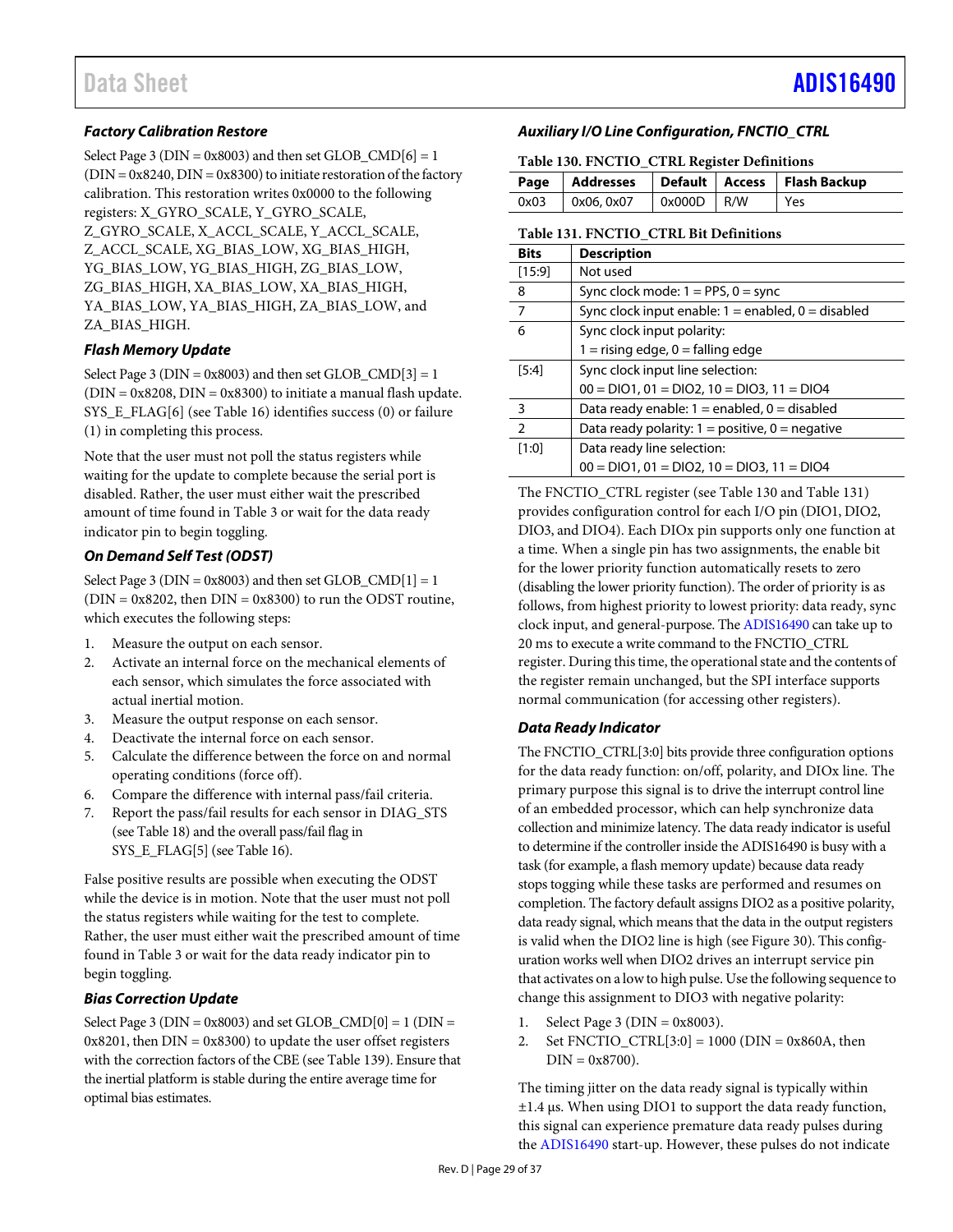### Factory Calibration Restore

Select Page 3 (DIN = 0x8003) and then set GLOB_CMD[6] = 1 (DIN = 0x8240, DIN = 0x8300) to initiate restoration of the factory calibration. This restoration writes 0x0000 to the following registers: X_GYRO_SCALE, Y_GYRO_SCALE, Z_GYRO_SCALE, X_ACCL_SCALE, Y_ACCL_SCALE, Z_ACCL_SCALE, XG_BIAS_LOW, XG_BIAS_HIGH, YG_BIAS_LOW, YG_BIAS_HIGH, ZG_BIAS_LOW, ZG_BIAS_HIGH, XA_BIAS_LOW, XA_BIAS_HIGH, YA_BIAS_LOW, YA_BIAS_HIGH, ZA_BIAS_LOW, and ZA_BIAS_HIGH.

### Flash Memory Update

Select Page 3 (DIN = 0x8003) and then set GLOB_CMD[3] = 1 (DIN = 0x8208, DIN = 0x8300) to initiate a manual flash update. SYS_E_FLAG[6] (see Table 16) identifies success (0) or failure (1) in completing this process.

Note that the user must not poll the status registers while waiting for the update to complete because the serial port is disabled. Rather, the user must either wait the prescribed amount of time found in Table 3 or wait for the data ready indicator pin to begin toggling.

### On Demand Self Test (ODST)

Select Page 3 (DIN = 0x8003) and then set GLOB_CMD[1] = 1 (DIN = 0x8202, then DIN = 0x8300) to run the ODST routine, which executes the following steps:

1. Measure the output on each sensor.
2. Activate an internal force on the mechanical elements of each sensor, which simulates the force associated with actual inertial motion.
3. Measure the output response on each sensor.
4. Deactivate the internal force on each sensor.
5. Calculate the difference between the force on and normal operating conditions (force off).
6. Compare the difference with internal pass/fail criteria.
7. Report the pass/fail results for each sensor in DIAG_STS (see Table 18) and the overall pass/fail flag in SYS_E_FLAG[5] (see Table 16).

False positive results are possible when executing the ODST while the device is in motion. Note that the user must not poll the status registers while waiting for the test to complete. Rather, the user must either wait the prescribed amount of time found in Table 3 or wait for the data ready indicator pin to begin toggling.

### Bias Correction Update

Select Page 3 (DIN = 0x8003) and set GLOB_CMD[0] = 1 (DIN = 0x8201, then DIN = 0x8300) to update the user offset registers with the correction factors of the CBE (see Table 139). Ensure that the inertial platform is stable during the entire average time for optimal bias estimates.

### Auxiliary I/O Line Configuration, FNCTIO_CTRL

**Table 130. FNCTIO_CTRL Register Definitions**

| Page | Addresses | Default | Access | Flash Backup |
|---|---|---|---|---|
| 0x03 | 0x06, 0x07 | 0x000D | R/W | Yes |

**Table 131. FNCTIO_CTRL Bit Definitions**

| Bits | Description |
|---|---|
| [15:9] | Not used |
| 8 | Sync clock mode: 1 = PPS, 0 = sync |
| 7 | Sync clock input enable: 1 = enabled, 0 = disabled |
| 6 | Sync clock input polarity: 1 = rising edge, 0 = falling edge |
| [5:4] | Sync clock input line selection: 00 = DIO1, 01 = DIO2, 10 = DIO3, 11 = DIO4 |
| 3 | Data ready enable: 1 = enabled, 0 = disabled |
| 2 | Data ready polarity: 1 = positive, 0 = negative |
| [1:0] | Data ready line selection: 00 = DIO1, 01 = DIO2, 10 = DIO3, 11 = DIO4 |

The FNCTIO_CTRL register (see Table 130 and Table 131) provides configuration control for each I/O pin (DIO1, DIO2, DIO3, and DIO4). Each DIOx pin supports only one function at a time. When a single pin has two assignments, the enable bit for the lower priority function automatically resets to zero (disabling the lower priority function). The order of priority is as follows, from highest priority to lowest priority: data ready, sync clock input, and general-purpose. The ADIS16490 can take up to 20 ms to execute a write command to the FNCTIO_CTRL register. During this time, the operational state and the contents of the register remain unchanged, but the SPI interface supports normal communication (for accessing other registers).

### Data Ready Indicator

The FNCTIO_CTRL[3:0] bits provide three configuration options for the data ready function: on/off, polarity, and DIOx line. The primary purpose this signal is to drive the interrupt control line of an embedded processor, which can help synchronize data collection and minimize latency. The data ready indicator is useful to determine if the controller inside the ADIS16490 is busy with a task (for example, a flash memory update) because data ready stops togging while these tasks are performed and resumes on completion. The factory default assigns DIO2 as a positive polarity, data ready signal, which means that the data in the output registers is valid when the DIO2 line is high (see Figure 30). This configuration works well when DIO2 drives an interrupt service pin that activates on a low to high pulse. Use the following sequence to change this assignment to DIO3 with negative polarity:

1. Select Page 3 (DIN = 0x8003).
2. Set FNCTIO_CTRL[3:0] = 1000 (DIN = 0x860A, then DIN = 0x8700).

The timing jitter on the data ready signal is typically within ±1.4 µs. When using DIO1 to support the data ready function, this signal can experience premature data ready pulses during the ADIS16490 start-up. However, these pulses do not indicate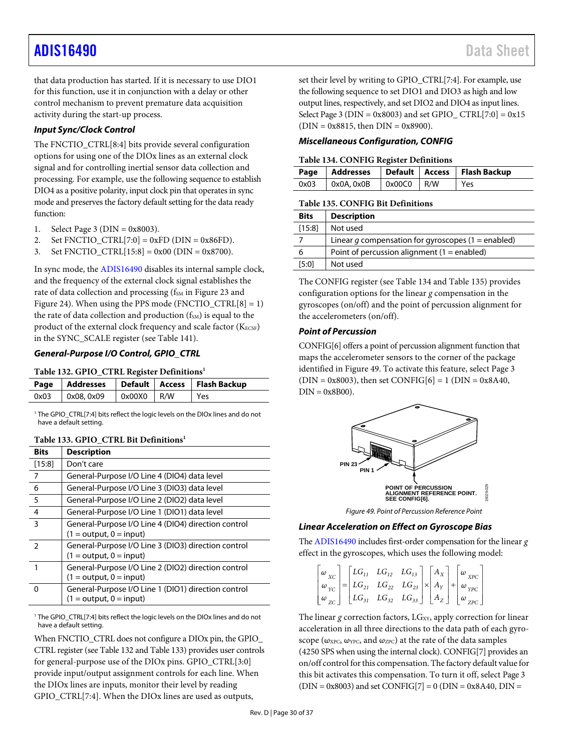that data production has started. If it is necessary to use DIO1 for this function, use it in conjunction with a delay or other control mechanism to prevent premature data acquisition activity during the start-up process.

### *Input Sync/Clock Control*

The FNCTIO_CTRL[8:4] bits provide several configuration options for using one of the DIOx lines as an external clock signal and for controlling inertial sensor data collection and processing. For example, use the following sequence to establish DIO4 as a positive polarity, input clock pin that operates in sync mode and preserves the factory default setting for the data ready function:

1. Select Page 3 (DIN = 0x8003).
2. Set FNCTIO_CTRL[7:0] = 0xFD (DIN = 0x86FD).
3. Set FNCTIO_CTRL[15:8] = 0x00 (DIN = 0x8700).

In sync mode, the ADIS16490 disables its internal sample clock, and the frequency of the external clock signal establishes the rate of data collection and processing ($f_{SM}$ in Figure 23 and Figure 24). When using the PPS mode (FNCTIO_CTRL[8] = 1) the rate of data collection and production ($f_{SM}$) is equal to the product of the external clock frequency and scale factor ($K_{ECSF}$) in the SYNC_SCALE register (see Table 141).

### *General-Purpose I/O Control, GPIO_CTRL*

**Table 132. GPIO_CTRL Register Definitions[1]**

| Page | Addresses | Default | Access | Flash Backup |
|---|---|---|---|---|
| 0x03 | 0x08, 0x09 | 0x00X0 | R/W | Yes |

[1] The GPIO_CTRL[7:4] bits reflect the logic levels on the DIOx lines and do not have a default setting.

**Table 133. GPIO_CTRL Bit Definitions[1]**

| Bits | Description |
|---|---|
| [15:8] | Don't care |
| 7 | General-Purpose I/O Line 4 (DIO4) data level |
| 6 | General-Purpose I/O Line 3 (DIO3) data level |
| 5 | General-Purpose I/O Line 2 (DIO2) data level |
| 4 | General-Purpose I/O Line 1 (DIO1) data level |
| 3 | General-Purpose I/O Line 4 (DIO4) direction control (1 = output, 0 = input) |
| 2 | General-Purpose I/O Line 3 (DIO3) direction control (1 = output, 0 = input) |
| 1 | General-Purpose I/O Line 2 (DIO2) direction control (1 = output, 0 = input) |
| 0 | General-Purpose I/O Line 1 (DIO1) direction control (1 = output, 0 = input) |

[1] The GPIO_CTRL[7:4] bits reflect the logic levels on the DIOx lines and do not have a default setting.

When FNCTIO_CTRL does not configure a DIOx pin, the GPIO_CTRL register (see Table 132 and Table 133) provides user controls for general-purpose use of the DIOx pins. GPIO_CTRL[3:0] provide input/output assignment controls for each line. When the DIOx lines are inputs, monitor their level by reading GPIO_CTRL[7:4]. When the DIOx lines are used as outputs, set their level by writing to GPIO_CTRL[7:4]. For example, use the following sequence to set DIO1 and DIO3 as high and low output lines, respectively, and set DIO2 and DIO4 as input lines. Select Page 3 (DIN = 0x8003) and set GPIO_ CTRL[7:0] = 0x15 (DIN = 0x8815, then DIN = 0x8900).

### *Miscellaneous Configuration, CONFIG*

**Table 134. CONFIG Register Definitions**

| Page | Addresses | Default | Access | Flash Backup |
|---|---|---|---|---|
| 0x03 | 0x0A, 0x0B | 0x00C0 | R/W | Yes |

**Table 135. CONFIG Bit Definitions**

| Bits | Description |
|---|---|
| [15:8] | Not used |
| 7 | Linear *g* compensation for gyroscopes (1 = enabled) |
| 6 | Point of percussion alignment (1 = enabled) |
| [5:0] | Not used |

The CONFIG register (see Table 134 and Table 135) provides configuration options for the linear *g* compensation in the gyroscopes (on/off) and the point of percussion alignment for the accelerometers (on/off).

### *Point of Percussion*

CONFIG[6] offers a point of percussion alignment function that maps the accelerometer sensors to the corner of the package identified in Figure 49. To activate this feature, select Page 3 (DIN = 0x8003), then set CONFIG[6] = 1 (DIN = 0x8A40, DIN = 0x8B00).

*Figure 49. Point of Percussion Reference Point*

### *Linear Acceleration on Effect on Gyroscope Bias*

The ADIS16490 includes first-order compensation for the linear *g* effect in the gyroscopes, which uses the following model:

$$\begin{bmatrix} \omega_{XC} \\ \omega_{YC} \\ \omega_{ZC} \end{bmatrix} = \begin{bmatrix} LG_{11} & LG_{12} & LG_{13} \\ LG_{21} & LG_{22} & LG_{23} \\ LG_{31} & LG_{32} & LG_{33} \end{bmatrix} \times \begin{bmatrix} A_X \\ A_Y \\ A_Z \end{bmatrix} + \begin{bmatrix} \omega_{XPC} \\ \omega_{YPC} \\ \omega_{ZPC} \end{bmatrix}$$

The linear *g* correction factors, $LG_{XY}$, apply correction for linear acceleration in all three directions to the data path of each gyroscope ($\omega_{XPC}$, $\omega_{YPC}$, and $\omega_{ZPC}$) at the rate of the data samples (4250 SPS when using the internal clock). CONFIG[7] provides an on/off control for this compensation. The factory default value for this bit activates this compensation. To turn it off, select Page 3 (DIN = 0x8003) and set CONFIG[7] = 0 (DIN = 0x8A40, DIN =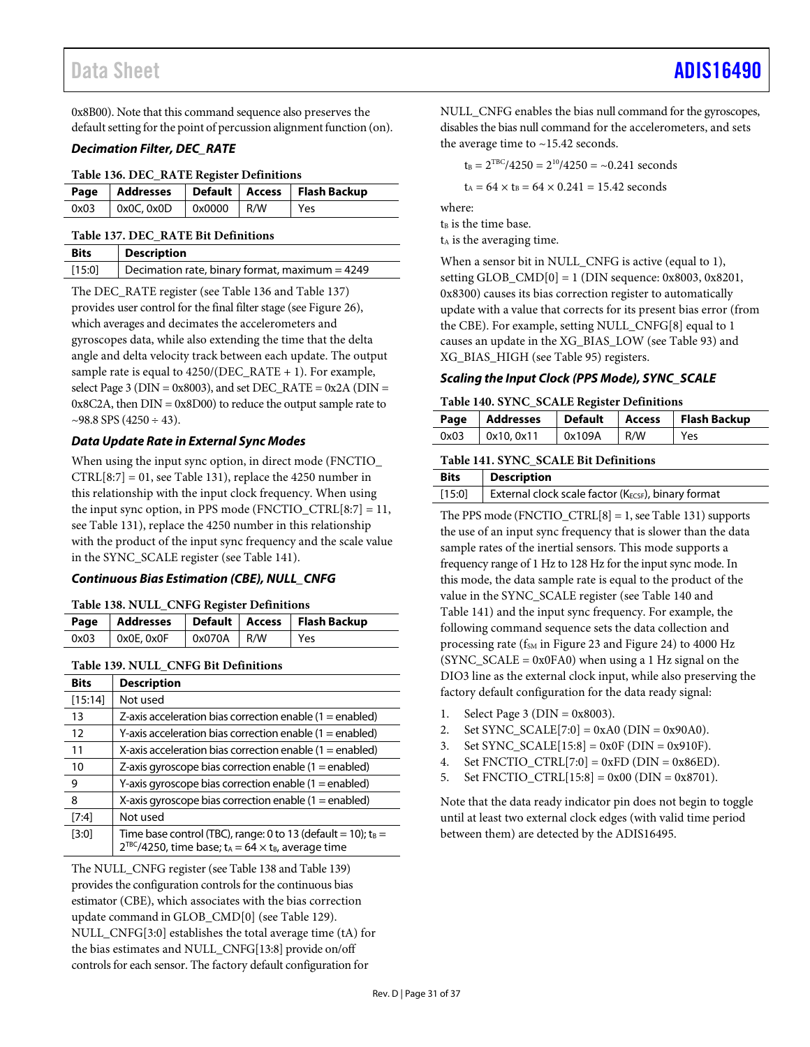0x8B00). Note that this command sequence also preserves the default setting for the point of percussion alignment function (on).

### *Decimation Filter, DEC_RATE*

**Table 136. DEC_RATE Register Definitions**

| Page | Addresses | Default | Access | Flash Backup |
|---|---|---|---|---|
| 0x03 | 0x0C, 0x0D | 0x0000 | R/W | Yes |

**Table 137. DEC_RATE Bit Definitions**

| Bits | Description |
|---|---|
| [15:0] | Decimation rate, binary format, maximum = 4249 |

The DEC_RATE register (see Table 136 and Table 137) provides user control for the final filter stage (see Figure 26), which averages and decimates the accelerometers and gyroscopes data, while also extending the time that the delta angle and delta velocity track between each update. The output sample rate is equal to 4250/(DEC_RATE + 1). For example, select Page 3 (DIN = 0x8003), and set DEC_RATE = 0x2A (DIN = 0x8C2A, then DIN = 0x8D00) to reduce the output sample rate to ~98.8 SPS (4250 ÷ 43).

### *Data Update Rate in External Sync Modes*

When using the input sync option, in direct mode (FNCTIO_CTRL[8:7] = 01, see Table 131), replace the 4250 number in this relationship with the input clock frequency. When using the input sync option, in PPS mode (FNCTIO_CTRL[8:7] = 11, see Table 131), replace the 4250 number in this relationship with the product of the input sync frequency and the scale value in the SYNC_SCALE register (see Table 141).

### *Continuous Bias Estimation (CBE), NULL_CNFG*

**Table 138. NULL_CNFG Register Definitions**

| Page | Addresses | Default | Access | Flash Backup |
|---|---|---|---|---|
| 0x03 | 0x0E, 0x0F | 0x070A | R/W | Yes |

**Table 139. NULL_CNFG Bit Definitions**

| Bits | Description |
|---|---|
| [15:14] | Not used |
| 13 | Z-axis acceleration bias correction enable (1 = enabled) |
| 12 | Y-axis acceleration bias correction enable (1 = enabled) |
| 11 | X-axis acceleration bias correction enable (1 = enabled) |
| 10 | Z-axis gyroscope bias correction enable (1 = enabled) |
| 9 | Y-axis gyroscope bias correction enable (1 = enabled) |
| 8 | X-axis gyroscope bias correction enable (1 = enabled) |
| [7:4] | Not used |
| [3:0] | Time base control (TBC), range: 0 to 13 (default = 10); $t_B = 2^{TBC}/4250$, time base; $t_A = 64 \times t_B$, average time |

The NULL_CNFG register (see Table 138 and Table 139) provides the configuration controls for the continuous bias estimator (CBE), which associates with the bias correction update command in GLOB_CMD[0] (see Table 129). NULL_CNFG[3:0] establishes the total average time (tA) for the bias estimates and NULL_CNFG[13:8] provide on/off controls for each sensor. The factory default configuration for NULL_CNFG enables the bias null command for the gyroscopes, disables the bias null command for the accelerometers, and sets the average time to ~15.42 seconds.

$$t_B = 2^{TBC}/4250 = 2^{10}/4250 = \sim 0.241 \text{ seconds}$$

$$t_A = 64 \times t_B = 64 \times 0.241 = 15.42 \text{ seconds}$$

where:
$t_B$ is the time base.
$t_A$ is the averaging time.

When a sensor bit in NULL_CNFG is active (equal to 1), setting GLOB_CMD[0] = 1 (DIN sequence: 0x8003, 0x8201, 0x8300) causes its bias correction register to automatically update with a value that corrects for its present bias error (from the CBE). For example, setting NULL_CNFG[8] equal to 1 causes an update in the XG_BIAS_LOW (see Table 93) and XG_BIAS_HIGH (see Table 95) registers.

### *Scaling the Input Clock (PPS Mode), SYNC_SCALE*

**Table 140. SYNC_SCALE Register Definitions**

| Page | Addresses | Default | Access | Flash Backup |
|---|---|---|---|---|
| 0x03 | 0x10, 0x11 | 0x109A | R/W | Yes |

**Table 141. SYNC_SCALE Bit Definitions**

| Bits | Description |
|---|---|
| [15:0] | External clock scale factor ($K_{ECSF}$), binary format |

The PPS mode (FNCTIO_CTRL[8] = 1, see Table 131) supports the use of an input sync frequency that is slower than the data sample rates of the inertial sensors. This mode supports a frequency range of 1 Hz to 128 Hz for the input sync mode. In this mode, the data sample rate is equal to the product of the value in the SYNC_SCALE register (see Table 140 and Table 141) and the input sync frequency. For example, the following command sequence sets the data collection and processing rate ($f_{SM}$ in Figure 23 and Figure 24) to 4000 Hz (SYNC_SCALE = 0x0FA0) when using a 1 Hz signal on the DIO3 line as the external clock input, while also preserving the factory default configuration for the data ready signal:

1. Select Page 3 (DIN = 0x8003).
2. Set SYNC_SCALE[7:0] = 0xA0 (DIN = 0x90A0).
3. Set SYNC_SCALE[15:8] = 0x0F (DIN = 0x910F).
4. Set FNCTIO_CTRL[7:0] = 0xFD (DIN = 0x86ED).
5. Set FNCTIO_CTRL[15:8] = 0x00 (DIN = 0x8701).

Note that the data ready indicator pin does not begin to toggle until at least two external clock edges (with valid time period between them) are detected by the ADIS16495.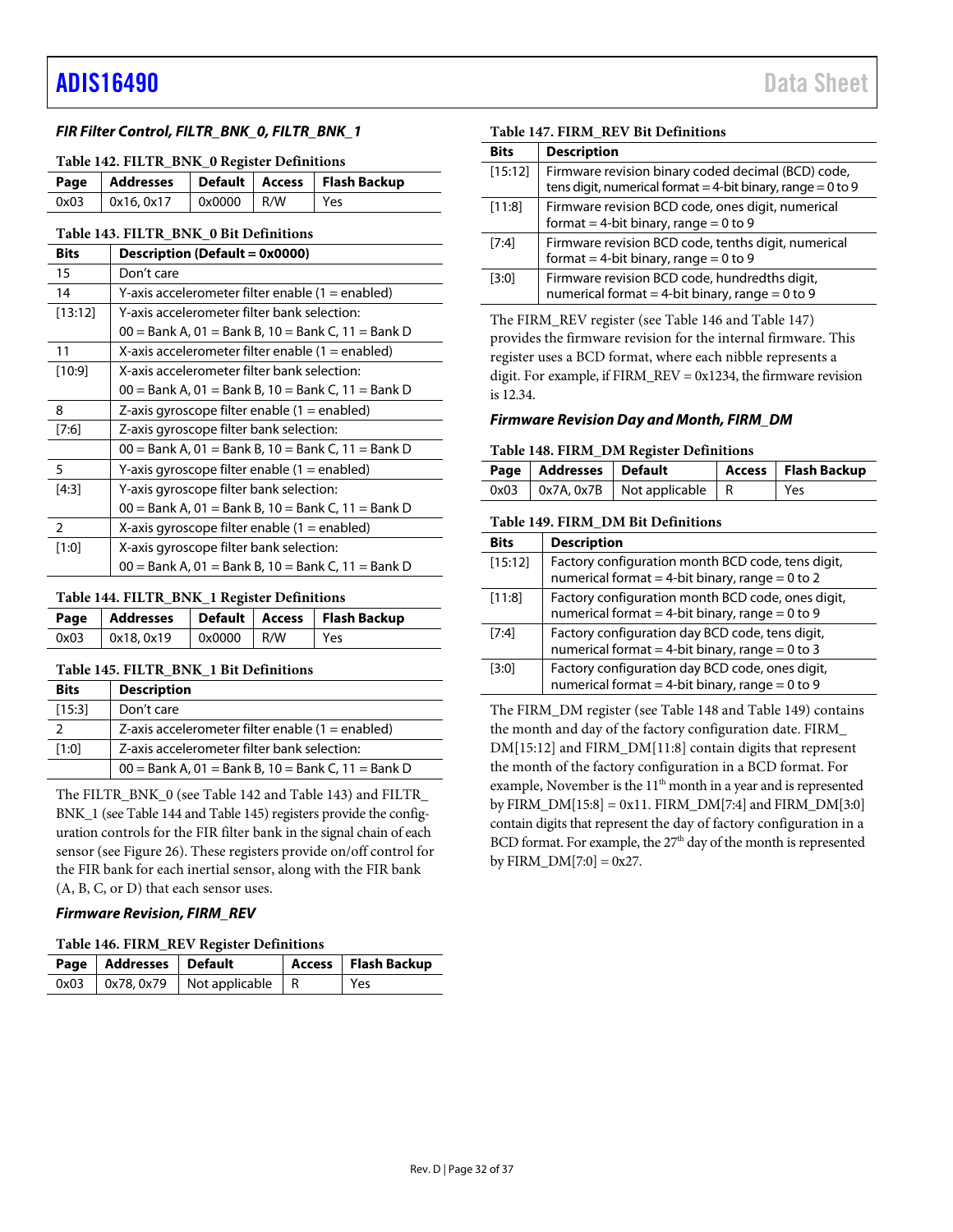### FIR Filter Control, FILTR_BNK_0, FILTR_BNK_1

**Table 142. FILTR_BNK_0 Register Definitions**

| Page | Addresses | Default | Access | Flash Backup |
|---|---|---|---|---|
| 0x03 | 0x16, 0x17 | 0x0000 | R/W | Yes |

**Table 143. FILTR_BNK_0 Bit Definitions**

| Bits | Description (Default = 0x0000) |
|---|---|
| 15 | Don't care |
| 14 | Y-axis accelerometer filter enable (1 = enabled) |
| [13:12] | Y-axis accelerometer filter bank selection: |
| | 00 = Bank A, 01 = Bank B, 10 = Bank C, 11 = Bank D |
| 11 | X-axis accelerometer filter enable (1 = enabled) |
| [10:9] | X-axis accelerometer filter bank selection: |
| | 00 = Bank A, 01 = Bank B, 10 = Bank C, 11 = Bank D |
| 8 | Z-axis gyroscope filter enable (1 = enabled) |
| [7:6] | Z-axis gyroscope filter bank selection: |
| | 00 = Bank A, 01 = Bank B, 10 = Bank C, 11 = Bank D |
| 5 | Y-axis gyroscope filter enable (1 = enabled) |
| [4:3] | Y-axis gyroscope filter bank selection: |
| | 00 = Bank A, 01 = Bank B, 10 = Bank C, 11 = Bank D |
| 2 | X-axis gyroscope filter enable (1 = enabled) |
| [1:0] | X-axis gyroscope filter bank selection: |
| | 00 = Bank A, 01 = Bank B, 10 = Bank C, 11 = Bank D |

**Table 144. FILTR_BNK_1 Register Definitions**

| Page | Addresses | Default | Access | Flash Backup |
|---|---|---|---|---|
| 0x03 | 0x18, 0x19 | 0x0000 | R/W | Yes |

**Table 145. FILTR_BNK_1 Bit Definitions**

| Bits | Description |
|---|---|
| [15:3] | Don't care |
| 2 | Z-axis accelerometer filter enable (1 = enabled) |
| [1:0] | Z-axis accelerometer filter bank selection: |
| | 00 = Bank A, 01 = Bank B, 10 = Bank C, 11 = Bank D |

The FILTR_BNK_0 (see Table 142 and Table 143) and FILTR_BNK_1 (see Table 144 and Table 145) registers provide the configuration controls for the FIR filter bank in the signal chain of each sensor (see Figure 26). These registers provide on/off control for the FIR bank for each inertial sensor, along with the FIR bank (A, B, C, or D) that each sensor uses.

### Firmware Revision, FIRM_REV

**Table 146. FIRM_REV Register Definitions**

| Page | Addresses | Default | Access | Flash Backup |
|---|---|---|---|---|
| 0x03 | 0x78, 0x79 | Not applicable | R | Yes |

**Table 147. FIRM_REV Bit Definitions**

| Bits | Description |
|---|---|
| [15:12] | Firmware revision binary coded decimal (BCD) code, tens digit, numerical format = 4-bit binary, range = 0 to 9 |
| [11:8] | Firmware revision BCD code, ones digit, numerical format = 4-bit binary, range = 0 to 9 |
| [7:4] | Firmware revision BCD code, tenths digit, numerical format = 4-bit binary, range = 0 to 9 |
| [3:0] | Firmware revision BCD code, hundredths digit, numerical format = 4-bit binary, range = 0 to 9 |

The FIRM_REV register (see Table 146 and Table 147) provides the firmware revision for the internal firmware. This register uses a BCD format, where each nibble represents a digit. For example, if FIRM_REV = 0x1234, the firmware revision is 12.34.

### Firmware Revision Day and Month, FIRM_DM

**Table 148. FIRM_DM Register Definitions**

| Page | Addresses | Default | Access | Flash Backup |
|---|---|---|---|---|
| 0x03 | 0x7A, 0x7B | Not applicable | R | Yes |

**Table 149. FIRM_DM Bit Definitions**

| Bits | Description |
|---|---|
| [15:12] | Factory configuration month BCD code, tens digit, numerical format = 4-bit binary, range = 0 to 2 |
| [11:8] | Factory configuration month BCD code, ones digit, numerical format = 4-bit binary, range = 0 to 9 |
| [7:4] | Factory configuration day BCD code, tens digit, numerical format = 4-bit binary, range = 0 to 3 |
| [3:0] | Factory configuration day BCD code, ones digit, numerical format = 4-bit binary, range = 0 to 9 |

The FIRM_DM register (see Table 148 and Table 149) contains the month and day of the factory configuration date. FIRM_DM[15:12] and FIRM_DM[11:8] contain digits that represent the month of the factory configuration in a BCD format. For example, November is the 11th month in a year and is represented by FIRM_DM[15:8] = 0x11. FIRM_DM[7:4] and FIRM_DM[3:0] contain digits that represent the day of factory configuration in a BCD format. For example, the 27th day of the month is represented by FIRM_DM[7:0] = 0x27.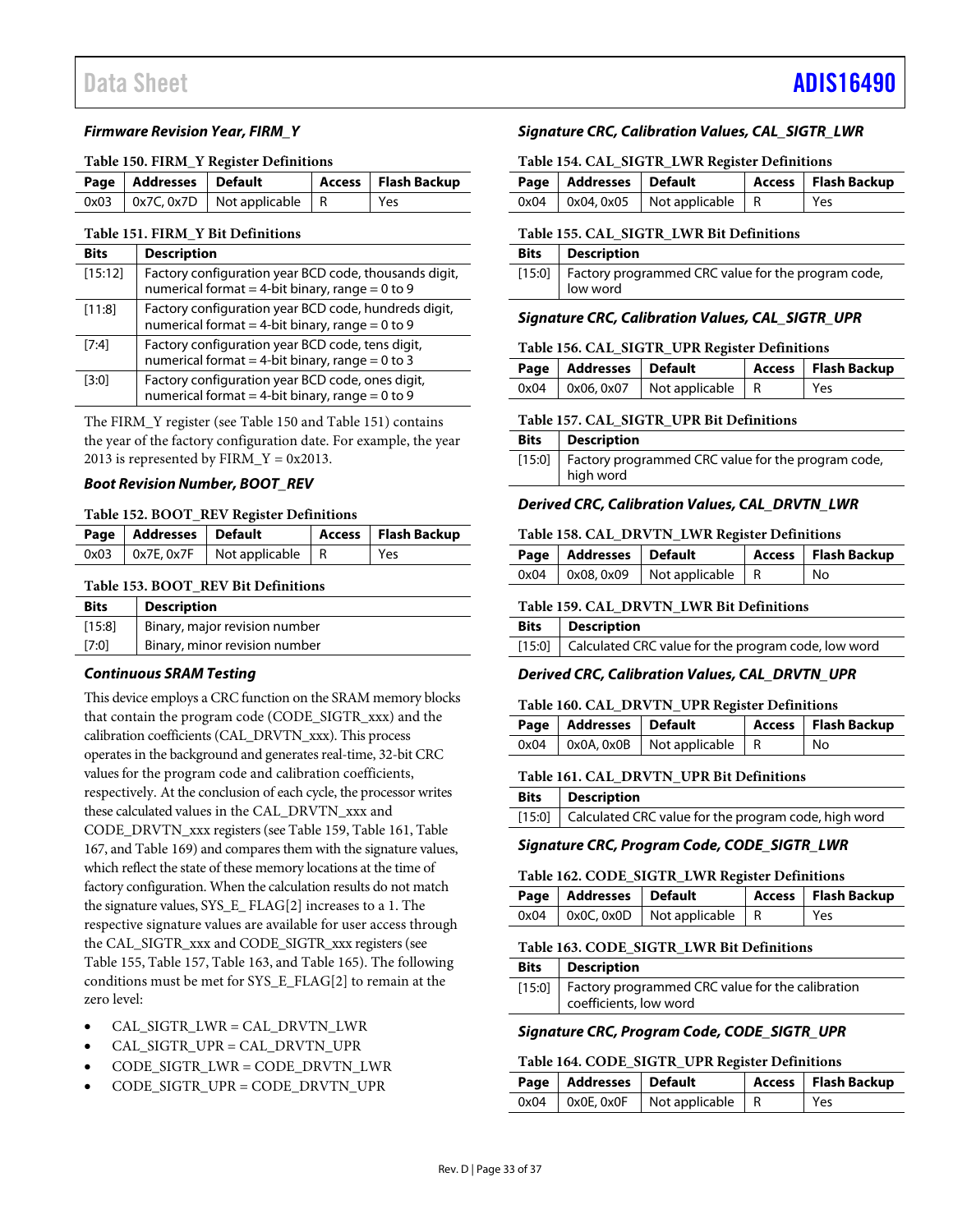### Firmware Revision Year, FIRM_Y

**Table 150. FIRM_Y Register Definitions**

| Page | Addresses | Default | Access | Flash Backup |
|---|---|---|---|---|
| 0x03 | 0x7C, 0x7D | Not applicable | R | Yes |

**Table 151. FIRM_Y Bit Definitions**

| Bits | Description |
|---|---|
| [15:12] | Factory configuration year BCD code, thousands digit, numerical format = 4-bit binary, range = 0 to 9 |
| [11:8] | Factory configuration year BCD code, hundreds digit, numerical format = 4-bit binary, range = 0 to 9 |
| [7:4] | Factory configuration year BCD code, tens digit, numerical format = 4-bit binary, range = 0 to 3 |
| [3:0] | Factory configuration year BCD code, ones digit, numerical format = 4-bit binary, range = 0 to 9 |

The FIRM_Y register (see Table 150 and Table 151) contains the year of the factory configuration date. For example, the year 2013 is represented by FIRM_Y = 0x2013.

### Boot Revision Number, BOOT_REV

**Table 152. BOOT_REV Register Definitions**

| Page | Addresses | Default | Access | Flash Backup |
|---|---|---|---|---|
| 0x03 | 0x7E, 0x7F | Not applicable | R | Yes |

**Table 153. BOOT_REV Bit Definitions**

| Bits | Description |
|---|---|
| [15:8] | Binary, major revision number |
| [7:0] | Binary, minor revision number |

### Continuous SRAM Testing

This device employs a CRC function on the SRAM memory blocks that contain the program code (CODE_SIGTR_xxx) and the calibration coefficients (CAL_DRVTN_xxx). This process operates in the background and generates real-time, 32-bit CRC values for the program code and calibration coefficients, respectively. At the conclusion of each cycle, the processor writes these calculated values in the CAL_DRVTN_xxx and CODE_DRVTN_xxx registers (see Table 159, Table 161, Table 167, and Table 169) and compares them with the signature values, which reflect the state of these memory locations at the time of factory configuration. When the calculation results do not match the signature values, SYS_E_ FLAG[2] increases to a 1. The respective signature values are available for user access through the CAL_SIGTR_xxx and CODE_SIGTR_xxx registers (see Table 155, Table 157, Table 163, and Table 165). The following conditions must be met for SYS_E_FLAG[2] to remain at the zero level:

- CAL_SIGTR_LWR = CAL_DRVTN_LWR
- CAL_SIGTR_UPR = CAL_DRVTN_UPR
- CODE_SIGTR_LWR = CODE_DRVTN_LWR
- CODE_SIGTR_UPR = CODE_DRVTN_UPR

### Signature CRC, Calibration Values, CAL_SIGTR_LWR

**Table 154. CAL_SIGTR_LWR Register Definitions**

| Page | Addresses | Default | Access | Flash Backup |
|---|---|---|---|---|
| 0x04 | 0x04, 0x05 | Not applicable | R | Yes |

**Table 155. CAL_SIGTR_LWR Bit Definitions**

| Bits | Description |
|---|---|
| [15:0] | Factory programmed CRC value for the program code, low word |

### Signature CRC, Calibration Values, CAL_SIGTR_UPR

**Table 156. CAL_SIGTR_UPR Register Definitions**

| Page | Addresses | Default | Access | Flash Backup |
|---|---|---|---|---|
| 0x04 | 0x06, 0x07 | Not applicable | R | Yes |

**Table 157. CAL_SIGTR_UPR Bit Definitions**

| Bits | Description |
|---|---|
| [15:0] | Factory programmed CRC value for the program code, high word |

### Derived CRC, Calibration Values, CAL_DRVTN_LWR

**Table 158. CAL_DRVTN_LWR Register Definitions**

| Page | Addresses | Default | Access | Flash Backup |
|---|---|---|---|---|
| 0x04 | 0x08, 0x09 | Not applicable | R | No |

**Table 159. CAL_DRVTN_LWR Bit Definitions**

| Bits | Description |
|---|---|
| [15:0] | Calculated CRC value for the program code, low word |

### Derived CRC, Calibration Values, CAL_DRVTN_UPR

**Table 160. CAL_DRVTN_UPR Register Definitions**

| Page | Addresses | Default | Access | Flash Backup |
|---|---|---|---|---|
| 0x04 | 0x0A, 0x0B | Not applicable | R | No |

**Table 161. CAL_DRVTN_UPR Bit Definitions**

| Bits | Description |
|---|---|
| [15:0] | Calculated CRC value for the program code, high word |

### Signature CRC, Program Code, CODE_SIGTR_LWR

**Table 162. CODE_SIGTR_LWR Register Definitions**

| Page | Addresses | Default | Access | Flash Backup |
|---|---|---|---|---|
| 0x04 | 0x0C, 0x0D | Not applicable | R | Yes |

**Table 163. CODE_SIGTR_LWR Bit Definitions**

| Bits | Description |
|---|---|
| [15:0] | Factory programmed CRC value for the calibration coefficients, low word |

### Signature CRC, Program Code, CODE_SIGTR_UPR

**Table 164. CODE_SIGTR_UPR Register Definitions**

| Page | Addresses | Default | Access | Flash Backup |
|---|---|---|---|---|
| 0x04 | 0x0E, 0x0F | Not applicable | R | Yes |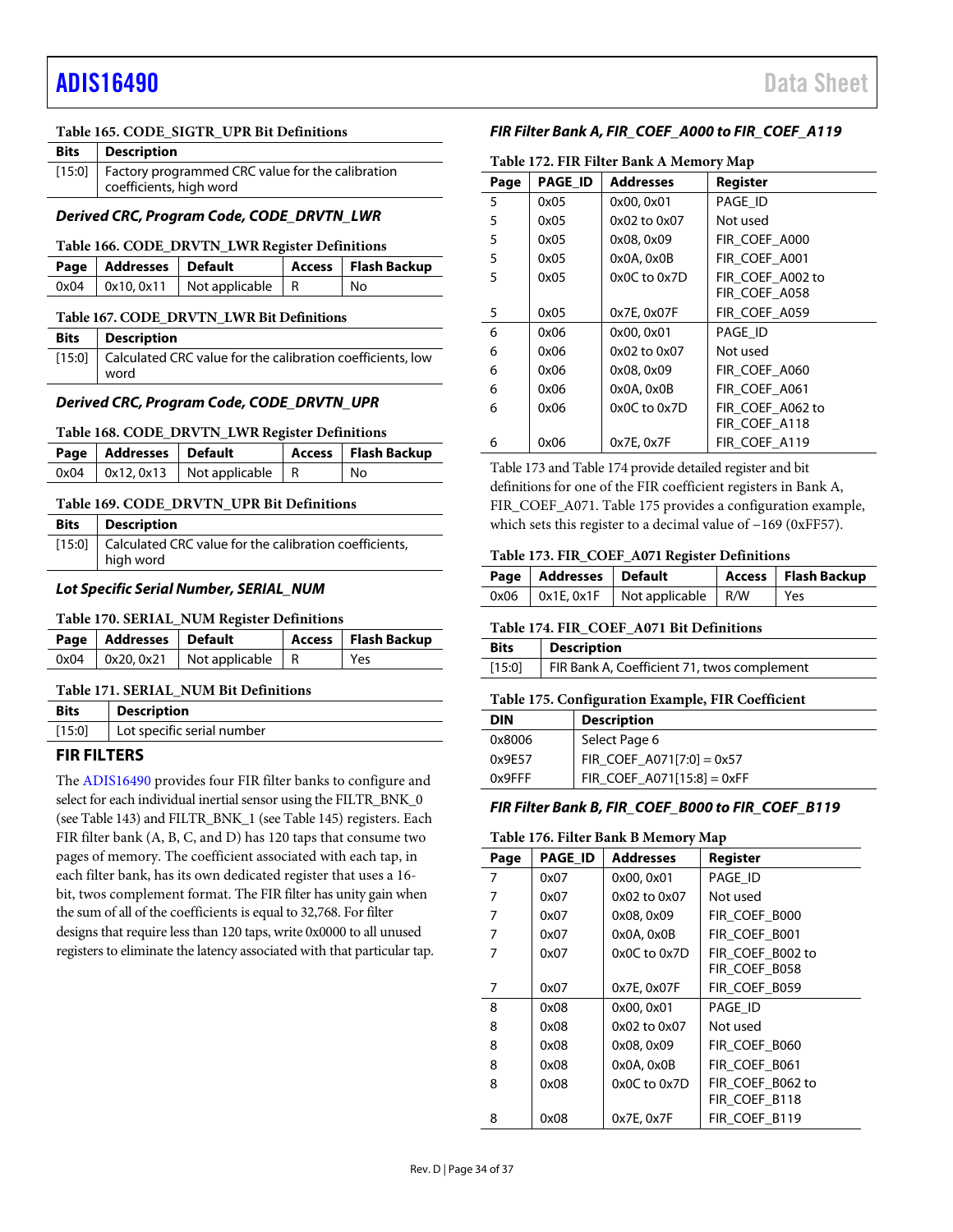**Table 165. CODE_SIGTR_UPR Bit Definitions**

| Bits | Description |
|---|---|
| [15:0] | Factory programmed CRC value for the calibration coefficients, high word |

### Derived CRC, Program Code, CODE_DRVTN_LWR

**Table 166. CODE_DRVTN_LWR Register Definitions**

| Page | Addresses | Default | Access | Flash Backup |
|---|---|---|---|---|
| 0x04 | 0x10, 0x11 | Not applicable | R | No |

**Table 167. CODE_DRVTN_LWR Bit Definitions**

| Bits | Description |
|---|---|
| [15:0] | Calculated CRC value for the calibration coefficients, low word |

### Derived CRC, Program Code, CODE_DRVTN_UPR

**Table 168. CODE_DRVTN_LWR Register Definitions**

| Page | Addresses | Default | Access | Flash Backup |
|---|---|---|---|---|
| 0x04 | 0x12, 0x13 | Not applicable | R | No |

**Table 169. CODE_DRVTN_UPR Bit Definitions**

| Bits | Description |
|---|---|
| [15:0] | Calculated CRC value for the calibration coefficients, high word |

### Lot Specific Serial Number, SERIAL_NUM

**Table 170. SERIAL_NUM Register Definitions**

| Page | Addresses | Default | Access | Flash Backup |
|---|---|---|---|---|
| 0x04 | 0x20, 0x21 | Not applicable | R | Yes |

**Table 171. SERIAL_NUM Bit Definitions**

| Bits | Description |
|---|---|
| [15:0] | Lot specific serial number |

## FIR FILTERS

The ADIS16490 provides four FIR filter banks to configure and select for each individual inertial sensor using the FILTR_BNK_0 (see Table 143) and FILTR_BNK_1 (see Table 145) registers. Each FIR filter bank (A, B, C, and D) has 120 taps that consume two pages of memory. The coefficient associated with each tap, in each filter bank, has its own dedicated register that uses a 16-bit, twos complement format. The FIR filter has unity gain when the sum of all of the coefficients is equal to 32,768. For filter designs that require less than 120 taps, write 0x0000 to all unused registers to eliminate the latency associated with that particular tap.

### FIR Filter Bank A, FIR_COEF_A000 to FIR_COEF_A119

**Table 172. FIR Filter Bank A Memory Map**

| Page | PAGE_ID | Addresses | Register |
|---|---|---|---|
| 5 | 0x05 | 0x00, 0x01 | PAGE_ID |
| 5 | 0x05 | 0x02 to 0x07 | Not used |
| 5 | 0x05 | 0x08, 0x09 | FIR_COEF_A000 |
| 5 | 0x05 | 0x0A, 0x0B | FIR_COEF_A001 |
| 5 | 0x05 | 0x0C to 0x7D | FIR_COEF_A002 to FIR_COEF_A058 |
| 5 | 0x05 | 0x7E, 0x07F | FIR_COEF_A059 |
| 6 | 0x06 | 0x00, 0x01 | PAGE_ID |
| 6 | 0x06 | 0x02 to 0x07 | Not used |
| 6 | 0x06 | 0x08, 0x09 | FIR_COEF_A060 |
| 6 | 0x06 | 0x0A, 0x0B | FIR_COEF_A061 |
| 6 | 0x06 | 0x0C to 0x7D | FIR_COEF_A062 to FIR_COEF_A118 |
| 6 | 0x06 | 0x7E, 0x7F | FIR_COEF_A119 |

Table 173 and Table 174 provide detailed register and bit definitions for one of the FIR coefficient registers in Bank A, FIR_COEF_A071. Table 175 provides a configuration example, which sets this register to a decimal value of −169 (0xFF57).

**Table 173. FIR_COEF_A071 Register Definitions**

| Page | Addresses | Default | Access | Flash Backup |
|---|---|---|---|---|
| 0x06 | 0x1E, 0x1F | Not applicable | R/W | Yes |

**Table 174. FIR_COEF_A071 Bit Definitions**

| Bits | Description |
|---|---|
| [15:0] | FIR Bank A, Coefficient 71, twos complement |

**Table 175. Configuration Example, FIR Coefficient**

| DIN | Description |
|---|---|
| 0x8006 | Select Page 6 |
| 0x9E57 | FIR_COEF_A071[7:0] = 0x57 |
| 0x9FFF | FIR_COEF_A071[15:8] = 0xFF |

### FIR Filter Bank B, FIR_COEF_B000 to FIR_COEF_B119

**Table 176. Filter Bank B Memory Map**

| Page | PAGE_ID | Addresses | Register |
|---|---|---|---|
| 7 | 0x07 | 0x00, 0x01 | PAGE_ID |
| 7 | 0x07 | 0x02 to 0x07 | Not used |
| 7 | 0x07 | 0x08, 0x09 | FIR_COEF_B000 |
| 7 | 0x07 | 0x0A, 0x0B | FIR_COEF_B001 |
| 7 | 0x07 | 0x0C to 0x7D | FIR_COEF_B002 to FIR_COEF_B058 |
| 7 | 0x07 | 0x7E, 0x07F | FIR_COEF_B059 |
| 8 | 0x08 | 0x00, 0x01 | PAGE_ID |
| 8 | 0x08 | 0x02 to 0x07 | Not used |
| 8 | 0x08 | 0x08, 0x09 | FIR_COEF_B060 |
| 8 | 0x08 | 0x0A, 0x0B | FIR_COEF_B061 |
| 8 | 0x08 | 0x0C to 0x7D | FIR_COEF_B062 to FIR_COEF_B118 |
| 8 | 0x08 | 0x7E, 0x7F | FIR_COEF_B119 |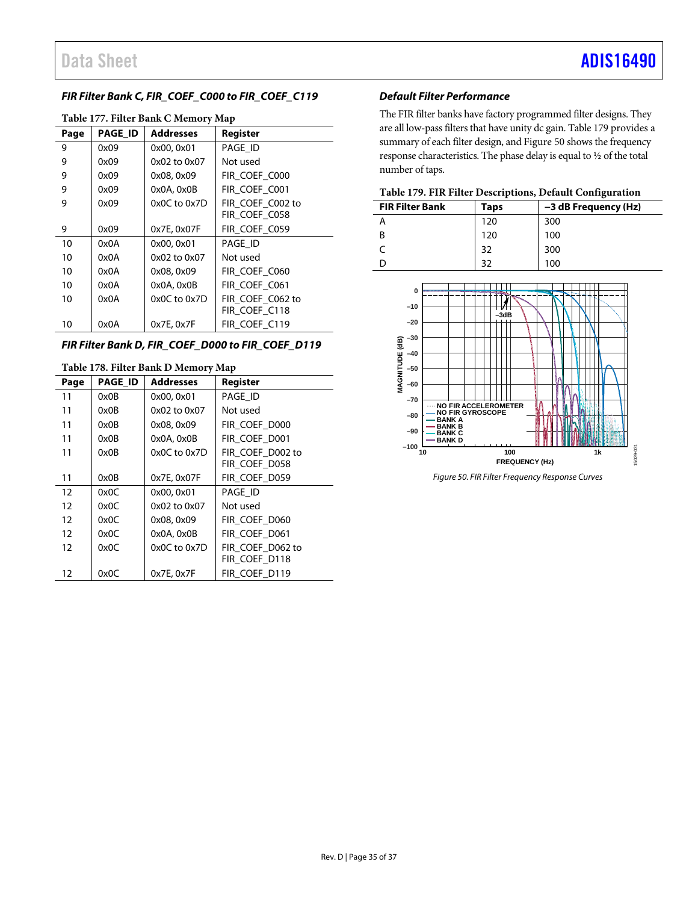### FIR Filter Bank C, FIR_COEF_C000 to FIR_COEF_C119

**Table 177. Filter Bank C Memory Map**

| Page | PAGE_ID | Addresses | Register |
|---|---|---|---|
| 9 | 0x09 | 0x00, 0x01 | PAGE_ID |
| 9 | 0x09 | 0x02 to 0x07 | Not used |
| 9 | 0x09 | 0x08, 0x09 | FIR_COEF_C000 |
| 9 | 0x09 | 0x0A, 0x0B | FIR_COEF_C001 |
| 9 | 0x09 | 0x0C to 0x7D | FIR_COEF_C002 to FIR_COEF_C058 |
| 9 | 0x09 | 0x7E, 0x07F | FIR_COEF_C059 |
| 10 | 0x0A | 0x00, 0x01 | PAGE_ID |
| 10 | 0x0A | 0x02 to 0x07 | Not used |
| 10 | 0x0A | 0x08, 0x09 | FIR_COEF_C060 |
| 10 | 0x0A | 0x0A, 0x0B | FIR_COEF_C061 |
| 10 | 0x0A | 0x0C to 0x7D | FIR_COEF_C062 to FIR_COEF_C118 |
| 10 | 0x0A | 0x7E, 0x7F | FIR_COEF_C119 |

### FIR Filter Bank D, FIR_COEF_D000 to FIR_COEF_D119

**Table 178. Filter Bank D Memory Map**

| Page | PAGE_ID | Addresses | Register |
|---|---|---|---|
| 11 | 0x0B | 0x00, 0x01 | PAGE_ID |
| 11 | 0x0B | 0x02 to 0x07 | Not used |
| 11 | 0x0B | 0x08, 0x09 | FIR_COEF_D000 |
| 11 | 0x0B | 0x0A, 0x0B | FIR_COEF_D001 |
| 11 | 0x0B | 0x0C to 0x7D | FIR_COEF_D002 to FIR_COEF_D058 |
| 11 | 0x0B | 0x7E, 0x07F | FIR_COEF_D059 |
| 12 | 0x0C | 0x00, 0x01 | PAGE_ID |
| 12 | 0x0C | 0x02 to 0x07 | Not used |
| 12 | 0x0C | 0x08, 0x09 | FIR_COEF_D060 |
| 12 | 0x0C | 0x0A, 0x0B | FIR_COEF_D061 |
| 12 | 0x0C | 0x0C to 0x7D | FIR_COEF_D062 to FIR_COEF_D118 |
| 12 | 0x0C | 0x7E, 0x7F | FIR_COEF_D119 |

### Default Filter Performance

The FIR filter banks have factory programmed filter designs. They are all low-pass filters that have unity dc gain. Table 179 provides a summary of each filter design, and Figure 50 shows the frequency response characteristics. The phase delay is equal to ½ of the total number of taps.

**Table 179. FIR Filter Descriptions, Default Configuration**

| FIR Filter Bank | Taps | −3 dB Frequency (Hz) |
|---|---|---|
| A | 120 | 300 |
| B | 120 | 100 |
| C | 32 | 300 |
| D | 32 | 100 |

*Figure 50. FIR Filter Frequency Response Curves*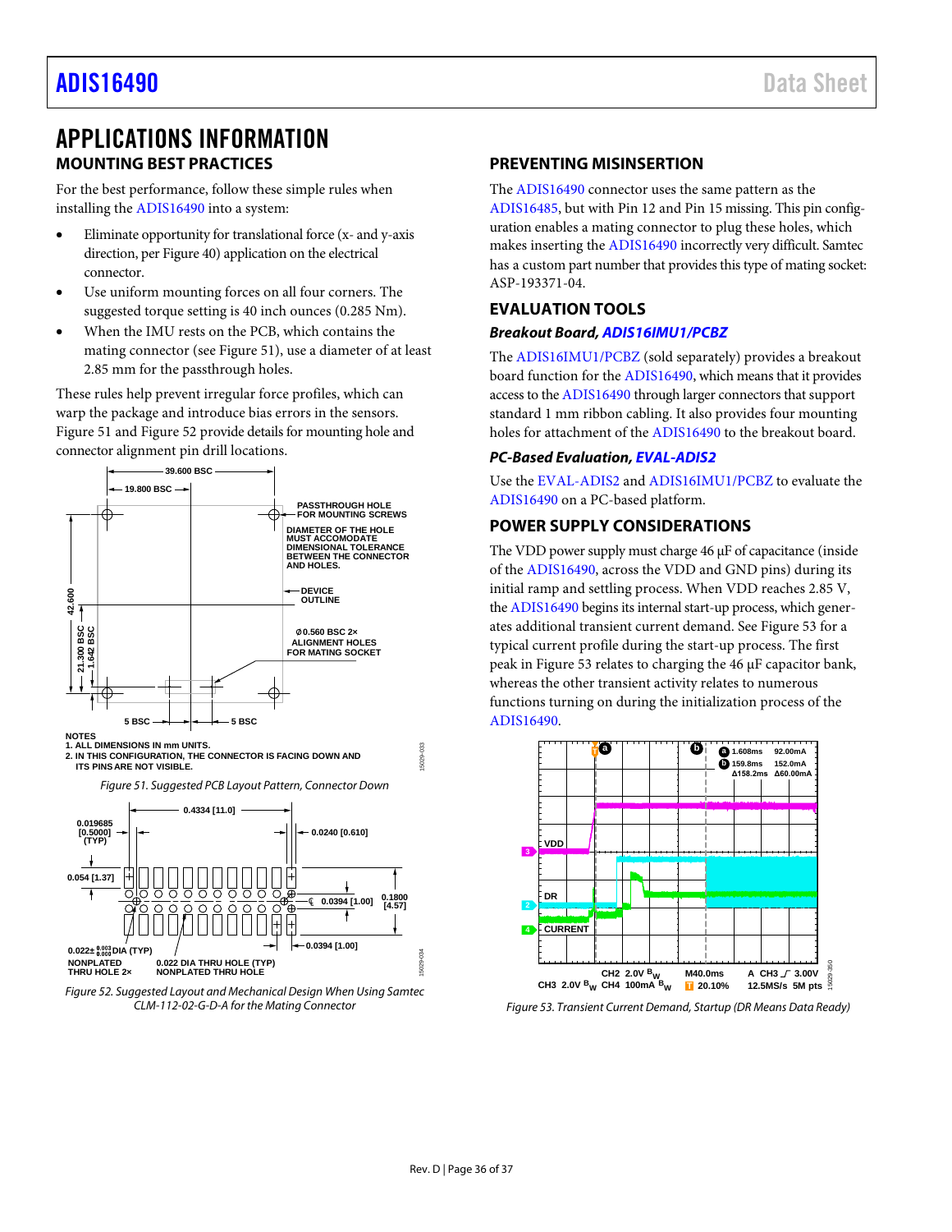# APPLICATIONS INFORMATION

## MOUNTING BEST PRACTICES

For the best performance, follow these simple rules when installing the ADIS16490 into a system:

- Eliminate opportunity for translational force (x- and y-axis direction, per Figure 40) application on the electrical connector.
- Use uniform mounting forces on all four corners. The suggested torque setting is 40 inch ounces (0.285 Nm).
- When the IMU rests on the PCB, which contains the mating connector (see Figure 51), use a diameter of at least 2.85 mm for the passthrough holes.

These rules help prevent irregular force profiles, which can warp the package and introduce bias errors in the sensors. Figure 51 and Figure 52 provide details for mounting hole and connector alignment pin drill locations.

NOTES
1. ALL DIMENSIONS IN mm UNITS.
2. IN THIS CONFIGURATION, THE CONNECTOR IS FACING DOWN AND ITS PINS ARE NOT VISIBLE.

*Figure 51. Suggested PCB Layout Pattern, Connector Down*

*Figure 52. Suggested Layout and Mechanical Design When Using Samtec CLM-112-02-G-D-A for the Mating Connector*

## PREVENTING MISINSERTION

The ADIS16490 connector uses the same pattern as the ADIS16485, but with Pin 12 and Pin 15 missing. This pin configuration enables a mating connector to plug these holes, which makes inserting the ADIS16490 incorrectly very difficult. Samtec has a custom part number that provides this type of mating socket: ASP-193371-04.

## EVALUATION TOOLS

### *Breakout Board, ADIS16IMU1/PCBZ*

The ADIS16IMU1/PCBZ (sold separately) provides a breakout board function for the ADIS16490, which means that it provides access to the ADIS16490 through larger connectors that support standard 1 mm ribbon cabling. It also provides four mounting holes for attachment of the ADIS16490 to the breakout board.

### *PC-Based Evaluation, EVAL-ADIS2*

Use the EVAL-ADIS2 and ADIS16IMU1/PCBZ to evaluate the ADIS16490 on a PC-based platform.

## POWER SUPPLY CONSIDERATIONS

The VDD power supply must charge 46 µF of capacitance (inside of the ADIS16490, across the VDD and GND pins) during its initial ramp and settling process. When VDD reaches 2.85 V, the ADIS16490 begins its internal start-up process, which generates additional transient current demand. See Figure 53 for a typical current profile during the start-up process. The first peak in Figure 53 relates to charging the 46 µF capacitor bank, whereas the other transient activity relates to numerous functions turning on during the initialization process of the ADIS16490.

*Figure 53. Transient Current Demand, Startup (DR Means Data Ready)*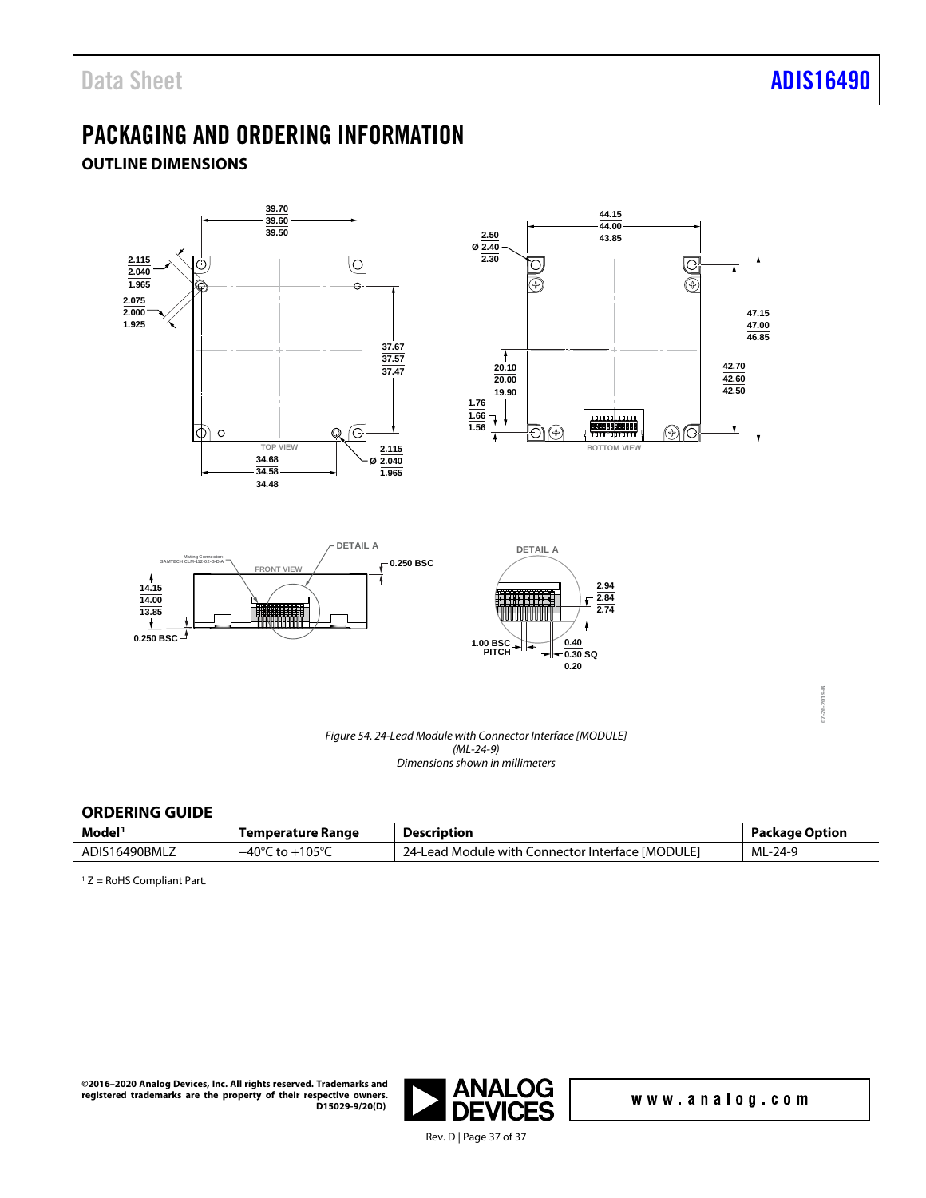# PACKAGING AND ORDERING INFORMATION

## OUTLINE DIMENSIONS

39.70
39.60
39.50

2.115
2.040
1.965

2.075
2.000
1.925

37.67
37.57
37.47

TOP VIEW

34.68
34.58
34.48

2.115
Ø 2.040
1.965

44.15
44.00
43.85

2.50
Ø 2.40
2.30

47.15
47.00
46.85

42.70
42.60
42.50

20.10
20.00
19.90

1.76
1.66
1.56

BOTTOM VIEW

Mating Connector:
SAMTECH CLM-112-02-G-D-A

FRONT VIEW

DETAIL A

0.250 BSC

14.15
14.00
13.85

0.250 BSC

DETAIL A

2.94
2.84
2.74

1.00 BSC
PITCH

0.40
0.30 SQ
0.20

07-26-2019-B

*Figure 54. 24-Lead Module with Connector Interface [MODULE]*
*(ML-24-9)*
*Dimensions shown in millimeters*

## ORDERING GUIDE

| Model[1] | Temperature Range | Description | Package Option |
|---|---|---|---|
| ADIS16490BMLZ | −40°C to +105°C | 24-Lead Module with Connector Interface [MODULE] | ML-24-9 |

[1] Z = RoHS Compliant Part.

©2016–2020 Analog Devices, Inc. All rights reserved. Trademarks and registered trademarks are the property of their respective owners.
D15029-9/20(D)